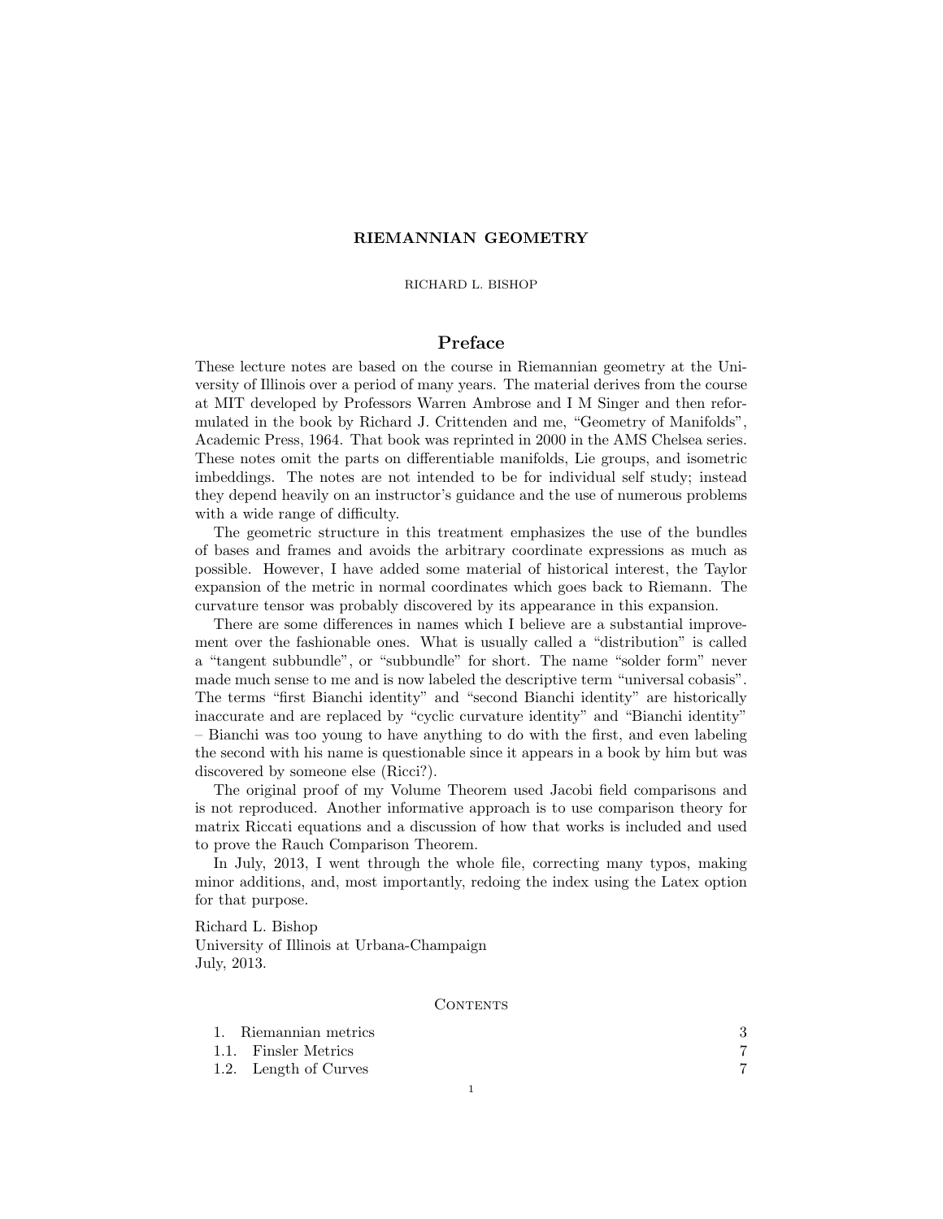# RIEMANNIAN GEOMETRY

RICHARD L. BISHOP

## Preface

These lecture notes are based on the course in Riemannian geometry at the University of Illinois over a period of many years. The material derives from the course at MIT developed by Professors Warren Ambrose and I M Singer and then reformulated in the book by Richard J. Crittenden and me, "Geometry of Manifolds", Academic Press, 1964. That book was reprinted in 2000 in the AMS Chelsea series. These notes omit the parts on differentiable manifolds, Lie groups, and isometric imbeddings. The notes are not intended to be for individual self study; instead they depend heavily on an instructor's guidance and the use of numerous problems with a wide range of difficulty.

The geometric structure in this treatment emphasizes the use of the bundles of bases and frames and avoids the arbitrary coordinate expressions as much as possible. However, I have added some material of historical interest, the Taylor expansion of the metric in normal coordinates which goes back to Riemann. The curvature tensor was probably discovered by its appearance in this expansion.

There are some differences in names which I believe are a substantial improvement over the fashionable ones. What is usually called a "distribution" is called a "tangent subbundle", or "subbundle" for short. The name "solder form" never made much sense to me and is now labeled the descriptive term "universal cobasis". The terms "first Bianchi identity" and "second Bianchi identity" are historically inaccurate and are replaced by "cyclic curvature identity" and "Bianchi identity" – Bianchi was too young to have anything to do with the first, and even labeling the second with his name is questionable since it appears in a book by him but was discovered by someone else (Ricci?).

The original proof of my Volume Theorem used Jacobi field comparisons and is not reproduced. Another informative approach is to use comparison theory for matrix Riccati equations and a discussion of how that works is included and used to prove the Rauch Comparison Theorem.

In July, 2013, I went through the whole file, correcting many typos, making minor additions, and, most importantly, redoing the index using the Latex option for that purpose.

Richard L. Bishop
University of Illinois at Urbana-Champaign
July, 2013.

## Contents

| | |
|---|---|
| 1. Riemannian metrics | 3 |
| 1.1. Finsler Metrics | 7 |
| 1.2. Length of Curves | 7 |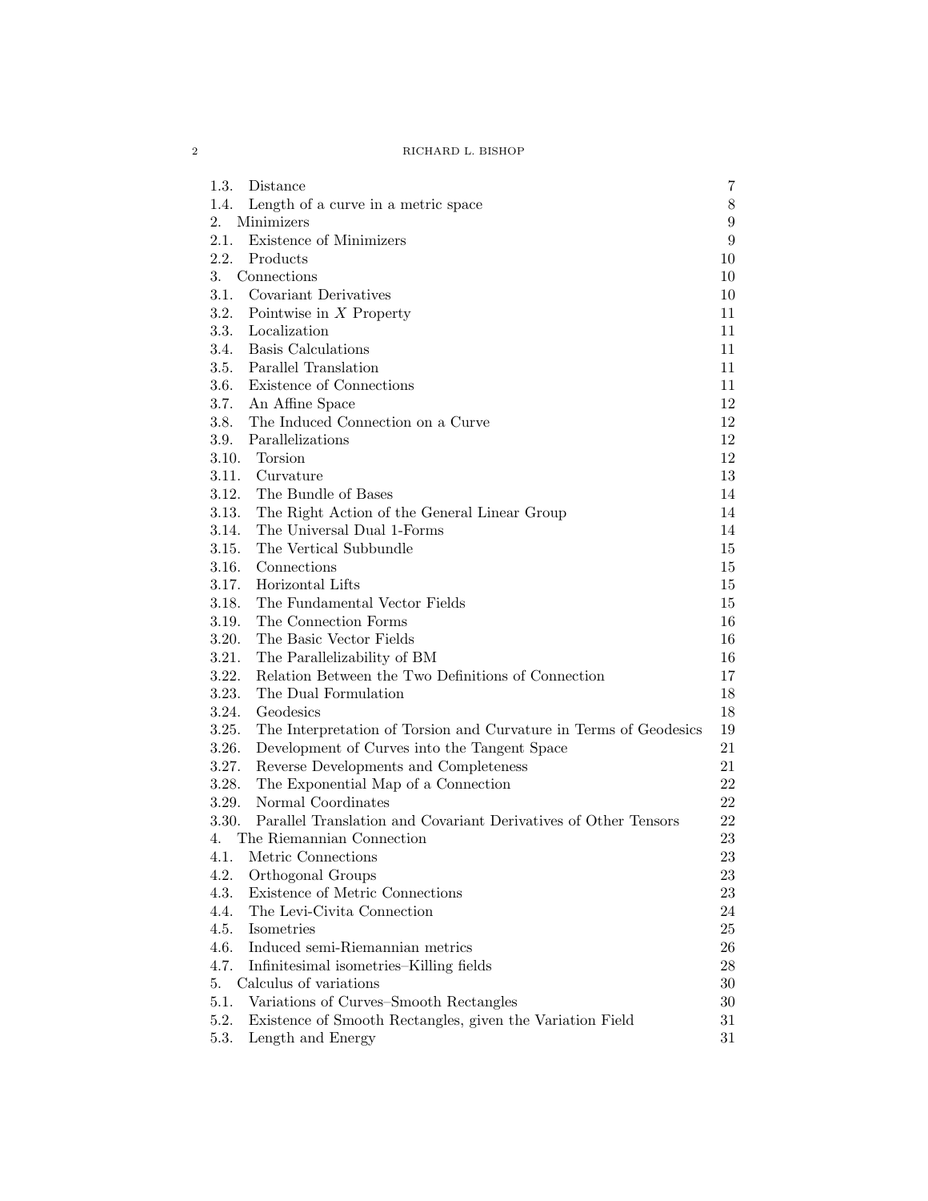1.3. Distance 7
1.4. Length of a curve in a metric space 8
2. Minimizers 9
2.1. Existence of Minimizers 9
2.2. Products 10
3. Connections 10
3.1. Covariant Derivatives 10
3.2. Pointwise in $X$ Property 11
3.3. Localization 11
3.4. Basis Calculations 11
3.5. Parallel Translation 11
3.6. Existence of Connections 11
3.7. An Affine Space 12
3.8. The Induced Connection on a Curve 12
3.9. Parallelizations 12
3.10. Torsion 12
3.11. Curvature 13
3.12. The Bundle of Bases 14
3.13. The Right Action of the General Linear Group 14
3.14. The Universal Dual 1-Forms 14
3.15. The Vertical Subbundle 15
3.16. Connections 15
3.17. Horizontal Lifts 15
3.18. The Fundamental Vector Fields 15
3.19. The Connection Forms 16
3.20. The Basic Vector Fields 16
3.21. The Parallelizability of BM 16
3.22. Relation Between the Two Definitions of Connection 17
3.23. The Dual Formulation 18
3.24. Geodesics 18
3.25. The Interpretation of Torsion and Curvature in Terms of Geodesics 19
3.26. Development of Curves into the Tangent Space 21
3.27. Reverse Developments and Completeness 21
3.28. The Exponential Map of a Connection 22
3.29. Normal Coordinates 22
3.30. Parallel Translation and Covariant Derivatives of Other Tensors 22
4. The Riemannian Connection 23
4.1. Metric Connections 23
4.2. Orthogonal Groups 23
4.3. Existence of Metric Connections 23
4.4. The Levi-Civita Connection 24
4.5. Isometries 25
4.6. Induced semi-Riemannian metrics 26
4.7. Infinitesimal isometries–Killing fields 28
5. Calculus of variations 30
5.1. Variations of Curves–Smooth Rectangles 30
5.2. Existence of Smooth Rectangles, given the Variation Field 31
5.3. Length and Energy 31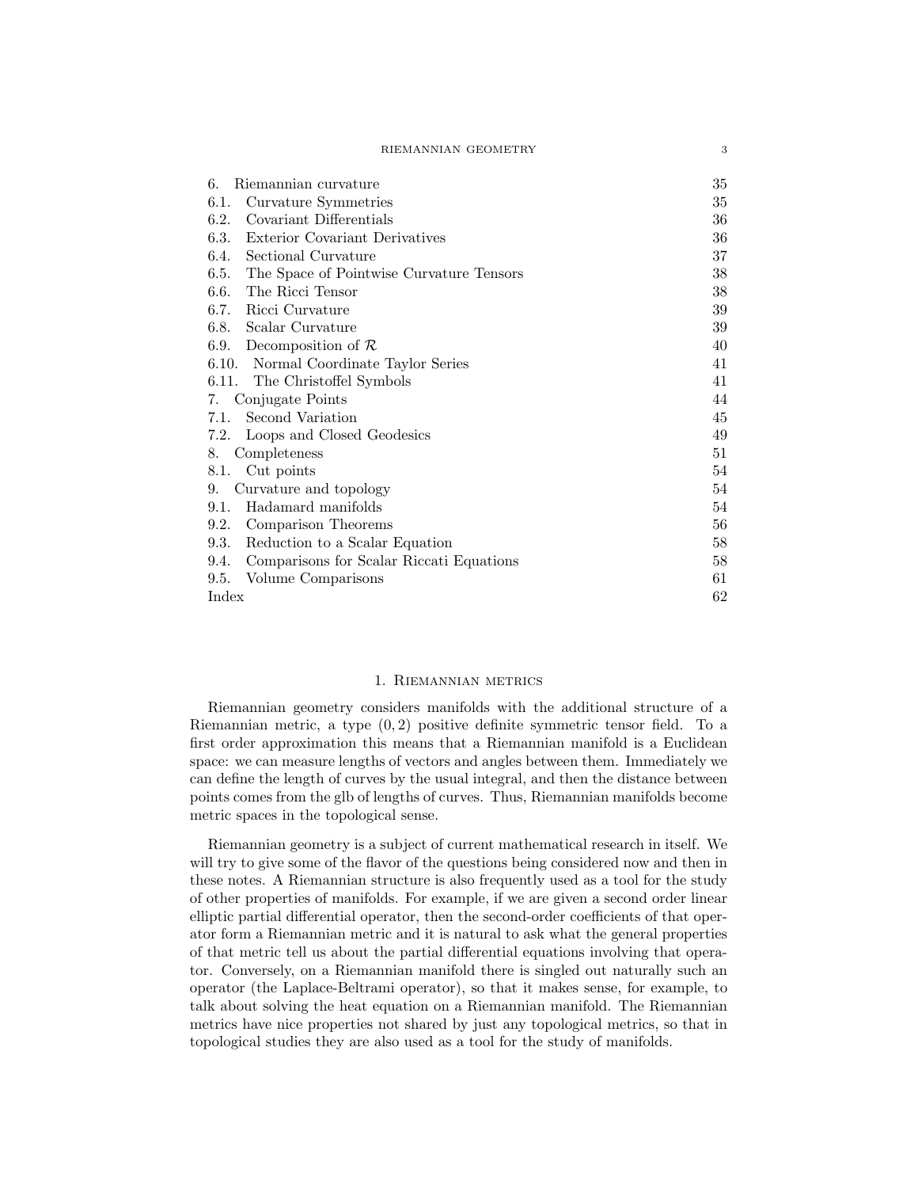| | |
|---|---|
| 6. Riemannian curvature | 35 |
| 6.1. Curvature Symmetries | 35 |
| 6.2. Covariant Differentials | 36 |
| 6.3. Exterior Covariant Derivatives | 36 |
| 6.4. Sectional Curvature | 37 |
| 6.5. The Space of Pointwise Curvature Tensors | 38 |
| 6.6. The Ricci Tensor | 38 |
| 6.7. Ricci Curvature | 39 |
| 6.8. Scalar Curvature | 39 |
| 6.9. Decomposition of $\mathcal{R}$ | 40 |
| 6.10. Normal Coordinate Taylor Series | 41 |
| 6.11. The Christoffel Symbols | 41 |
| 7. Conjugate Points | 44 |
| 7.1. Second Variation | 45 |
| 7.2. Loops and Closed Geodesics | 49 |
| 8. Completeness | 51 |
| 8.1. Cut points | 54 |
| 9. Curvature and topology | 54 |
| 9.1. Hadamard manifolds | 54 |
| 9.2. Comparison Theorems | 56 |
| 9.3. Reduction to a Scalar Equation | 58 |
| 9.4. Comparisons for Scalar Riccati Equations | 58 |
| 9.5. Volume Comparisons | 61 |
| Index | 62 |

# 1. Riemannian metrics

Riemannian geometry considers manifolds with the additional structure of a Riemannian metric, a type $(0, 2)$ positive definite symmetric tensor field. To a first order approximation this means that a Riemannian manifold is a Euclidean space: we can measure lengths of vectors and angles between them. Immediately we can define the length of curves by the usual integral, and then the distance between points comes from the glb of lengths of curves. Thus, Riemannian manifolds become metric spaces in the topological sense.

Riemannian geometry is a subject of current mathematical research in itself. We will try to give some of the flavor of the questions being considered now and then in these notes. A Riemannian structure is also frequently used as a tool for the study of other properties of manifolds. For example, if we are given a second order linear elliptic partial differential operator, then the second-order coefficients of that operator form a Riemannian metric and it is natural to ask what the general properties of that metric tell us about the partial differential equations involving that operator. Conversely, on a Riemannian manifold there is singled out naturally such an operator (the Laplace-Beltrami operator), so that it makes sense, for example, to talk about solving the heat equation on a Riemannian manifold. The Riemannian metrics have nice properties not shared by just any topological metrics, so that in topological studies they are also used as a tool for the study of manifolds.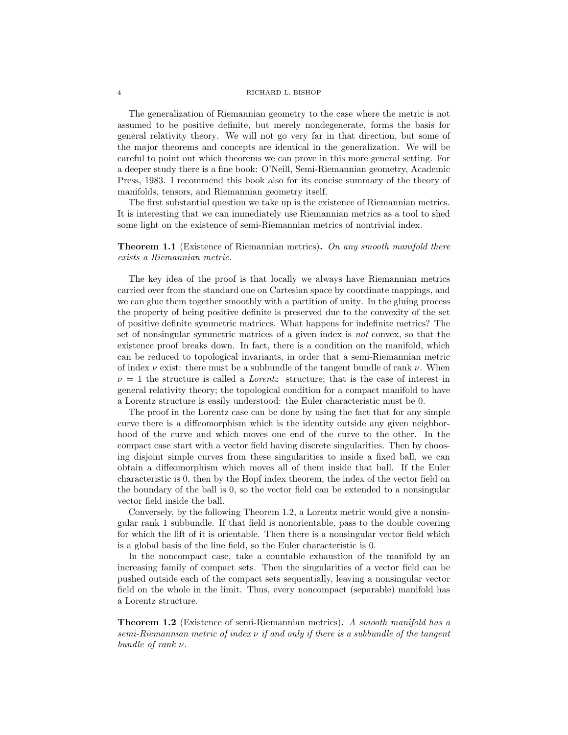The generalization of Riemannian geometry to the case where the metric is not assumed to be positive definite, but merely nondegenerate, forms the basis for general relativity theory. We will not go very far in that direction, but some of the major theorems and concepts are identical in the generalization. We will be careful to point out which theorems we can prove in this more general setting. For a deeper study there is a fine book: O'Neill, Semi-Riemannian geometry, Academic Press, 1983. I recommend this book also for its concise summary of the theory of manifolds, tensors, and Riemannian geometry itself.

The first substantial question we take up is the existence of Riemannian metrics. It is interesting that we can immediately use Riemannian metrics as a tool to shed some light on the existence of semi-Riemannian metrics of nontrivial index.

**Theorem 1.1** (Existence of Riemannian metrics)**.** *On any smooth manifold there exists a Riemannian metric.*

The key idea of the proof is that locally we always have Riemannian metrics carried over from the standard one on Cartesian space by coordinate mappings, and we can glue them together smoothly with a partition of unity. In the gluing process the property of being positive definite is preserved due to the convexity of the set of positive definite symmetric matrices. What happens for indefinite metrics? The set of nonsingular symmetric matrices of a given index is *not* convex, so that the existence proof breaks down. In fact, there is a condition on the manifold, which can be reduced to topological invariants, in order that a semi-Riemannian metric of index $\nu$ exist: there must be a subbundle of the tangent bundle of rank $\nu$. When $\nu = 1$ the structure is called a *Lorentz* structure; that is the case of interest in general relativity theory; the topological condition for a compact manifold to have a Lorentz structure is easily understood: the Euler characteristic must be 0.

The proof in the Lorentz case can be done by using the fact that for any simple curve there is a diffeomorphism which is the identity outside any given neighborhood of the curve and which moves one end of the curve to the other. In the compact case start with a vector field having discrete singularities. Then by choosing disjoint simple curves from these singularities to inside a fixed ball, we can obtain a diffeomorphism which moves all of them inside that ball. If the Euler characteristic is 0, then by the Hopf index theorem, the index of the vector field on the boundary of the ball is 0, so the vector field can be extended to a nonsingular vector field inside the ball.

Conversely, by the following Theorem 1.2, a Lorentz metric would give a nonsingular rank 1 subbundle. If that field is nonorientable, pass to the double covering for which the lift of it is orientable. Then there is a nonsingular vector field which is a global basis of the line field, so the Euler characteristic is 0.

In the noncompact case, take a countable exhaustion of the manifold by an increasing family of compact sets. Then the singularities of a vector field can be pushed outside each of the compact sets sequentially, leaving a nonsingular vector field on the whole in the limit. Thus, every noncompact (separable) manifold has a Lorentz structure.

**Theorem 1.2** (Existence of semi-Riemannian metrics)**.** *A smooth manifold has a semi-Riemannian metric of index $\nu$ if and only if there is a subbundle of the tangent bundle of rank $\nu$.*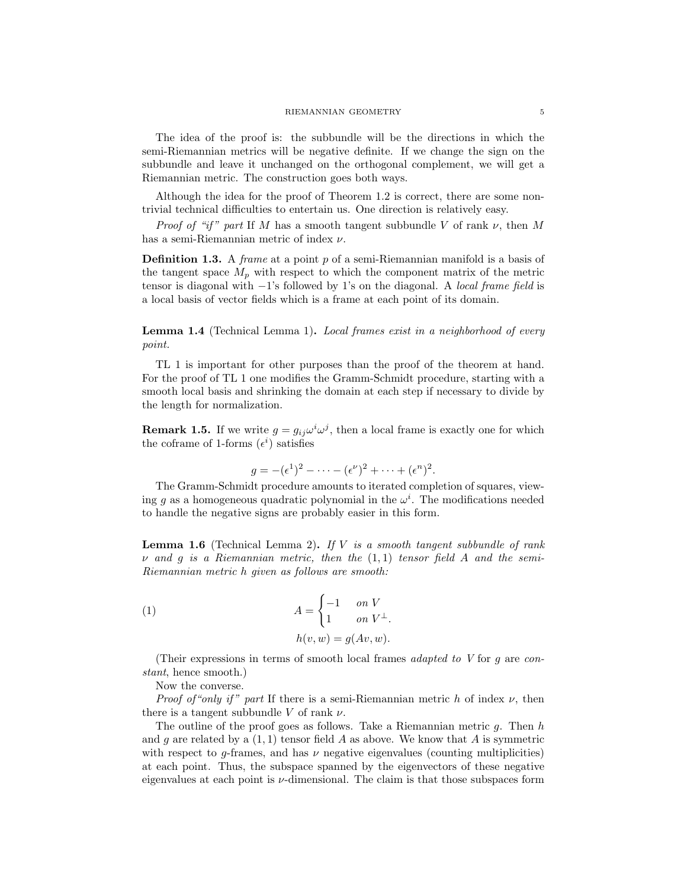The idea of the proof is: the subbundle will be the directions in which the semi-Riemannian metrics will be negative definite. If we change the sign on the subbundle and leave it unchanged on the orthogonal complement, we will get a Riemannian metric. The construction goes both ways.

Although the idea for the proof of Theorem 1.2 is correct, there are some nontrivial technical difficulties to entertain us. One direction is relatively easy.

*Proof of "if" part* If $M$ has a smooth tangent subbundle $V$ of rank $\nu$, then $M$ has a semi-Riemannian metric of index $\nu$.

**Definition 1.3.** A *frame* at a point $p$ of a semi-Riemannian manifold is a basis of the tangent space $M_p$ with respect to which the component matrix of the metric tensor is diagonal with $-1$'s followed by 1's on the diagonal. A *local frame field* is a local basis of vector fields which is a frame at each point of its domain.

**Lemma 1.4** (Technical Lemma 1)**.** *Local frames exist in a neighborhood of every point.*

TL 1 is important for other purposes than the proof of the theorem at hand. For the proof of TL 1 one modifies the Gramm-Schmidt procedure, starting with a smooth local basis and shrinking the domain at each step if necessary to divide by the length for normalization.

**Remark 1.5.** If we write $g = g_{ij}\omega^i\omega^j$, then a local frame is exactly one for which the coframe of 1-forms $(\epsilon^i)$ satisfies

$$g = -(\epsilon^1)^2 - \cdots - (\epsilon^\nu)^2 + \cdots + (\epsilon^n)^2.$$

The Gramm-Schmidt procedure amounts to iterated completion of squares, viewing $g$ as a homogeneous quadratic polynomial in the $\omega^i$. The modifications needed to handle the negative signs are probably easier in this form.

**Lemma 1.6** (Technical Lemma 2)**.** *If $V$ is a smooth tangent subbundle of rank $\nu$ and $g$ is a Riemannian metric, then the $(1,1)$ tensor field $A$ and the semi-Riemannian metric $h$ given as follows are smooth:*

$$A = \begin{cases} -1 & \text{on } V \\ 1 & \text{on } V^\perp. \end{cases} \tag{1}$$

$$h(v,w) = g(Av, w).$$

(Their expressions in terms of smooth local frames *adapted to* $V$ for $g$ are *constant*, hence smooth.)

Now the converse.

*Proof of "only if" part* If there is a semi-Riemannian metric $h$ of index $\nu$, then there is a tangent subbundle $V$ of rank $\nu$.

The outline of the proof goes as follows. Take a Riemannian metric $g$. Then $h$ and $g$ are related by a $(1,1)$ tensor field $A$ as above. We know that $A$ is symmetric with respect to $g$-frames, and has $\nu$ negative eigenvalues (counting multiplicities) at each point. Thus, the subspace spanned by the eigenvectors of these negative eigenvalues at each point is $\nu$-dimensional. The claim is that those subspaces form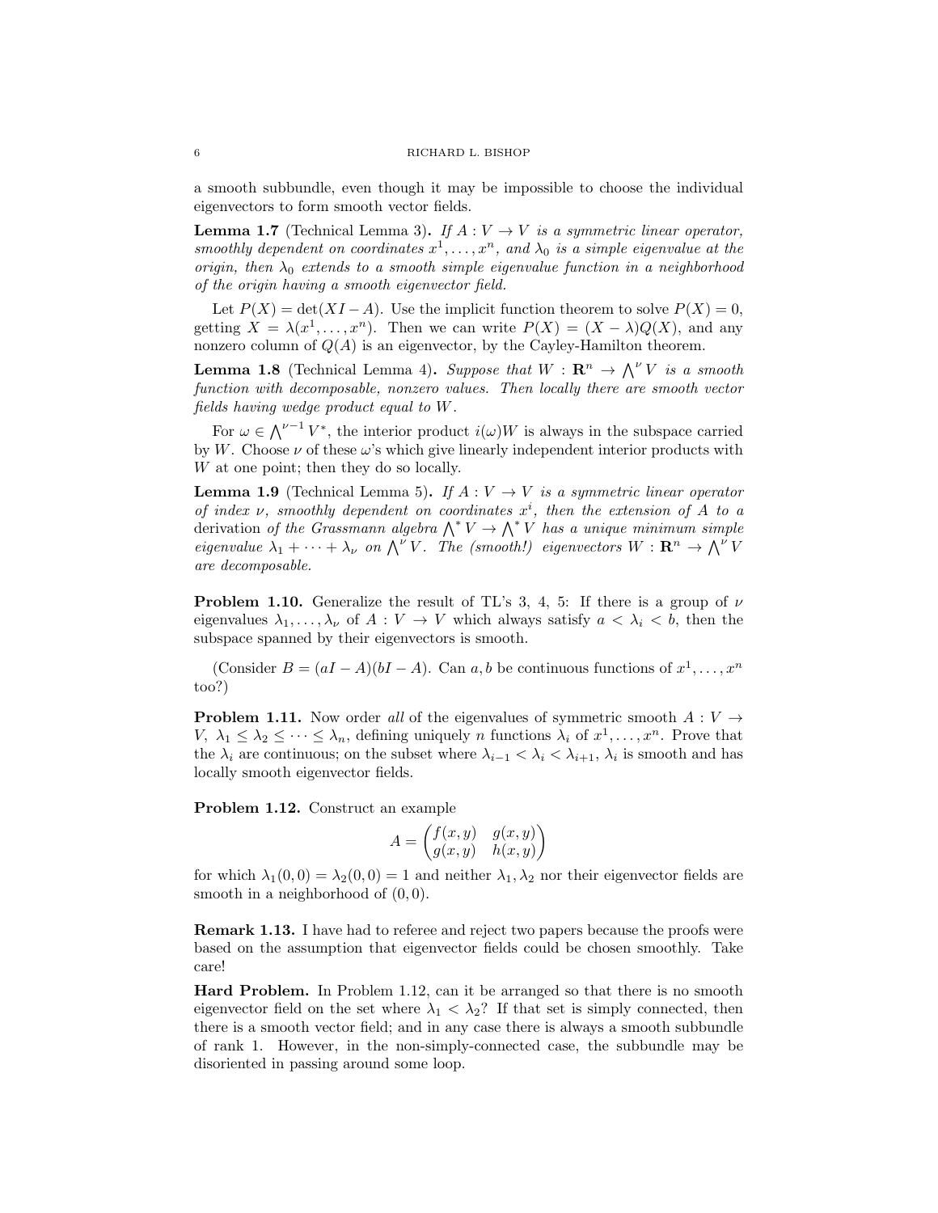a smooth subbundle, even though it may be impossible to choose the individual eigenvectors to form smooth vector fields.

**Lemma 1.7** (Technical Lemma 3)**.** *If $A : V \to V$ is a symmetric linear operator, smoothly dependent on coordinates $x^1, \ldots, x^n$, and $\lambda_0$ is a simple eigenvalue at the origin, then $\lambda_0$ extends to a smooth simple eigenvalue function in a neighborhood of the origin having a smooth eigenvector field.*

Let $P(X) = \det(XI - A)$. Use the implicit function theorem to solve $P(X) = 0$, getting $X = \lambda(x^1, \ldots, x^n)$. Then we can write $P(X) = (X - \lambda)Q(X)$, and any nonzero column of $Q(A)$ is an eigenvector, by the Cayley-Hamilton theorem.

**Lemma 1.8** (Technical Lemma 4)**.** *Suppose that $W : \mathbf{R}^n \to \bigwedge^\nu V$ is a smooth function with decomposable, nonzero values. Then locally there are smooth vector fields having wedge product equal to $W$.*

For $\omega \in \bigwedge^{\nu-1} V^*$, the interior product $i(\omega)W$ is always in the subspace carried by $W$. Choose $\nu$ of these $\omega$'s which give linearly independent interior products with $W$ at one point; then they do so locally.

**Lemma 1.9** (Technical Lemma 5)**.** *If $A : V \to V$ is a symmetric linear operator of index $\nu$, smoothly dependent on coordinates $x^i$, then the extension of $A$ to a* derivation *of the Grassmann algebra $\bigwedge^* V \to \bigwedge^* V$ has a unique minimum simple eigenvalue $\lambda_1 + \cdots + \lambda_\nu$ on $\bigwedge^\nu V$. The (smooth!) eigenvectors $W : \mathbf{R}^n \to \bigwedge^\nu V$ are decomposable.*

**Problem 1.10.** Generalize the result of TL's 3, 4, 5: If there is a group of $\nu$ eigenvalues $\lambda_1, \ldots, \lambda_\nu$ of $A : V \to V$ which always satisfy $a < \lambda_i < b$, then the subspace spanned by their eigenvectors is smooth.

(Consider $B = (aI - A)(bI - A)$. Can $a, b$ be continuous functions of $x^1, \ldots, x^n$ too?)

**Problem 1.11.** Now order *all* of the eigenvalues of symmetric smooth $A : V \to V$, $\lambda_1 \leq \lambda_2 \leq \cdots \leq \lambda_n$, defining uniquely $n$ functions $\lambda_i$ of $x^1, \ldots, x^n$. Prove that the $\lambda_i$ are continuous; on the subset where $\lambda_{i-1} < \lambda_i < \lambda_{i+1}$, $\lambda_i$ is smooth and has locally smooth eigenvector fields.

**Problem 1.12.** Construct an example

$$A = \begin{pmatrix} f(x,y) & g(x,y) \\ g(x,y) & h(x,y) \end{pmatrix}$$

for which $\lambda_1(0,0) = \lambda_2(0,0) = 1$ and neither $\lambda_1, \lambda_2$ nor their eigenvector fields are smooth in a neighborhood of $(0,0)$.

**Remark 1.13.** I have had to referee and reject two papers because the proofs were based on the assumption that eigenvector fields could be chosen smoothly. Take care!

**Hard Problem.** In Problem 1.12, can it be arranged so that there is no smooth eigenvector field on the set where $\lambda_1 < \lambda_2$? If that set is simply connected, then there is a smooth vector field; and in any case there is always a smooth subbundle of rank 1. However, in the non-simply-connected case, the subbundle may be disoriented in passing around some loop.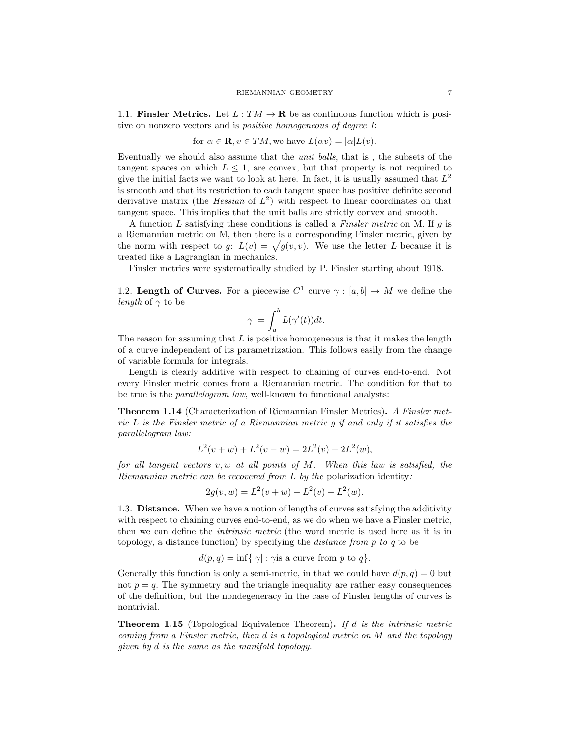### 1.1. Finsler Metrics.

Let $L : TM \to \mathbf{R}$ be as continuous function which is positive on nonzero vectors and is *positive homogeneous of degree 1*:

$$\text{for } \alpha \in \mathbf{R}, v \in TM, \text{we have } L(\alpha v) = |\alpha| L(v).$$

Eventually we should also assume that the *unit balls*, that is , the subsets of the tangent spaces on which $L \leq 1$, are convex, but that property is not required to give the initial facts we want to look at here. In fact, it is usually assumed that $L^2$ is smooth and that its restriction to each tangent space has positive definite second derivative matrix (the *Hessian* of $L^2$) with respect to linear coordinates on that tangent space. This implies that the unit balls are strictly convex and smooth.

A function $L$ satisfying these conditions is called a *Finsler metric* on M. If $g$ is a Riemannian metric on M, then there is a corresponding Finsler metric, given by the norm with respect to $g$: $L(v) = \sqrt{g(v,v)}$. We use the letter $L$ because it is treated like a Lagrangian in mechanics.

Finsler metrics were systematically studied by P. Finsler starting about 1918.

### 1.2. Length of Curves.

For a piecewise $C^1$ curve $\gamma : [a,b] \to M$ we define the *length* of $\gamma$ to be

$$|\gamma| = \int_a^b L(\gamma'(t))dt.$$

The reason for assuming that $L$ is positive homogeneous is that it makes the length of a curve independent of its parametrization. This follows easily from the change of variable formula for integrals.

Length is clearly additive with respect to chaining of curves end-to-end. Not every Finsler metric comes from a Riemannian metric. The condition for that to be true is the *parallelogram law*, well-known to functional analysts:

**Theorem 1.14** (Characterization of Riemannian Finsler Metrics)**.** *A Finsler metric $L$ is the Finsler metric of a Riemannian metric $g$ if and only if it satisfies the parallelogram law:*

$$L^2(v+w) + L^2(v-w) = 2L^2(v) + 2L^2(w),$$

*for all tangent vectors $v, w$ at all points of $M$. When this law is satisfied, the Riemannian metric can be recovered from $L$ by the* polarization identity*:*

$$2g(v,w) = L^2(v+w) - L^2(v) - L^2(w).$$

### 1.3. Distance.

When we have a notion of lengths of curves satisfying the additivity with respect to chaining curves end-to-end, as we do when we have a Finsler metric, then we can define the *intrinsic metric* (the word metric is used here as it is in topology, a distance function) by specifying the *distance from p to q* to be

$$d(p,q) = \inf\{|\gamma| : \gamma \text{is a curve from } p \text{ to } q\}.$$

Generally this function is only a semi-metric, in that we could have $d(p,q) = 0$ but not $p = q$. The symmetry and the triangle inequality are rather easy consequences of the definition, but the nondegeneracy in the case of Finsler lengths of curves is nontrivial.

**Theorem 1.15** (Topological Equivalence Theorem)**.** *If $d$ is the intrinsic metric coming from a Finsler metric, then $d$ is a topological metric on $M$ and the topology given by $d$ is the same as the manifold topology.*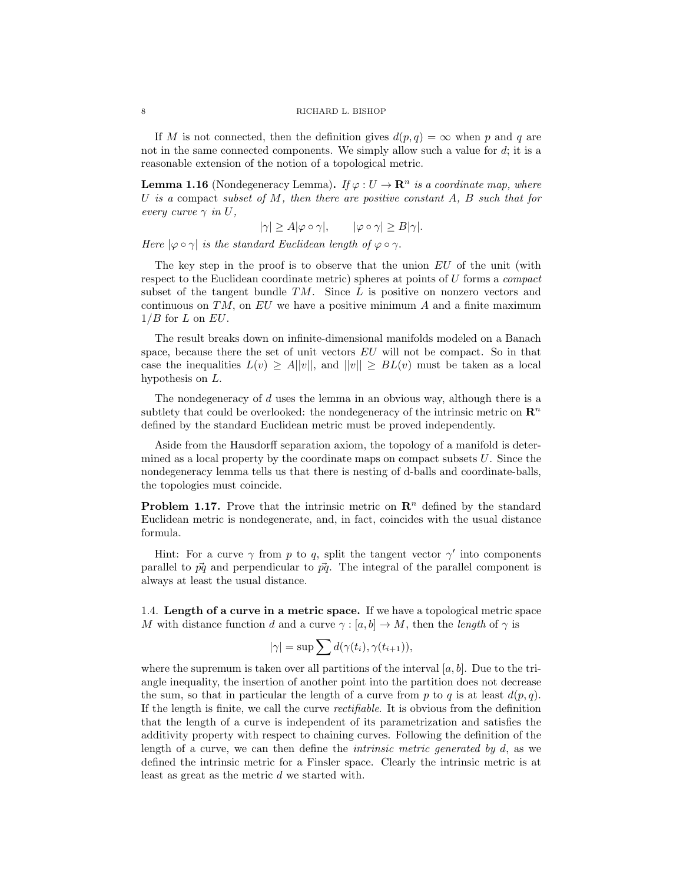If $M$ is not connected, then the definition gives $d(p, q) = \infty$ when $p$ and $q$ are not in the same connected components. We simply allow such a value for $d$; it is a reasonable extension of the notion of a topological metric.

**Lemma 1.16** (Nondegeneracy Lemma)**.** *If $\varphi : U \to \mathbf{R}^n$ is a coordinate map, where $U$ is a* compact *subset of $M$, then there are positive constant $A$, $B$ such that for every curve $\gamma$ in $U$,*

$$|\gamma| \geq A|\varphi \circ \gamma|, \qquad |\varphi \circ \gamma| \geq B|\gamma|.$$

*Here $|\varphi \circ \gamma|$ is the standard Euclidean length of $\varphi \circ \gamma$.*

The key step in the proof is to observe that the union $EU$ of the unit (with respect to the Euclidean coordinate metric) spheres at points of $U$ forms a *compact* subset of the tangent bundle $TM$. Since $L$ is positive on nonzero vectors and continuous on $TM$, on $EU$ we have a positive minimum $A$ and a finite maximum $1/B$ for $L$ on $EU$.

The result breaks down on infinite-dimensional manifolds modeled on a Banach space, because there the set of unit vectors $EU$ will not be compact. So in that case the inequalities $L(v) \geq A||v||$, and $||v|| \geq BL(v)$ must be taken as a local hypothesis on $L$.

The nondegeneracy of $d$ uses the lemma in an obvious way, although there is a subtlety that could be overlooked: the nondegeneracy of the intrinsic metric on $\mathbf{R}^n$ defined by the standard Euclidean metric must be proved independently.

Aside from the Hausdorff separation axiom, the topology of a manifold is determined as a local property by the coordinate maps on compact subsets $U$. Since the nondegeneracy lemma tells us that there is nesting of d-balls and coordinate-balls, the topologies must coincide.

**Problem 1.17.** Prove that the intrinsic metric on $\mathbf{R}^n$ defined by the standard Euclidean metric is nondegenerate, and, in fact, coincides with the usual distance formula.

Hint: For a curve $\gamma$ from $p$ to $q$, split the tangent vector $\gamma'$ into components parallel to $\vec{pq}$ and perpendicular to $\vec{pq}$. The integral of the parallel component is always at least the usual distance.

### 1.4. Length of a curve in a metric space.

If we have a topological metric space $M$ with distance function $d$ and a curve $\gamma : [a, b] \to M$, then the *length* of $\gamma$ is

$$|\gamma| = \sup \sum d(\gamma(t_i), \gamma(t_{i+1})),$$

where the supremum is taken over all partitions of the interval $[a, b]$. Due to the triangle inequality, the insertion of another point into the partition does not decrease the sum, so that in particular the length of a curve from $p$ to $q$ is at least $d(p, q)$. If the length is finite, we call the curve *rectifiable*. It is obvious from the definition that the length of a curve is independent of its parametrization and satisfies the additivity property with respect to chaining curves. Following the definition of the length of a curve, we can then define the *intrinsic metric generated by $d$*, as we defined the intrinsic metric for a Finsler space. Clearly the intrinsic metric is at least as great as the metric $d$ we started with.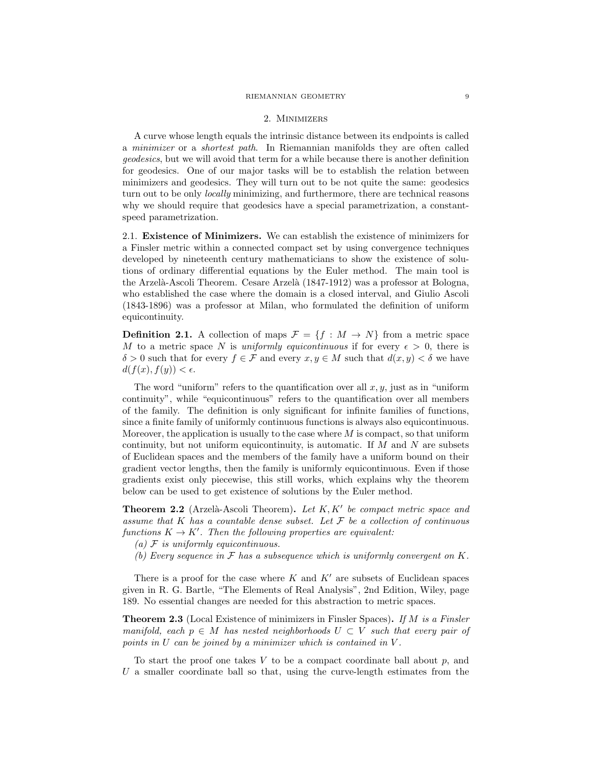## 2. Minimizers

A curve whose length equals the intrinsic distance between its endpoints is called a *minimizer* or a *shortest path*. In Riemannian manifolds they are often called *geodesics*, but we will avoid that term for a while because there is another definition for geodesics. One of our major tasks will be to establish the relation between minimizers and geodesics. They will turn out to be not quite the same: geodesics turn out to be only *locally* minimizing, and furthermore, there are technical reasons why we should require that geodesics have a special parametrization, a constant-speed parametrization.

2.1. **Existence of Minimizers.** We can establish the existence of minimizers for a Finsler metric within a connected compact set by using convergence techniques developed by nineteenth century mathematicians to show the existence of solutions of ordinary differential equations by the Euler method. The main tool is the Arzelà-Ascoli Theorem. Cesare Arzelà (1847-1912) was a professor at Bologna, who established the case where the domain is a closed interval, and Giulio Ascoli (1843-1896) was a professor at Milan, who formulated the definition of uniform equicontinuity.

**Definition 2.1.** A collection of maps $\mathcal{F} = \{f : M \to N\}$ from a metric space $M$ to a metric space $N$ is *uniformly equicontinuous* if for every $\epsilon > 0$, there is $\delta > 0$ such that for every $f \in \mathcal{F}$ and every $x, y \in M$ such that $d(x, y) < \delta$ we have $d(f(x), f(y)) < \epsilon$.

The word "uniform" refers to the quantification over all $x, y$, just as in "uniform continuity", while "equicontinuous" refers to the quantification over all members of the family. The definition is only significant for infinite families of functions, since a finite family of uniformly continuous functions is always also equicontinuous. Moreover, the application is usually to the case where $M$ is compact, so that uniform continuity, but not uniform equicontinuity, is automatic. If $M$ and $N$ are subsets of Euclidean spaces and the members of the family have a uniform bound on their gradient vector lengths, then the family is uniformly equicontinuous. Even if those gradients exist only piecewise, this still works, which explains why the theorem below can be used to get existence of solutions by the Euler method.

**Theorem 2.2** (Arzelà-Ascoli Theorem)**.** *Let $K, K'$ be compact metric space and assume that $K$ has a countable dense subset. Let $\mathcal{F}$ be a collection of continuous functions $K \to K'$. Then the following properties are equivalent:*

*(a) $\mathcal{F}$ is uniformly equicontinuous.*

*(b) Every sequence in $\mathcal{F}$ has a subsequence which is uniformly convergent on $K$.*

There is a proof for the case where $K$ and $K'$ are subsets of Euclidean spaces given in R. G. Bartle, "The Elements of Real Analysis", 2nd Edition, Wiley, page 189. No essential changes are needed for this abstraction to metric spaces.

**Theorem 2.3** (Local Existence of minimizers in Finsler Spaces)**.** *If $M$ is a Finsler manifold, each $p \in M$ has nested neighborhoods $U \subset V$ such that every pair of points in $U$ can be joined by a minimizer which is contained in $V$.*

To start the proof one takes $V$ to be a compact coordinate ball about $p$, and $U$ a smaller coordinate ball so that, using the curve-length estimates from the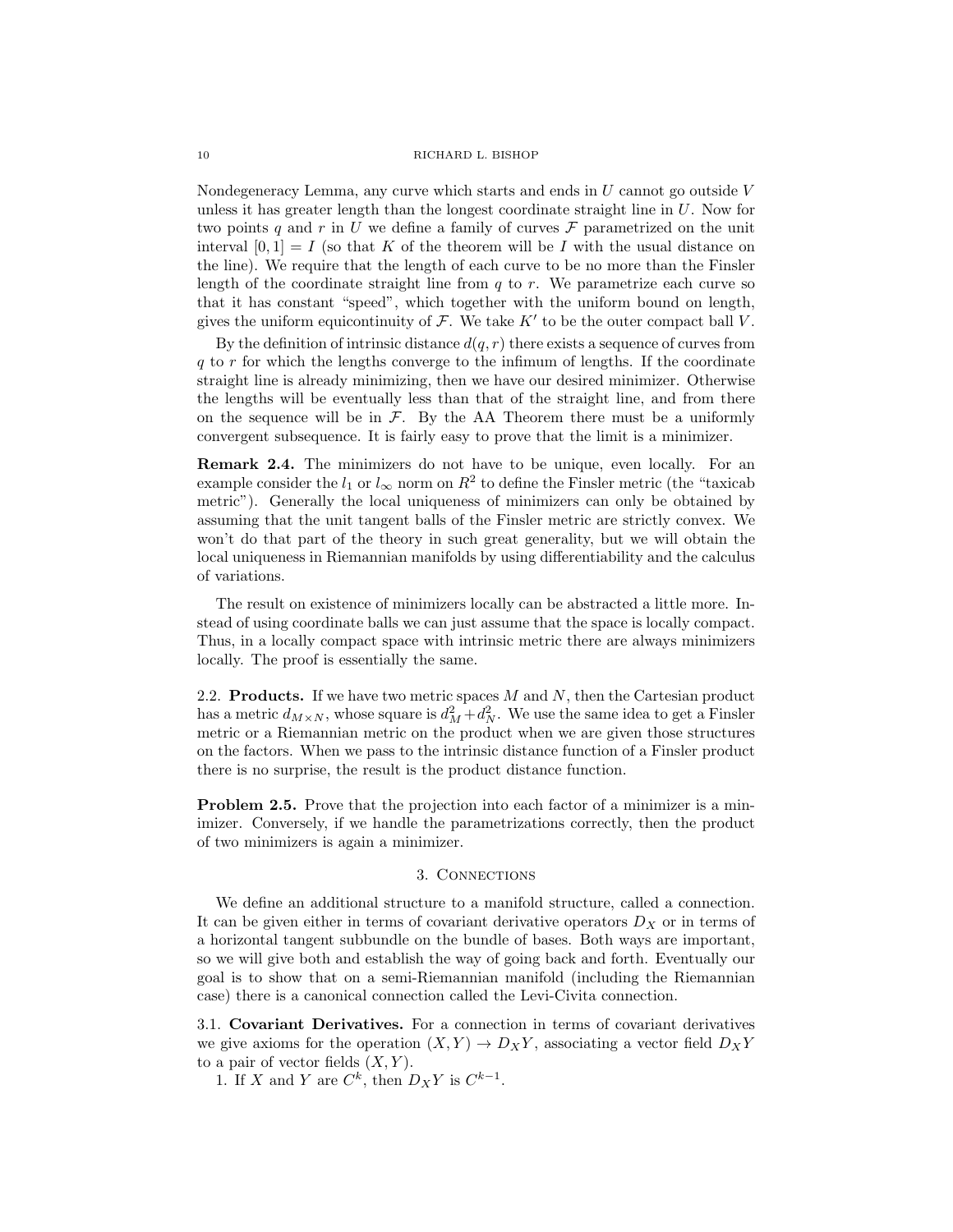Nondegeneracy Lemma, any curve which starts and ends in $U$ cannot go outside $V$ unless it has greater length than the longest coordinate straight line in $U$. Now for two points $q$ and $r$ in $U$ we define a family of curves $\mathcal{F}$ parametrized on the unit interval $[0,1] = I$ (so that $K$ of the theorem will be $I$ with the usual distance on the line). We require that the length of each curve to be no more than the Finsler length of the coordinate straight line from $q$ to $r$. We parametrize each curve so that it has constant "speed", which together with the uniform bound on length, gives the uniform equicontinuity of $\mathcal{F}$. We take $K'$ to be the outer compact ball $V$.

By the definition of intrinsic distance $d(q,r)$ there exists a sequence of curves from $q$ to $r$ for which the lengths converge to the infimum of lengths. If the coordinate straight line is already minimizing, then we have our desired minimizer. Otherwise the lengths will be eventually less than that of the straight line, and from there on the sequence will be in $\mathcal{F}$. By the AA Theorem there must be a uniformly convergent subsequence. It is fairly easy to prove that the limit is a minimizer.

**Remark 2.4.** The minimizers do not have to be unique, even locally. For an example consider the $l_1$ or $l_\infty$ norm on $R^2$ to define the Finsler metric (the "taxicab metric"). Generally the local uniqueness of minimizers can only be obtained by assuming that the unit tangent balls of the Finsler metric are strictly convex. We won't do that part of the theory in such great generality, but we will obtain the local uniqueness in Riemannian manifolds by using differentiability and the calculus of variations.

The result on existence of minimizers locally can be abstracted a little more. Instead of using coordinate balls we can just assume that the space is locally compact. Thus, in a locally compact space with intrinsic metric there are always minimizers locally. The proof is essentially the same.

2.2. **Products.** If we have two metric spaces $M$ and $N$, then the Cartesian product has a metric $d_{M\times N}$, whose square is $d_M^2 + d_N^2$. We use the same idea to get a Finsler metric or a Riemannian metric on the product when we are given those structures on the factors. When we pass to the intrinsic distance function of a Finsler product there is no surprise, the result is the product distance function.

**Problem 2.5.** Prove that the projection into each factor of a minimizer is a minimizer. Conversely, if we handle the parametrizations correctly, then the product of two minimizers is again a minimizer.

## 3. Connections

We define an additional structure to a manifold structure, called a connection. It can be given either in terms of covariant derivative operators $D_X$ or in terms of a horizontal tangent subbundle on the bundle of bases. Both ways are important, so we will give both and establish the way of going back and forth. Eventually our goal is to show that on a semi-Riemannian manifold (including the Riemannian case) there is a canonical connection called the Levi-Civita connection.

3.1. **Covariant Derivatives.** For a connection in terms of covariant derivatives we give axioms for the operation $(X,Y) \to D_X Y$, associating a vector field $D_X Y$ to a pair of vector fields $(X,Y)$.

1. If $X$ and $Y$ are $C^k$, then $D_X Y$ is $C^{k-1}$.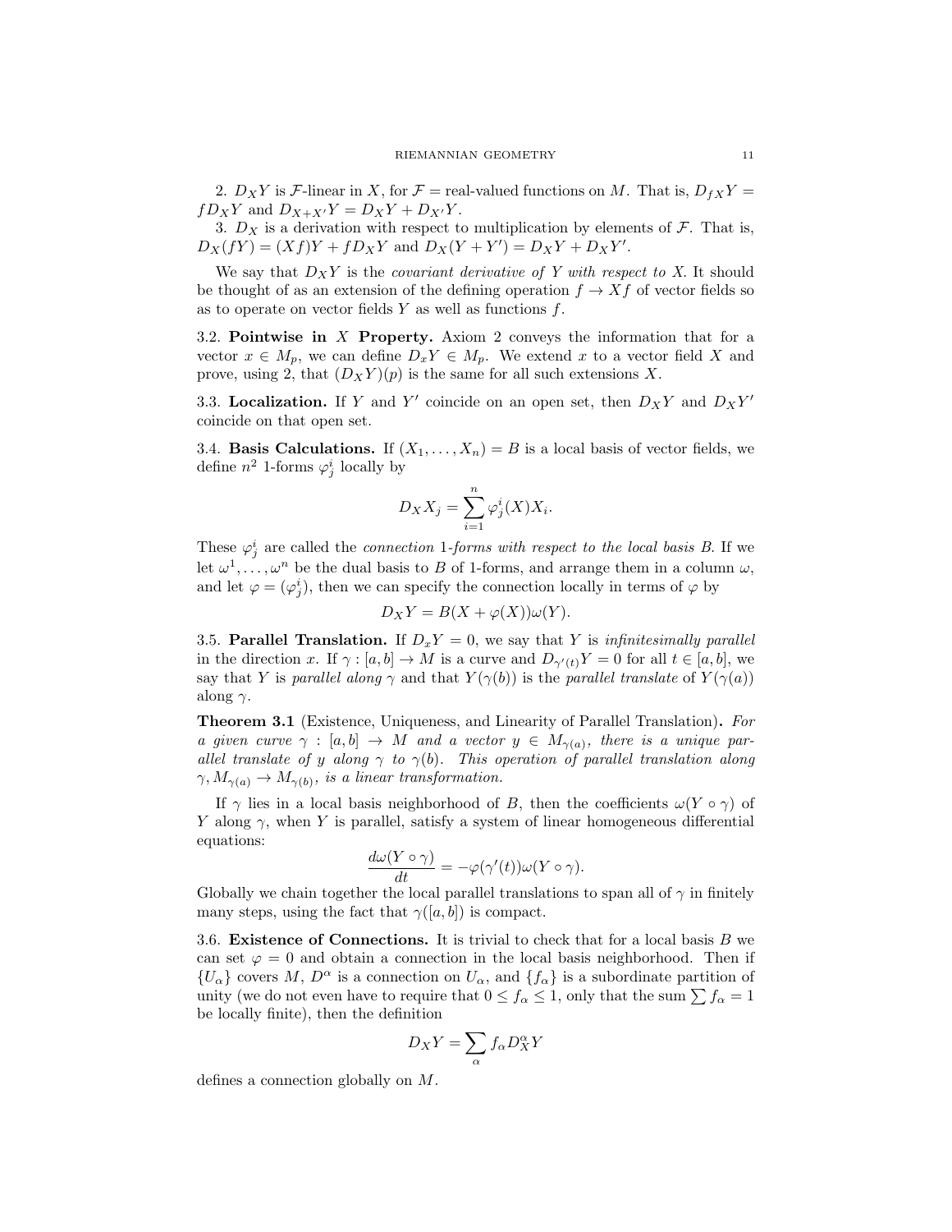2. $D_X Y$ is $\mathcal{F}$-linear in $X$, for $\mathcal{F}$ = real-valued functions on $M$. That is, $D_{fX}Y = fD_X Y$ and $D_{X+X'}Y = D_X Y + D_{X'}Y$.

3. $D_X$ is a derivation with respect to multiplication by elements of $\mathcal{F}$. That is, $D_X(fY) = (Xf)Y + fD_X Y$ and $D_X(Y + Y') = D_X Y + D_X Y'$.

We say that $D_X Y$ is the *covariant derivative of $Y$ with respect to $X$.* It should be thought of as an extension of the defining operation $f \to Xf$ of vector fields so as to operate on vector fields $Y$ as well as functions $f$.

3.2. **Pointwise in $X$ Property.** Axiom 2 conveys the information that for a vector $x \in M_p$, we can define $D_x Y \in M_p$. We extend $x$ to a vector field $X$ and prove, using 2, that $(D_X Y)(p)$ is the same for all such extensions $X$.

3.3. **Localization.** If $Y$ and $Y'$ coincide on an open set, then $D_X Y$ and $D_X Y'$ coincide on that open set.

3.4. **Basis Calculations.** If $(X_1, \ldots, X_n) = B$ is a local basis of vector fields, we define $n^2$ 1-forms $\varphi^i_j$ locally by

$$D_X X_j = \sum_{i=1}^n \varphi^i_j(X) X_i.$$

These $\varphi^i_j$ are called the *connection 1-forms with respect to the local basis $B$.* If we let $\omega^1, \ldots, \omega^n$ be the dual basis to $B$ of 1-forms, and arrange them in a column $\omega$, and let $\varphi = (\varphi^i_j)$, then we can specify the connection locally in terms of $\varphi$ by

$$D_X Y = B(X + \varphi(X))\omega(Y).$$

3.5. **Parallel Translation.** If $D_x Y = 0$, we say that $Y$ is *infinitesimally parallel* in the direction $x$. If $\gamma : [a, b] \to M$ is a curve and $D_{\gamma'(t)} Y = 0$ for all $t \in [a, b]$, we say that $Y$ is *parallel along $\gamma$* and that $Y(\gamma(b))$ is the *parallel translate* of $Y(\gamma(a))$ along $\gamma$.

**Theorem 3.1** (Existence, Uniqueness, and Linearity of Parallel Translation)**.** *For a given curve $\gamma : [a, b] \to M$ and a vector $y \in M_{\gamma(a)}$, there is a unique parallel translate of $y$ along $\gamma$ to $\gamma(b)$. This operation of parallel translation along $\gamma$, $M_{\gamma(a)} \to M_{\gamma(b)}$, is a linear transformation.*

If $\gamma$ lies in a local basis neighborhood of $B$, then the coefficients $\omega(Y \circ \gamma)$ of $Y$ along $\gamma$, when $Y$ is parallel, satisfy a system of linear homogeneous differential equations:

$$\frac{d\omega(Y \circ \gamma)}{dt} = -\varphi(\gamma'(t))\omega(Y \circ \gamma).$$

Globally we chain together the local parallel translations to span all of $\gamma$ in finitely many steps, using the fact that $\gamma([a, b])$ is compact.

3.6. **Existence of Connections.** It is trivial to check that for a local basis $B$ we can set $\varphi = 0$ and obtain a connection in the local basis neighborhood. Then if $\{U_\alpha\}$ covers $M$, $D^\alpha$ is a connection on $U_\alpha$, and $\{f_\alpha\}$ is a subordinate partition of unity (we do not even have to require that $0 \le f_\alpha \le 1$, only that the sum $\sum f_\alpha = 1$ be locally finite), then the definition

$$D_X Y = \sum_\alpha f_\alpha D^\alpha_X Y$$

defines a connection globally on $M$.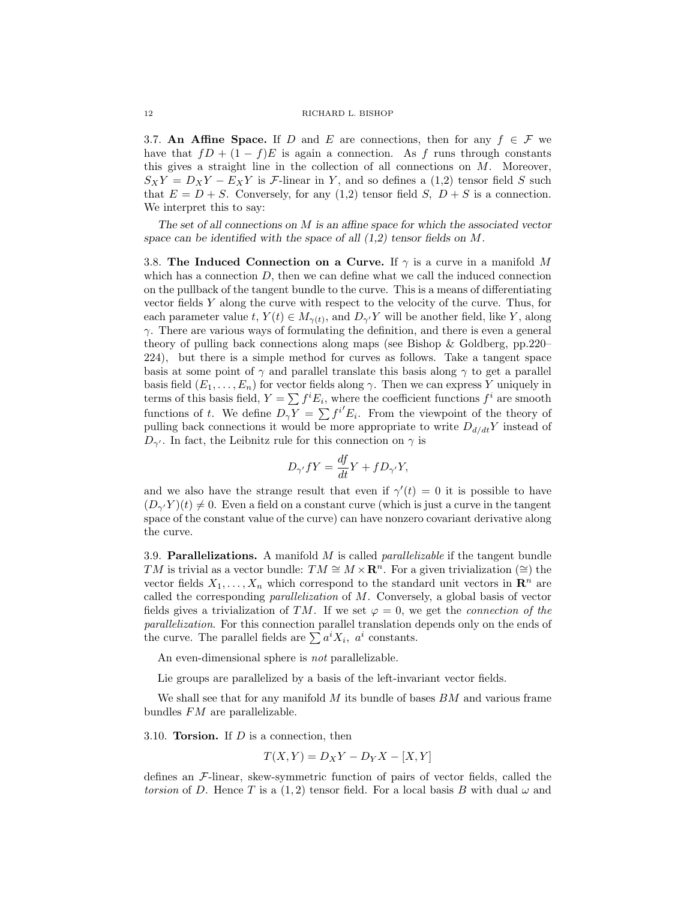**3.7. An Affine Space.** If $D$ and $E$ are connections, then for any $f \in \mathcal{F}$ we have that $fD + (1-f)E$ is again a connection. As $f$ runs through constants this gives a straight line in the collection of all connections on $M$. Moreover, $S_X Y = D_X Y - E_X Y$ is $\mathcal{F}$-linear in $Y$, and so defines a (1,2) tensor field $S$ such that $E = D + S$. Conversely, for any (1,2) tensor field $S$, $D + S$ is a connection. We interpret this to say:

*The set of all connections on $M$ is an affine space for which the associated vector space can be identified with the space of all (1,2) tensor fields on $M$.*

**3.8. The Induced Connection on a Curve.** If $\gamma$ is a curve in a manifold $M$ which has a connection $D$, then we can define what we call the induced connection on the pullback of the tangent bundle to the curve. This is a means of differentiating vector fields $Y$ along the curve with respect to the velocity of the curve. Thus, for each parameter value $t$, $Y(t) \in M_{\gamma(t)}$, and $D_{\gamma'} Y$ will be another field, like $Y$, along $\gamma$. There are various ways of formulating the definition, and there is even a general theory of pulling back connections along maps (see Bishop & Goldberg, pp.220–224), but there is a simple method for curves as follows. Take a tangent space basis at some point of $\gamma$ and parallel translate this basis along $\gamma$ to get a parallel basis field $(E_1, \ldots, E_n)$ for vector fields along $\gamma$. Then we can express $Y$ uniquely in terms of this basis field, $Y = \sum f^i E_i$, where the coefficient functions $f^i$ are smooth functions of $t$. We define $D_\gamma Y = \sum {f^i}' E_i$. From the viewpoint of the theory of pulling back connections it would be more appropriate to write $D_{d/dt} Y$ instead of $D_{\gamma'}$. In fact, the Leibnitz rule for this connection on $\gamma$ is

$$D_{\gamma'} f Y = \frac{df}{dt} Y + f D_{\gamma'} Y,$$

and we also have the strange result that even if $\gamma'(t) = 0$ it is possible to have $(D_{\gamma'} Y)(t) \neq 0$. Even a field on a constant curve (which is just a curve in the tangent space of the constant value of the curve) can have nonzero covariant derivative along the curve.

**3.9. Parallelizations.** A manifold $M$ is called *parallelizable* if the tangent bundle $TM$ is trivial as a vector bundle: $TM \cong M \times \mathbf{R}^n$. For a given trivialization ($\cong$) the vector fields $X_1, \ldots, X_n$ which correspond to the standard unit vectors in $\mathbf{R}^n$ are called the corresponding *parallelization* of $M$. Conversely, a global basis of vector fields gives a trivialization of $TM$. If we set $\varphi = 0$, we get the *connection of the parallelization*. For this connection parallel translation depends only on the ends of the curve. The parallel fields are $\sum a^i X_i$, $a^i$ constants.

An even-dimensional sphere is *not* parallelizable.

Lie groups are parallelized by a basis of the left-invariant vector fields.

We shall see that for any manifold $M$ its bundle of bases $BM$ and various frame bundles $FM$ are parallelizable.

**3.10. Torsion.** If $D$ is a connection, then

$$T(X, Y) = D_X Y - D_Y X - [X, Y]$$

defines an $\mathcal{F}$-linear, skew-symmetric function of pairs of vector fields, called the *torsion* of $D$. Hence $T$ is a $(1,2)$ tensor field. For a local basis $B$ with dual $\omega$ and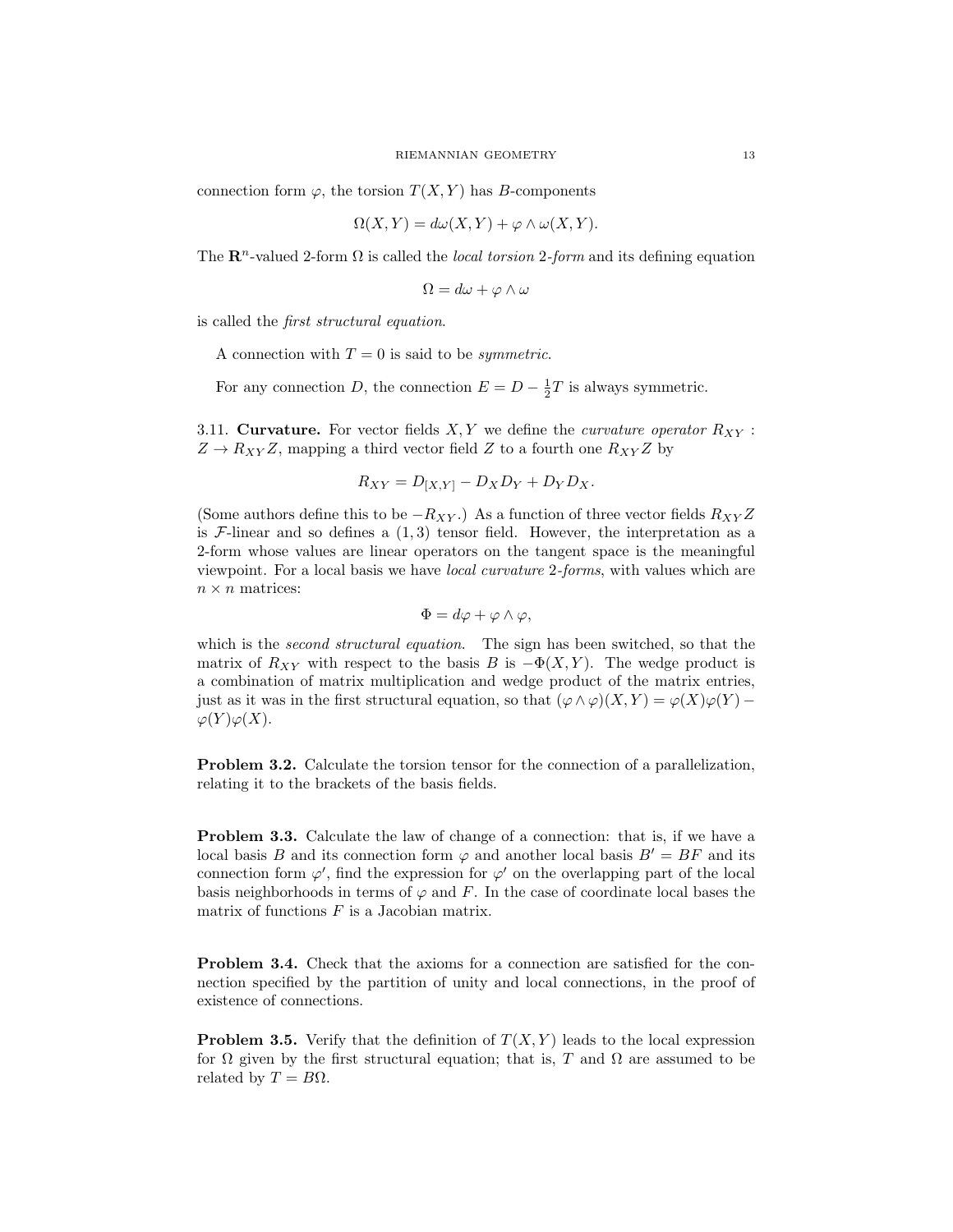connection form $\varphi$, the torsion $T(X,Y)$ has $B$-components

$$\Omega(X,Y) = d\omega(X,Y) + \varphi \wedge \omega(X,Y).$$

The $\mathbf{R}^n$-valued 2-form $\Omega$ is called the *local torsion* 2*-form* and its defining equation

$$\Omega = d\omega + \varphi \wedge \omega$$

is called the *first structural equation*.

A connection with $T = 0$ is said to be *symmetric*.

For any connection $D$, the connection $E = D - \frac{1}{2}T$ is always symmetric.

3.11. **Curvature.** For vector fields $X, Y$ we define the *curvature operator* $R_{XY} : Z \to R_{XY}Z$, mapping a third vector field $Z$ to a fourth one $R_{XY}Z$ by

$$R_{XY} = D_{[X,Y]} - D_X D_Y + D_Y D_X.$$

(Some authors define this to be $-R_{XY}$.) As a function of three vector fields $R_{XY}Z$ is $\mathcal{F}$-linear and so defines a $(1,3)$ tensor field. However, the interpretation as a 2-form whose values are linear operators on the tangent space is the meaningful viewpoint. For a local basis we have *local curvature* 2*-forms*, with values which are $n \times n$ matrices:

$$\Phi = d\varphi + \varphi \wedge \varphi,$$

which is the *second structural equation*. The sign has been switched, so that the matrix of $R_{XY}$ with respect to the basis $B$ is $-\Phi(X,Y)$. The wedge product is a combination of matrix multiplication and wedge product of the matrix entries, just as it was in the first structural equation, so that $(\varphi \wedge \varphi)(X,Y) = \varphi(X)\varphi(Y) - \varphi(Y)\varphi(X)$.

**Problem 3.2.** Calculate the torsion tensor for the connection of a parallelization, relating it to the brackets of the basis fields.

**Problem 3.3.** Calculate the law of change of a connection: that is, if we have a local basis $B$ and its connection form $\varphi$ and another local basis $B' = BF$ and its connection form $\varphi'$, find the expression for $\varphi'$ on the overlapping part of the local basis neighborhoods in terms of $\varphi$ and $F$. In the case of coordinate local bases the matrix of functions $F$ is a Jacobian matrix.

**Problem 3.4.** Check that the axioms for a connection are satisfied for the connection specified by the partition of unity and local connections, in the proof of existence of connections.

**Problem 3.5.** Verify that the definition of $T(X,Y)$ leads to the local expression for $\Omega$ given by the first structural equation; that is, $T$ and $\Omega$ are assumed to be related by $T = B\Omega$.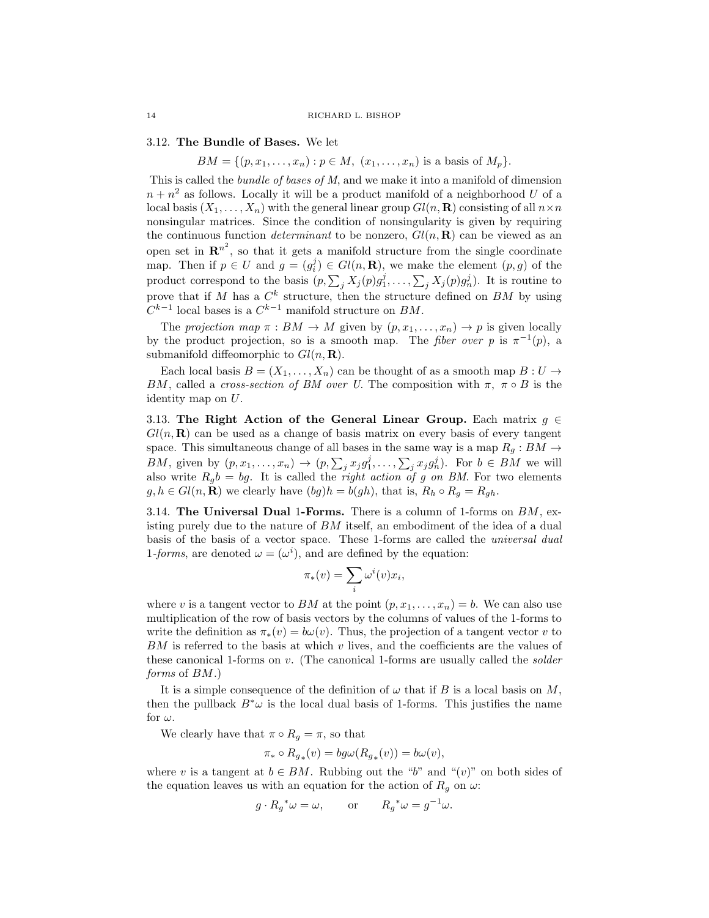**3.12. The Bundle of Bases.** We let

$$BM = \{(p, x_1, \ldots, x_n) : p \in M,\ (x_1, \ldots, x_n) \text{ is a basis of } M_p\}.$$

This is called the *bundle of bases of M*, and we make it into a manifold of dimension $n + n^2$ as follows. Locally it will be a product manifold of a neighborhood $U$ of a local basis $(X_1, \ldots, X_n)$ with the general linear group $Gl(n, \mathbf{R})$ consisting of all $n \times n$ nonsingular matrices. Since the condition of nonsingularity is given by requiring the continuous function *determinant* to be nonzero, $Gl(n, \mathbf{R})$ can be viewed as an open set in $\mathbf{R}^{n^2}$, so that it gets a manifold structure from the single coordinate map. Then if $p \in U$ and $g = (g_i^j) \in Gl(n, \mathbf{R})$, we make the element $(p, g)$ of the product correspond to the basis $(p, \sum_j X_j(p) g_1^j, \ldots, \sum_j X_j(p) g_n^j)$. It is routine to prove that if $M$ has a $C^k$ structure, then the structure defined on $BM$ by using $C^{k-1}$ local bases is a $C^{k-1}$ manifold structure on $BM$.

The *projection map* $\pi : BM \to M$ given by $(p, x_1, \ldots, x_n) \to p$ is given locally by the product projection, so is a smooth map. The *fiber over p* is $\pi^{-1}(p)$, a submanifold diffeomorphic to $Gl(n, \mathbf{R})$.

Each local basis $B = (X_1, \ldots, X_n)$ can be thought of as a smooth map $B : U \to BM$, called a *cross-section of BM over U*. The composition with $\pi$, $\pi \circ B$ is the identity map on $U$.

**3.13. The Right Action of the General Linear Group.** Each matrix $g \in Gl(n, \mathbf{R})$ can be used as a change of basis matrix on every basis of every tangent space. This simultaneous change of all bases in the same way is a map $R_g : BM \to BM$, given by $(p, x_1, \ldots, x_n) \to (p, \sum_j x_j g_1^j, \ldots, \sum_j x_j g_n^j)$. For $b \in BM$ we will also write $R_g b = bg$. It is called the *right action of g on BM*. For two elements $g, h \in Gl(n, \mathbf{R})$ we clearly have $(bg)h = b(gh)$, that is, $R_h \circ R_g = R_{gh}$.

**3.14. The Universal Dual 1-Forms.** There is a column of 1-forms on $BM$, existing purely due to the nature of $BM$ itself, an embodiment of the idea of a dual basis of the basis of a vector space. These 1-forms are called the *universal dual 1-forms*, are denoted $\omega = (\omega^i)$, and are defined by the equation:

$$\pi_*(v) = \sum_i \omega^i(v) x_i,$$

where $v$ is a tangent vector to $BM$ at the point $(p, x_1, \ldots, x_n) = b$. We can also use multiplication of the row of basis vectors by the columns of values of the 1-forms to write the definition as $\pi_*(v) = b\omega(v)$. Thus, the projection of a tangent vector $v$ to $BM$ is referred to the basis at which $v$ lives, and the coefficients are the values of these canonical 1-forms on $v$. (The canonical 1-forms are usually called the *solder forms* of $BM$.)

It is a simple consequence of the definition of $\omega$ that if $B$ is a local basis on $M$, then the pullback $B^*\omega$ is the local dual basis of 1-forms. This justifies the name for $\omega$.

We clearly have that $\pi \circ R_g = \pi$, so that

$$\pi_* \circ R_{g*}(v) = bg\omega(R_{g*}(v)) = b\omega(v),$$

where $v$ is a tangent at $b \in BM$. Rubbing out the "$b$" and "$(v)$" on both sides of the equation leaves us with an equation for the action of $R_g$ on $\omega$:

$$g \cdot {R_g}^*\omega = \omega, \qquad \text{or} \qquad {R_g}^*\omega = g^{-1}\omega.$$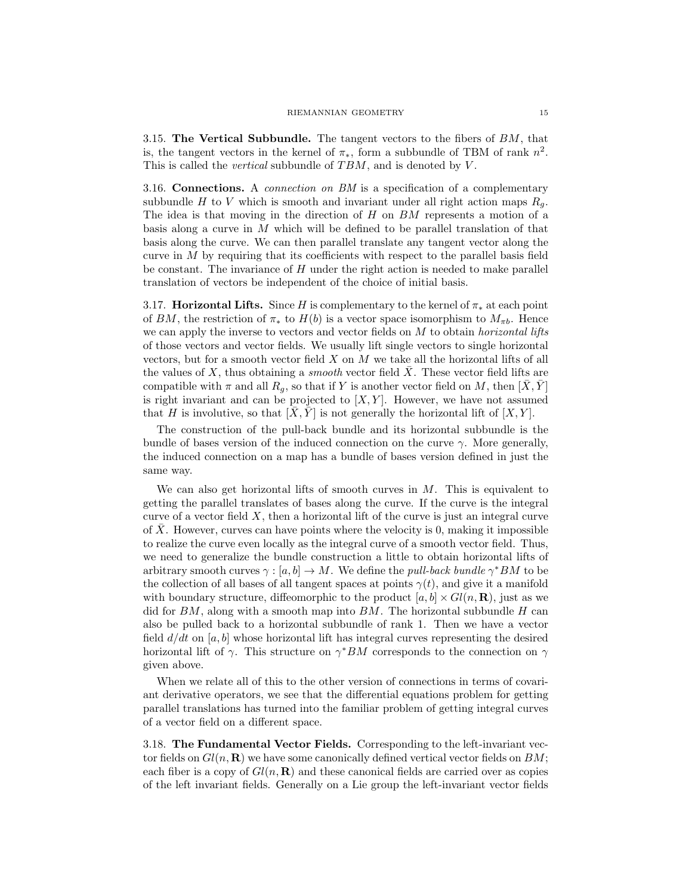**3.15. The Vertical Subbundle.** The tangent vectors to the fibers of $BM$, that is, the tangent vectors in the kernel of $\pi_*$, form a subbundle of TBM of rank $n^2$. This is called the *vertical* subbundle of $TBM$, and is denoted by $V$.

**3.16. Connections.** A *connection on* $BM$ is a specification of a complementary subbundle $H$ to $V$ which is smooth and invariant under all right action maps $R_g$. The idea is that moving in the direction of $H$ on $BM$ represents a motion of a basis along a curve in $M$ which will be defined to be parallel translation of that basis along the curve. We can then parallel translate any tangent vector along the curve in $M$ by requiring that its coefficients with respect to the parallel basis field be constant. The invariance of $H$ under the right action is needed to make parallel translation of vectors be independent of the choice of initial basis.

**3.17. Horizontal Lifts.** Since $H$ is complementary to the kernel of $\pi_*$ at each point of $BM$, the restriction of $\pi_*$ to $H(b)$ is a vector space isomorphism to $M_{\pi b}$. Hence we can apply the inverse to vectors and vector fields on $M$ to obtain *horizontal lifts* of those vectors and vector fields. We usually lift single vectors to single horizontal vectors, but for a smooth vector field $X$ on $M$ we take all the horizontal lifts of all the values of $X$, thus obtaining a *smooth* vector field $\bar{X}$. These vector field lifts are compatible with $\pi$ and all $R_g$, so that if $Y$ is another vector field on $M$, then $[\bar{X}, \bar{Y}]$ is right invariant and can be projected to $[X, Y]$. However, we have not assumed that $H$ is involutive, so that $[\bar{X}, \bar{Y}]$ is not generally the horizontal lift of $[X, Y]$.

The construction of the pull-back bundle and its horizontal subbundle is the bundle of bases version of the induced connection on the curve $\gamma$. More generally, the induced connection on a map has a bundle of bases version defined in just the same way.

We can also get horizontal lifts of smooth curves in $M$. This is equivalent to getting the parallel translates of bases along the curve. If the curve is the integral curve of a vector field $X$, then a horizontal lift of the curve is just an integral curve of $\bar{X}$. However, curves can have points where the velocity is 0, making it impossible to realize the curve even locally as the integral curve of a smooth vector field. Thus, we need to generalize the bundle construction a little to obtain horizontal lifts of arbitrary smooth curves $\gamma : [a, b] \to M$. We define the *pull-back bundle* $\gamma^* BM$ to be the collection of all bases of all tangent spaces at points $\gamma(t)$, and give it a manifold with boundary structure, diffeomorphic to the product $[a, b] \times Gl(n, \mathbf{R})$, just as we did for $BM$, along with a smooth map into $BM$. The horizontal subbundle $H$ can also be pulled back to a horizontal subbundle of rank 1. Then we have a vector field $d/dt$ on $[a, b]$ whose horizontal lift has integral curves representing the desired horizontal lift of $\gamma$. This structure on $\gamma^* BM$ corresponds to the connection on $\gamma$ given above.

When we relate all of this to the other version of connections in terms of covariant derivative operators, we see that the differential equations problem for getting parallel translations has turned into the familiar problem of getting integral curves of a vector field on a different space.

**3.18. The Fundamental Vector Fields.** Corresponding to the left-invariant vector fields on $Gl(n, \mathbf{R})$ we have some canonically defined vertical vector fields on $BM$; each fiber is a copy of $Gl(n, \mathbf{R})$ and these canonical fields are carried over as copies of the left invariant fields. Generally on a Lie group the left-invariant vector fields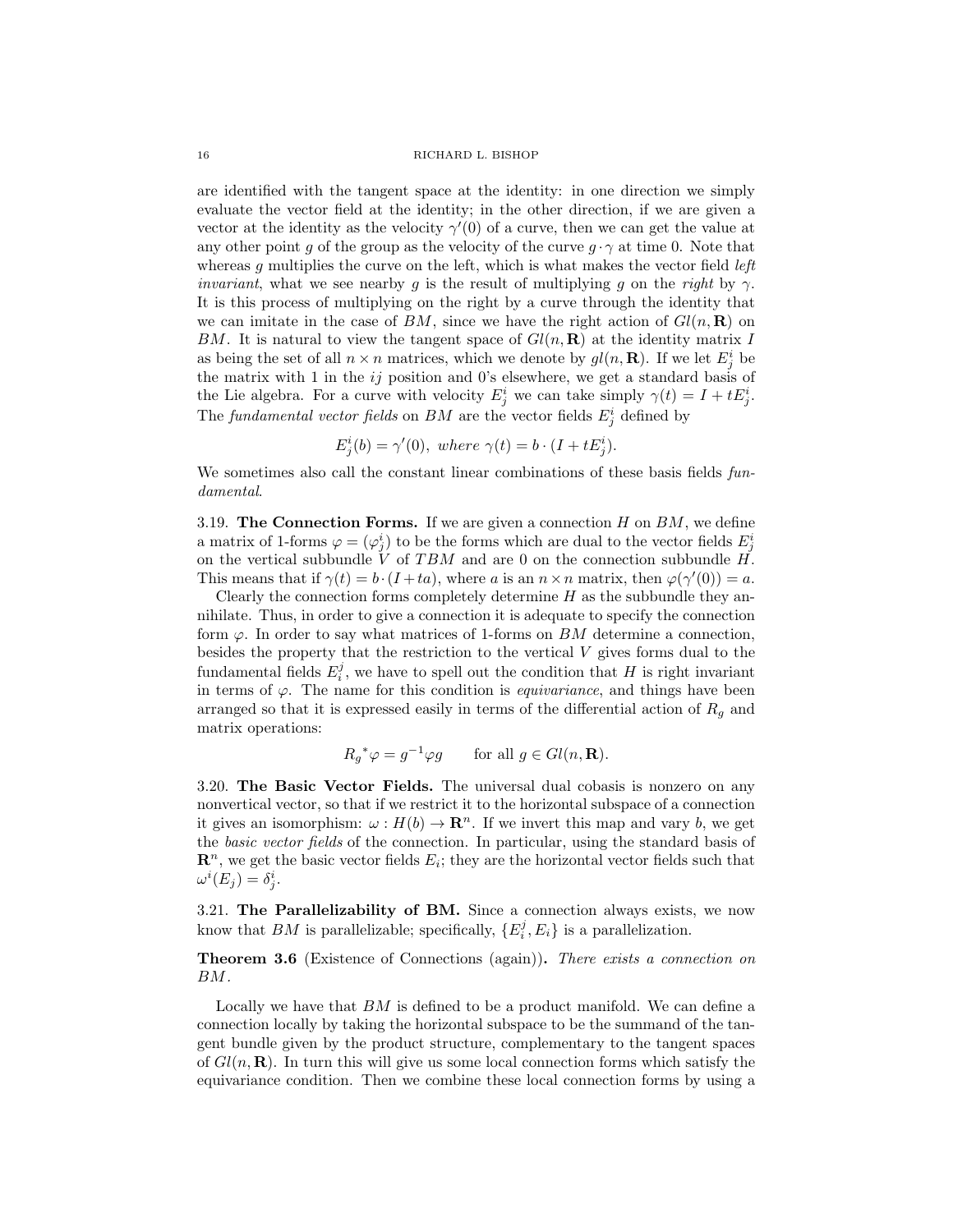are identified with the tangent space at the identity: in one direction we simply evaluate the vector field at the identity; in the other direction, if we are given a vector at the identity as the velocity $\gamma'(0)$ of a curve, then we can get the value at any other point $g$ of the group as the velocity of the curve $g \cdot \gamma$ at time 0. Note that whereas $g$ multiplies the curve on the left, which is what makes the vector field *left invariant*, what we see nearby $g$ is the result of multiplying $g$ on the *right* by $\gamma$. It is this process of multiplying on the right by a curve through the identity that we can imitate in the case of $BM$, since we have the right action of $Gl(n, \mathbf{R})$ on $BM$. It is natural to view the tangent space of $Gl(n, \mathbf{R})$ at the identity matrix $I$ as being the set of all $n \times n$ matrices, which we denote by $gl(n, \mathbf{R})$. If we let $E^i_j$ be the matrix with 1 in the $ij$ position and 0's elsewhere, we get a standard basis of the Lie algebra. For a curve with velocity $E^i_j$ we can take simply $\gamma(t) = I + tE^i_j$. The *fundamental vector fields* on $BM$ are the vector fields $E^i_j$ defined by

$$E^i_j(b) = \gamma'(0), \; where \; \gamma(t) = b \cdot (I + tE^i_j).$$

We sometimes also call the constant linear combinations of these basis fields *fundamental*.

3.19. **The Connection Forms.** If we are given a connection $H$ on $BM$, we define a matrix of 1-forms $\varphi = (\varphi^i_j)$ to be the forms which are dual to the vector fields $E^i_j$ on the vertical subbundle $V$ of $TBM$ and are 0 on the connection subbundle $H$. This means that if $\gamma(t) = b \cdot (I + ta)$, where $a$ is an $n \times n$ matrix, then $\varphi(\gamma'(0)) = a$.

Clearly the connection forms completely determine $H$ as the subbundle they annihilate. Thus, in order to give a connection it is adequate to specify the connection form $\varphi$. In order to say what matrices of 1-forms on $BM$ determine a connection, besides the property that the restriction to the vertical $V$ gives forms dual to the fundamental fields $E^j_i$, we have to spell out the condition that $H$ is right invariant in terms of $\varphi$. The name for this condition is *equivariance*, and things have been arranged so that it is expressed easily in terms of the differential action of $R_g$ and matrix operations:

$${R_g}^*\varphi = g^{-1}\varphi g \qquad \text{for all } g \in Gl(n, \mathbf{R}).$$

3.20. **The Basic Vector Fields.** The universal dual cobasis is nonzero on any nonvertical vector, so that if we restrict it to the horizontal subspace of a connection it gives an isomorphism: $\omega : H(b) \to \mathbf{R}^n$. If we invert this map and vary $b$, we get the *basic vector fields* of the connection. In particular, using the standard basis of $\mathbf{R}^n$, we get the basic vector fields $E_i$; they are the horizontal vector fields such that $\omega^i(E_j) = \delta^i_j$.

3.21. **The Parallelizability of BM.** Since a connection always exists, we now know that $BM$ is parallelizable; specifically, $\{E^j_i, E_i\}$ is a parallelization.

**Theorem 3.6** (Existence of Connections (again))**.** *There exists a connection on $BM$.*

Locally we have that $BM$ is defined to be a product manifold. We can define a connection locally by taking the horizontal subspace to be the summand of the tangent bundle given by the product structure, complementary to the tangent spaces of $Gl(n, \mathbf{R})$. In turn this will give us some local connection forms which satisfy the equivariance condition. Then we combine these local connection forms by using a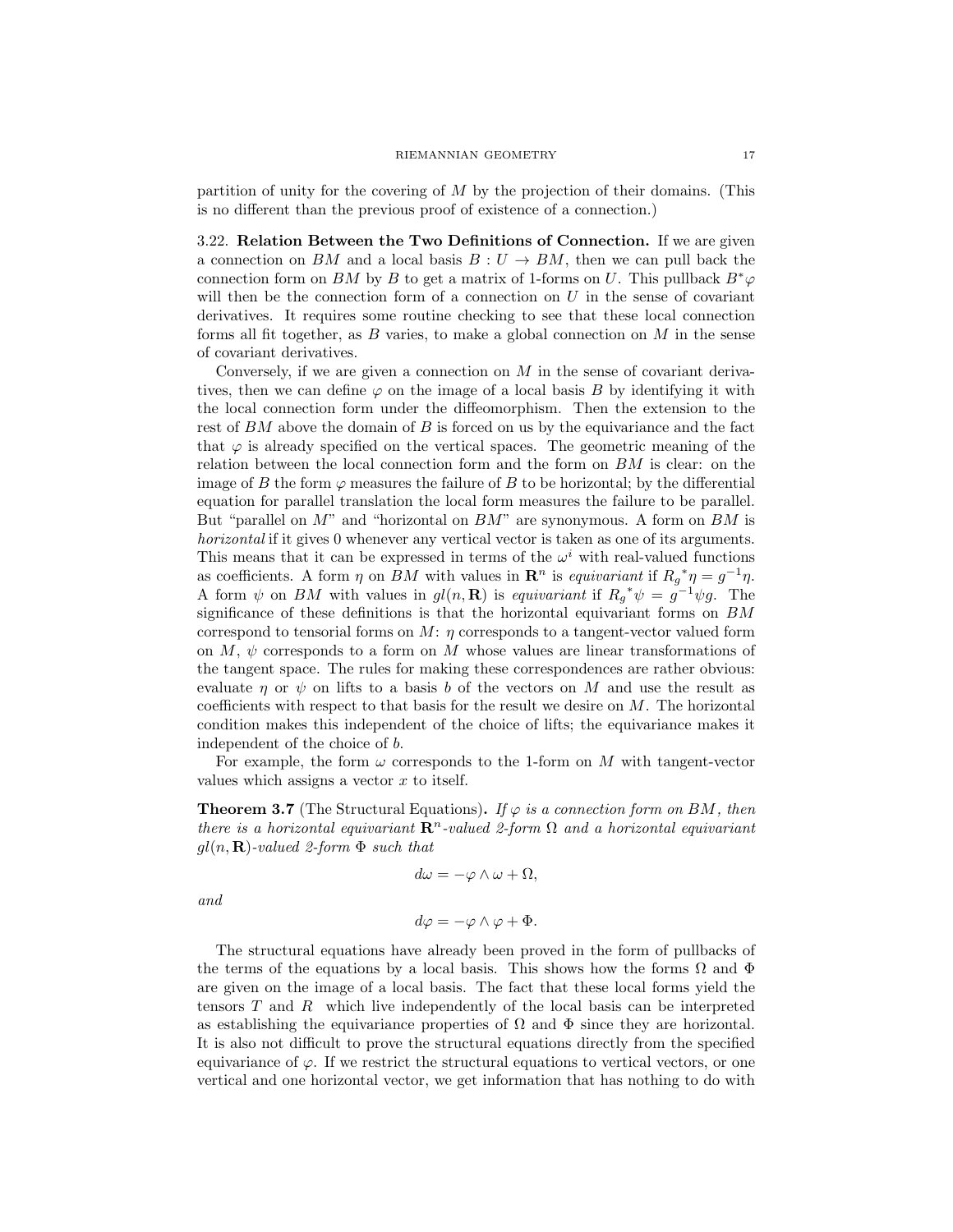partition of unity for the covering of $M$ by the projection of their domains. (This is no different than the previous proof of existence of a connection.)

3.22. **Relation Between the Two Definitions of Connection.** If we are given a connection on $BM$ and a local basis $B : U \to BM$, then we can pull back the connection form on $BM$ by $B$ to get a matrix of 1-forms on $U$. This pullback $B^*\varphi$ will then be the connection form of a connection on $U$ in the sense of covariant derivatives. It requires some routine checking to see that these local connection forms all fit together, as $B$ varies, to make a global connection on $M$ in the sense of covariant derivatives.

Conversely, if we are given a connection on $M$ in the sense of covariant derivatives, then we can define $\varphi$ on the image of a local basis $B$ by identifying it with the local connection form under the diffeomorphism. Then the extension to the rest of $BM$ above the domain of $B$ is forced on us by the equivariance and the fact that $\varphi$ is already specified on the vertical spaces. The geometric meaning of the relation between the local connection form and the form on $BM$ is clear: on the image of $B$ the form $\varphi$ measures the failure of $B$ to be horizontal; by the differential equation for parallel translation the local form measures the failure to be parallel. But "parallel on $M$" and "horizontal on $BM$" are synonymous. A form on $BM$ is *horizontal* if it gives 0 whenever any vertical vector is taken as one of its arguments. This means that it can be expressed in terms of the $\omega^i$ with real-valued functions as coefficients. A form $\eta$ on $BM$ with values in $\mathbf{R}^n$ is *equivariant* if ${R_g}^*\eta = g^{-1}\eta$. A form $\psi$ on $BM$ with values in $gl(n, \mathbf{R})$ is *equivariant* if ${R_g}^*\psi = g^{-1}\psi g$. The significance of these definitions is that the horizontal equivariant forms on $BM$ correspond to tensorial forms on $M$: $\eta$ corresponds to a tangent-vector valued form on $M$, $\psi$ corresponds to a form on $M$ whose values are linear transformations of the tangent space. The rules for making these correspondences are rather obvious: evaluate $\eta$ or $\psi$ on lifts to a basis $b$ of the vectors on $M$ and use the result as coefficients with respect to that basis for the result we desire on $M$. The horizontal condition makes this independent of the choice of lifts; the equivariance makes it independent of the choice of $b$.

For example, the form $\omega$ corresponds to the 1-form on $M$ with tangent-vector values which assigns a vector $x$ to itself.

**Theorem 3.7** (The Structural Equations)**.** *If $\varphi$ is a connection form on $BM$, then there is a horizontal equivariant $\mathbf{R}^n$-valued 2-form $\Omega$ and a horizontal equivariant $gl(n, \mathbf{R})$-valued 2-form $\Phi$ such that*

$$d\omega = -\varphi \wedge \omega + \Omega,$$

*and*

$$d\varphi = -\varphi \wedge \varphi + \Phi.$$

The structural equations have already been proved in the form of pullbacks of the terms of the equations by a local basis. This shows how the forms $\Omega$ and $\Phi$ are given on the image of a local basis. The fact that these local forms yield the tensors $T$ and $R$ which live independently of the local basis can be interpreted as establishing the equivariance properties of $\Omega$ and $\Phi$ since they are horizontal. It is also not difficult to prove the structural equations directly from the specified equivariance of $\varphi$. If we restrict the structural equations to vertical vectors, or one vertical and one horizontal vector, we get information that has nothing to do with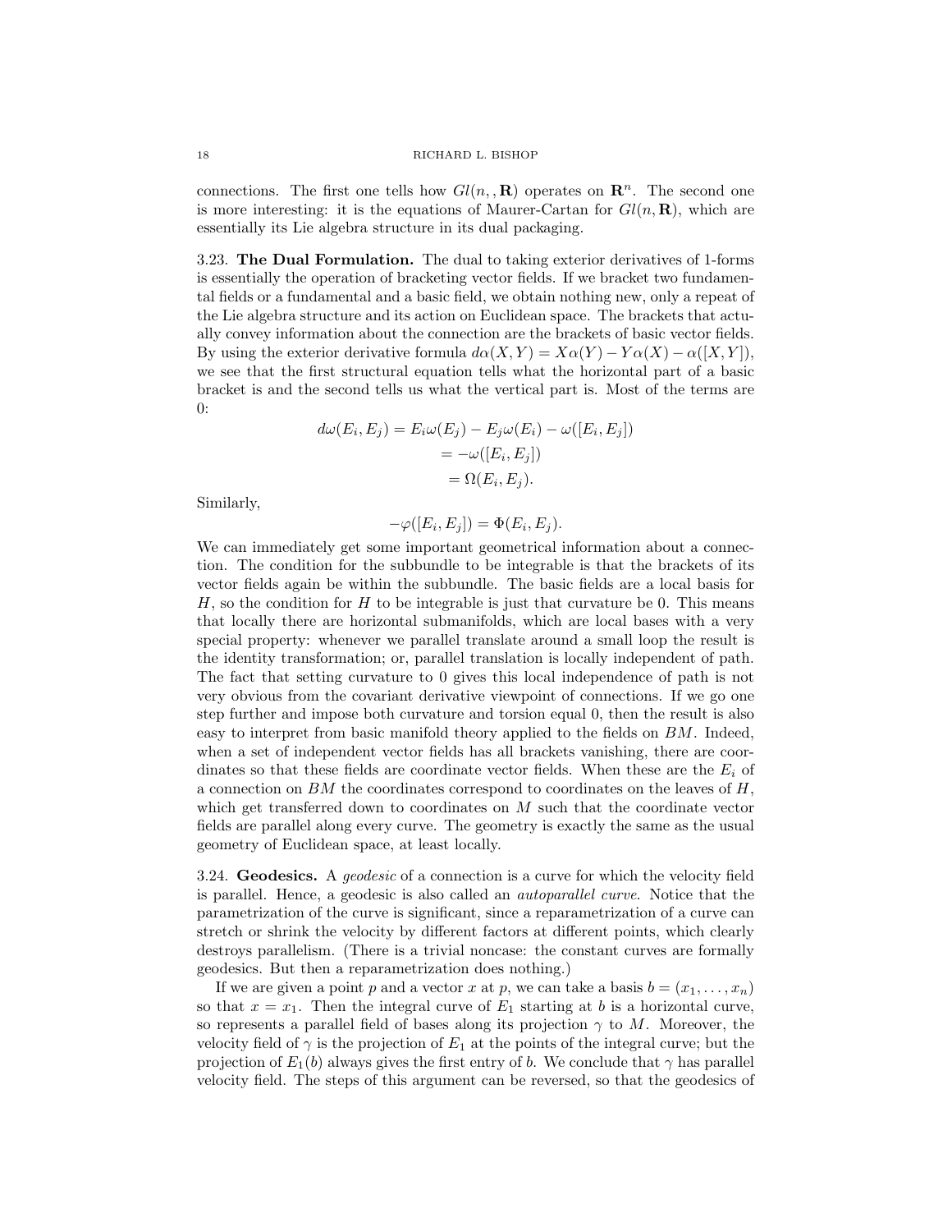connections. The first one tells how $Gl(n,,\mathbf{R})$ operates on $\mathbf{R}^n$. The second one is more interesting: it is the equations of Maurer-Cartan for $Gl(n,\mathbf{R})$, which are essentially its Lie algebra structure in its dual packaging.

**3.23. The Dual Formulation.** The dual to taking exterior derivatives of 1-forms is essentially the operation of bracketing vector fields. If we bracket two fundamental fields or a fundamental and a basic field, we obtain nothing new, only a repeat of the Lie algebra structure and its action on Euclidean space. The brackets that actually convey information about the connection are the brackets of basic vector fields. By using the exterior derivative formula $d\alpha(X,Y) = X\alpha(Y) - Y\alpha(X) - \alpha([X,Y])$, we see that the first structural equation tells what the horizontal part of a basic bracket is and the second tells us what the vertical part is. Most of the terms are 0:

$$\begin{aligned} d\omega(E_i, E_j) &= E_i\omega(E_j) - E_j\omega(E_i) - \omega([E_i, E_j]) \\ &= -\omega([E_i, E_j]) \\ &= \Omega(E_i, E_j). \end{aligned}$$

Similarly,

$$-\varphi([E_i, E_j]) = \Phi(E_i, E_j).$$

We can immediately get some important geometrical information about a connection. The condition for the subbundle to be integrable is that the brackets of its vector fields again be within the subbundle. The basic fields are a local basis for $H$, so the condition for $H$ to be integrable is just that curvature be 0. This means that locally there are horizontal submanifolds, which are local bases with a very special property: whenever we parallel translate around a small loop the result is the identity transformation; or, parallel translation is locally independent of path. The fact that setting curvature to 0 gives this local independence of path is not very obvious from the covariant derivative viewpoint of connections. If we go one step further and impose both curvature and torsion equal 0, then the result is also easy to interpret from basic manifold theory applied to the fields on $BM$. Indeed, when a set of independent vector fields has all brackets vanishing, there are coordinates so that these fields are coordinate vector fields. When these are the $E_i$ of a connection on $BM$ the coordinates correspond to coordinates on the leaves of $H$, which get transferred down to coordinates on $M$ such that the coordinate vector fields are parallel along every curve. The geometry is exactly the same as the usual geometry of Euclidean space, at least locally.

**3.24. Geodesics.** A *geodesic* of a connection is a curve for which the velocity field is parallel. Hence, a geodesic is also called an *autoparallel curve*. Notice that the parametrization of the curve is significant, since a reparametrization of a curve can stretch or shrink the velocity by different factors at different points, which clearly destroys parallelism. (There is a trivial noncase: the constant curves are formally geodesics. But then a reparametrization does nothing.)

If we are given a point $p$ and a vector $x$ at $p$, we can take a basis $b = (x_1, \dots, x_n)$ so that $x = x_1$. Then the integral curve of $E_1$ starting at $b$ is a horizontal curve, so represents a parallel field of bases along its projection $\gamma$ to $M$. Moreover, the velocity field of $\gamma$ is the projection of $E_1$ at the points of the integral curve; but the projection of $E_1(b)$ always gives the first entry of $b$. We conclude that $\gamma$ has parallel velocity field. The steps of this argument can be reversed, so that the geodesics of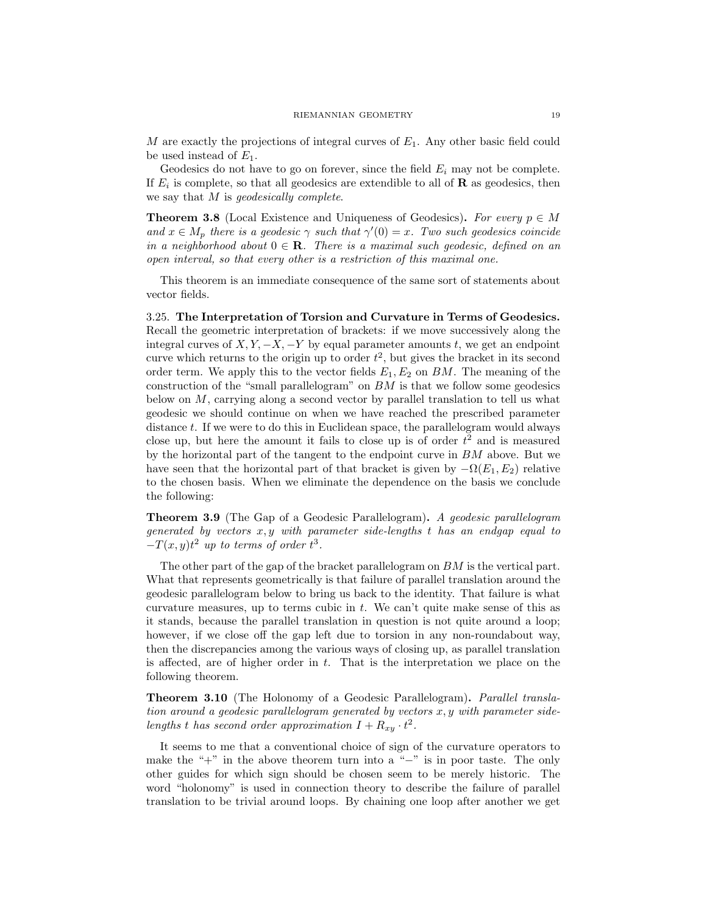$M$ are exactly the projections of integral curves of $E_1$. Any other basic field could be used instead of $E_1$.

Geodesics do not have to go on forever, since the field $E_i$ may not be complete. If $E_i$ is complete, so that all geodesics are extendible to all of $\mathbf{R}$ as geodesics, then we say that $M$ is *geodesically complete*.

**Theorem 3.8** (Local Existence and Uniqueness of Geodesics)**.** *For every $p \in M$ and $x \in M_p$ there is a geodesic $\gamma$ such that $\gamma'(0) = x$. Two such geodesics coincide in a neighborhood about $0 \in \mathbf{R}$. There is a maximal such geodesic, defined on an open interval, so that every other is a restriction of this maximal one.*

This theorem is an immediate consequence of the same sort of statements about vector fields.

3.25. **The Interpretation of Torsion and Curvature in Terms of Geodesics.** Recall the geometric interpretation of brackets: if we move successively along the integral curves of $X, Y, -X, -Y$ by equal parameter amounts $t$, we get an endpoint curve which returns to the origin up to order $t^2$, but gives the bracket in its second order term. We apply this to the vector fields $E_1, E_2$ on $BM$. The meaning of the construction of the "small parallelogram" on $BM$ is that we follow some geodesics below on $M$, carrying along a second vector by parallel translation to tell us what geodesic we should continue on when we have reached the prescribed parameter distance $t$. If we were to do this in Euclidean space, the parallelogram would always close up, but here the amount it fails to close up is of order $t^2$ and is measured by the horizontal part of the tangent to the endpoint curve in $BM$ above. But we have seen that the horizontal part of that bracket is given by $-\Omega(E_1, E_2)$ relative to the chosen basis. When we eliminate the dependence on the basis we conclude the following:

**Theorem 3.9** (The Gap of a Geodesic Parallelogram)**.** *A geodesic parallelogram generated by vectors $x, y$ with parameter side-lengths $t$ has an endgap equal to $-T(x, y)t^2$ up to terms of order $t^3$.*

The other part of the gap of the bracket parallelogram on $BM$ is the vertical part. What that represents geometrically is that failure of parallel translation around the geodesic parallelogram below to bring us back to the identity. That failure is what curvature measures, up to terms cubic in $t$. We can't quite make sense of this as it stands, because the parallel translation in question is not quite around a loop; however, if we close off the gap left due to torsion in any non-roundabout way, then the discrepancies among the various ways of closing up, as parallel translation is affected, are of higher order in $t$. That is the interpretation we place on the following theorem.

**Theorem 3.10** (The Holonomy of a Geodesic Parallelogram)**.** *Parallel translation around a geodesic parallelogram generated by vectors $x, y$ with parameter side-lengths $t$ has second order approximation $I + R_{xy} \cdot t^2$.*

It seems to me that a conventional choice of sign of the curvature operators to make the "+" in the above theorem turn into a "−" is in poor taste. The only other guides for which sign should be chosen seem to be merely historic. The word "holonomy" is used in connection theory to describe the failure of parallel translation to be trivial around loops. By chaining one loop after another we get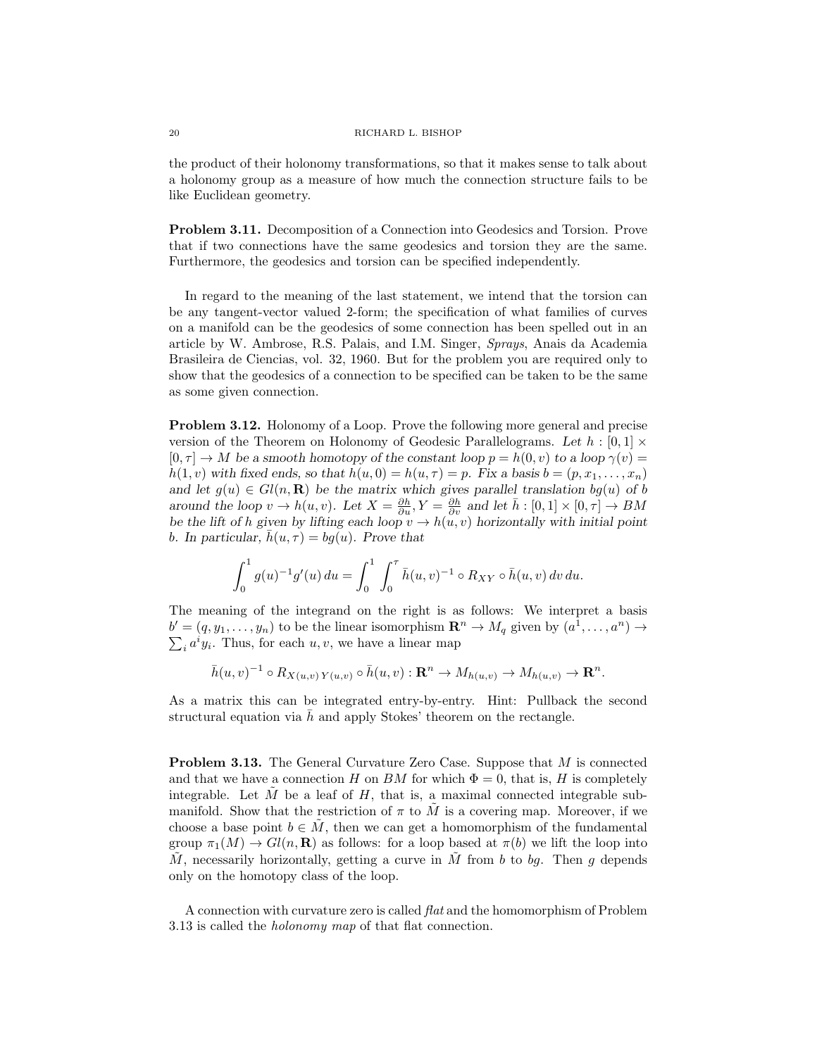the product of their holonomy transformations, so that it makes sense to talk about a holonomy group as a measure of how much the connection structure fails to be like Euclidean geometry.

**Problem 3.11.** Decomposition of a Connection into Geodesics and Torsion. Prove that if two connections have the same geodesics and torsion they are the same. Furthermore, the geodesics and torsion can be specified independently.

In regard to the meaning of the last statement, we intend that the torsion can be any tangent-vector valued 2-form; the specification of what families of curves on a manifold can be the geodesics of some connection has been spelled out in an article by W. Ambrose, R.S. Palais, and I.M. Singer, *Sprays*, Anais da Academia Brasileira de Ciencias, vol. 32, 1960. But for the problem you are required only to show that the geodesics of a connection to be specified can be taken to be the same as some given connection.

**Problem 3.12.** Holonomy of a Loop. Prove the following more general and precise version of the Theorem on Holonomy of Geodesic Parallelograms. *Let $h : [0,1] \times [0,\tau] \to M$ be a smooth homotopy of the constant loop $p = h(0,v)$ to a loop $\gamma(v) = h(1,v)$ with fixed ends, so that $h(u,0) = h(u,\tau) = p$. Fix a basis $b = (p, x_1, \ldots, x_n)$ and let $g(u) \in Gl(n, \mathbf{R})$ be the matrix which gives parallel translation $bg(u)$ of $b$ around the loop $v \to h(u,v)$. Let $X = \frac{\partial h}{\partial u}, Y = \frac{\partial h}{\partial v}$ and let $\bar{h} : [0,1] \times [0,\tau] \to BM$ be the lift of $h$ given by lifting each loop $v \to h(u,v)$ horizontally with initial point $b$. In particular, $\bar{h}(u,\tau) = bg(u)$. Prove that*

$$\int_0^1 g(u)^{-1} g'(u)\, du = \int_0^1 \int_0^\tau \bar{h}(u,v)^{-1} \circ R_{XY} \circ \bar{h}(u,v)\, dv\, du.$$

The meaning of the integrand on the right is as follows: We interpret a basis $b' = (q, y_1, \ldots, y_n)$ to be the linear isomorphism $\mathbf{R}^n \to M_q$ given by $(a^1, \ldots, a^n) \to \sum_i a^i y_i$. Thus, for each $u, v$, we have a linear map

$$\bar{h}(u,v)^{-1} \circ R_{X(u,v)\,Y(u,v)} \circ \bar{h}(u,v) : \mathbf{R}^n \to M_{h(u,v)} \to M_{h(u,v)} \to \mathbf{R}^n.$$

As a matrix this can be integrated entry-by-entry. Hint: Pullback the second structural equation via $\bar{h}$ and apply Stokes' theorem on the rectangle.

**Problem 3.13.** The General Curvature Zero Case. Suppose that $M$ is connected and that we have a connection $H$ on $BM$ for which $\Phi = 0$, that is, $H$ is completely integrable. Let $\tilde{M}$ be a leaf of $H$, that is, a maximal connected integrable submanifold. Show that the restriction of $\pi$ to $\tilde{M}$ is a covering map. Moreover, if we choose a base point $b \in \tilde{M}$, then we can get a homomorphism of the fundamental group $\pi_1(M) \to Gl(n, \mathbf{R})$ as follows: for a loop based at $\pi(b)$ we lift the loop into $\tilde{M}$, necessarily horizontally, getting a curve in $\tilde{M}$ from $b$ to $bg$. Then $g$ depends only on the homotopy class of the loop.

A connection with curvature zero is called *flat* and the homomorphism of Problem 3.13 is called the *holonomy map* of that flat connection.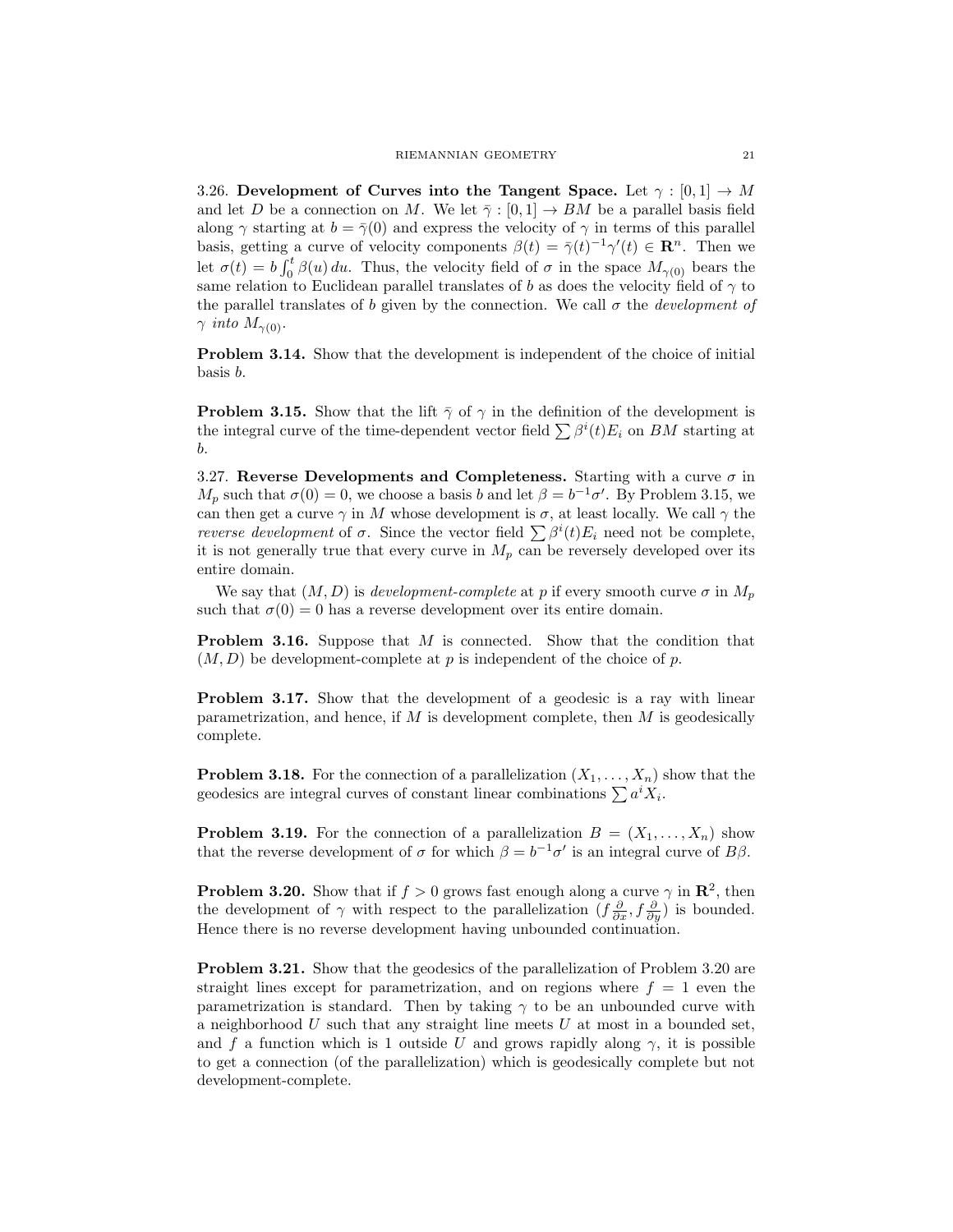3.26. **Development of Curves into the Tangent Space.** Let $\gamma : [0, 1] \to M$ and let $D$ be a connection on $M$. We let $\bar{\gamma} : [0, 1] \to BM$ be a parallel basis field along $\gamma$ starting at $b = \bar{\gamma}(0)$ and express the velocity of $\gamma$ in terms of this parallel basis, getting a curve of velocity components $\beta(t) = \bar{\gamma}(t)^{-1}\gamma'(t) \in \mathbf{R}^n$. Then we let $\sigma(t) = b\int_0^t \beta(u)\,du$. Thus, the velocity field of $\sigma$ in the space $M_{\gamma(0)}$ bears the same relation to Euclidean parallel translates of $b$ as does the velocity field of $\gamma$ to the parallel translates of $b$ given by the connection. We call $\sigma$ the *development of $\gamma$ into $M_{\gamma(0)}$*.

**Problem 3.14.** Show that the development is independent of the choice of initial basis $b$.

**Problem 3.15.** Show that the lift $\bar{\gamma}$ of $\gamma$ in the definition of the development is the integral curve of the time-dependent vector field $\sum \beta^i(t)E_i$ on $BM$ starting at $b$.

3.27. **Reverse Developments and Completeness.** Starting with a curve $\sigma$ in $M_p$ such that $\sigma(0) = 0$, we choose a basis $b$ and let $\beta = b^{-1}\sigma'$. By Problem 3.15, we can then get a curve $\gamma$ in $M$ whose development is $\sigma$, at least locally. We call $\gamma$ the *reverse development* of $\sigma$. Since the vector field $\sum \beta^i(t)E_i$ need not be complete, it is not generally true that every curve in $M_p$ can be reversely developed over its entire domain.

We say that $(M, D)$ is *development-complete* at $p$ if every smooth curve $\sigma$ in $M_p$ such that $\sigma(0) = 0$ has a reverse development over its entire domain.

**Problem 3.16.** Suppose that $M$ is connected. Show that the condition that $(M, D)$ be development-complete at $p$ is independent of the choice of $p$.

**Problem 3.17.** Show that the development of a geodesic is a ray with linear parametrization, and hence, if $M$ is development complete, then $M$ is geodesically complete.

**Problem 3.18.** For the connection of a parallelization $(X_1, \ldots, X_n)$ show that the geodesics are integral curves of constant linear combinations $\sum a^i X_i$.

**Problem 3.19.** For the connection of a parallelization $B = (X_1, \ldots, X_n)$ show that the reverse development of $\sigma$ for which $\beta = b^{-1}\sigma'$ is an integral curve of $B\beta$.

**Problem 3.20.** Show that if $f > 0$ grows fast enough along a curve $\gamma$ in $\mathbf{R}^2$, then the development of $\gamma$ with respect to the parallelization $(f\frac{\partial}{\partial x}, f\frac{\partial}{\partial y})$ is bounded. Hence there is no reverse development having unbounded continuation.

**Problem 3.21.** Show that the geodesics of the parallelization of Problem 3.20 are straight lines except for parametrization, and on regions where $f = 1$ even the parametrization is standard. Then by taking $\gamma$ to be an unbounded curve with a neighborhood $U$ such that any straight line meets $U$ at most in a bounded set, and $f$ a function which is 1 outside $U$ and grows rapidly along $\gamma$, it is possible to get a connection (of the parallelization) which is geodesically complete but not development-complete.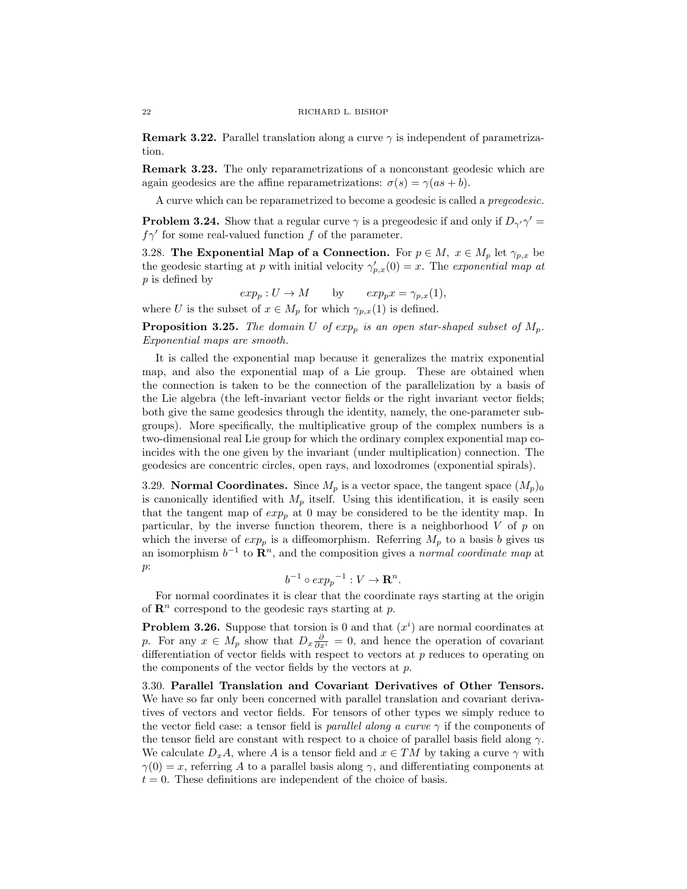**Remark 3.22.** Parallel translation along a curve $\gamma$ is independent of parametrization.

**Remark 3.23.** The only reparametrizations of a nonconstant geodesic which are again geodesics are the affine reparametrizations: $\sigma(s) = \gamma(as + b)$.

A curve which can be reparametrized to become a geodesic is called a *pregeodesic.*

**Problem 3.24.** Show that a regular curve $\gamma$ is a pregeodesic if and only if $D_{\gamma'}\gamma' = f\gamma'$ for some real-valued function $f$ of the parameter.

3.28. **The Exponential Map of a Connection.** For $p \in M,\ x \in M_p$ let $\gamma_{p,x}$ be the geodesic starting at $p$ with initial velocity $\gamma'_{p,x}(0) = x$. The *exponential map at* $p$ is defined by

$$exp_p : U \to M \qquad \text{by} \qquad exp_p x = \gamma_{p,x}(1),$$

where $U$ is the subset of $x \in M_p$ for which $\gamma_{p,x}(1)$ is defined.

**Proposition 3.25.** *The domain $U$ of $exp_p$ is an open star-shaped subset of $M_p$. Exponential maps are smooth.*

It is called the exponential map because it generalizes the matrix exponential map, and also the exponential map of a Lie group. These are obtained when the connection is taken to be the connection of the parallelization by a basis of the Lie algebra (the left-invariant vector fields or the right invariant vector fields; both give the same geodesics through the identity, namely, the one-parameter subgroups). More specifically, the multiplicative group of the complex numbers is a two-dimensional real Lie group for which the ordinary complex exponential map coincides with the one given by the invariant (under multiplication) connection. The geodesics are concentric circles, open rays, and loxodromes (exponential spirals).

3.29. **Normal Coordinates.** Since $M_p$ is a vector space, the tangent space $(M_p)_0$ is canonically identified with $M_p$ itself. Using this identification, it is easily seen that the tangent map of $exp_p$ at 0 may be considered to be the identity map. In particular, by the inverse function theorem, there is a neighborhood $V$ of $p$ on which the inverse of $exp_p$ is a diffeomorphism. Referring $M_p$ to a basis $b$ gives us an isomorphism $b^{-1}$ to $\mathbf{R}^n$, and the composition gives a *normal coordinate map* at $p$:

$$b^{-1} \circ {exp_p}^{-1} : V \to \mathbf{R}^n.$$

For normal coordinates it is clear that the coordinate rays starting at the origin of $\mathbf{R}^n$ correspond to the geodesic rays starting at $p$.

**Problem 3.26.** Suppose that torsion is 0 and that $(x^i)$ are normal coordinates at $p$. For any $x \in M_p$ show that $D_x \frac{\partial}{\partial x^i} = 0$, and hence the operation of covariant differentiation of vector fields with respect to vectors at $p$ reduces to operating on the components of the vector fields by the vectors at $p$.

3.30. **Parallel Translation and Covariant Derivatives of Other Tensors.** We have so far only been concerned with parallel translation and covariant derivatives of vectors and vector fields. For tensors of other types we simply reduce to the vector field case: a tensor field is *parallel along a curve* $\gamma$ if the components of the tensor field are constant with respect to a choice of parallel basis field along $\gamma$. We calculate $D_x A$, where $A$ is a tensor field and $x \in TM$ by taking a curve $\gamma$ with $\gamma(0) = x$, referring $A$ to a parallel basis along $\gamma$, and differentiating components at $t = 0$. These definitions are independent of the choice of basis.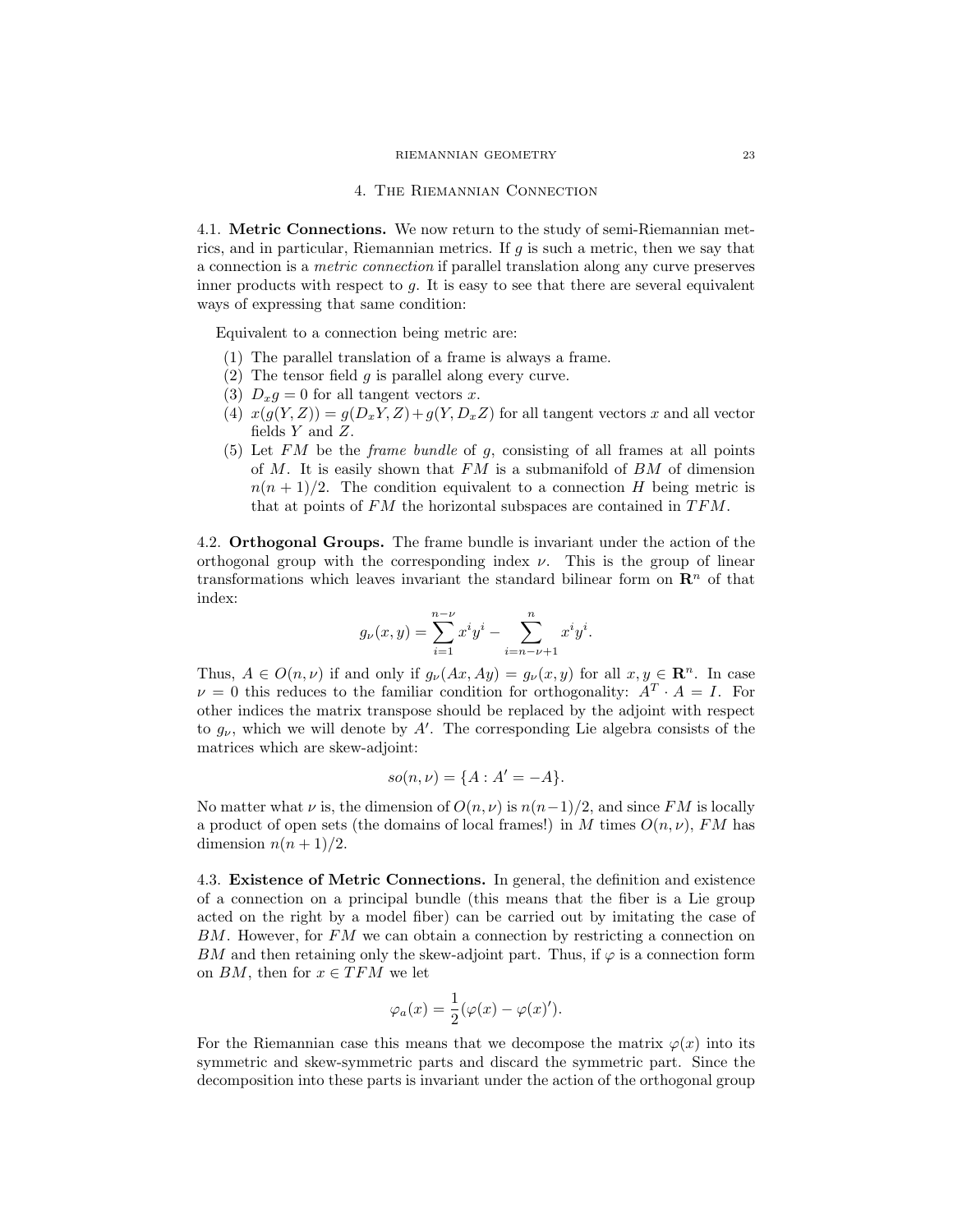## 4. The Riemannian Connection

4.1. **Metric Connections.** We now return to the study of semi-Riemannian metrics, and in particular, Riemannian metrics. If $g$ is such a metric, then we say that a connection is a *metric connection* if parallel translation along any curve preserves inner products with respect to $g$. It is easy to see that there are several equivalent ways of expressing that same condition:

Equivalent to a connection being metric are:

1. The parallel translation of a frame is always a frame.
2. The tensor field $g$ is parallel along every curve.
3. $D_x g = 0$ for all tangent vectors $x$.
4. $x(g(Y, Z)) = g(D_x Y, Z) + g(Y, D_x Z)$ for all tangent vectors $x$ and all vector fields $Y$ and $Z$.
5. Let $FM$ be the *frame bundle* of $g$, consisting of all frames at all points of $M$. It is easily shown that $FM$ is a submanifold of $BM$ of dimension $n(n+1)/2$. The condition equivalent to a connection $H$ being metric is that at points of $FM$ the horizontal subspaces are contained in $TFM$.

4.2. **Orthogonal Groups.** The frame bundle is invariant under the action of the orthogonal group with the corresponding index $\nu$. This is the group of linear transformations which leaves invariant the standard bilinear form on $\mathbf{R}^n$ of that index:

$$g_\nu(x, y) = \sum_{i=1}^{n-\nu} x^i y^i - \sum_{i=n-\nu+1}^{n} x^i y^i.$$

Thus, $A \in O(n, \nu)$ if and only if $g_\nu(Ax, Ay) = g_\nu(x, y)$ for all $x, y \in \mathbf{R}^n$. In case $\nu = 0$ this reduces to the familiar condition for orthogonality: $A^T \cdot A = I$. For other indices the matrix transpose should be replaced by the adjoint with respect to $g_\nu$, which we will denote by $A'$. The corresponding Lie algebra consists of the matrices which are skew-adjoint:

$$so(n, \nu) = \{A : A' = -A\}.$$

No matter what $\nu$ is, the dimension of $O(n, \nu)$ is $n(n-1)/2$, and since $FM$ is locally a product of open sets (the domains of local frames!) in $M$ times $O(n, \nu)$, $FM$ has dimension $n(n+1)/2$.

4.3. **Existence of Metric Connections.** In general, the definition and existence of a connection on a principal bundle (this means that the fiber is a Lie group acted on the right by a model fiber) can be carried out by imitating the case of $BM$. However, for $FM$ we can obtain a connection by restricting a connection on $BM$ and then retaining only the skew-adjoint part. Thus, if $\varphi$ is a connection form on $BM$, then for $x \in TFM$ we let

$$\varphi_a(x) = \frac{1}{2}(\varphi(x) - \varphi(x)').$$

For the Riemannian case this means that we decompose the matrix $\varphi(x)$ into its symmetric and skew-symmetric parts and discard the symmetric part. Since the decomposition into these parts is invariant under the action of the orthogonal group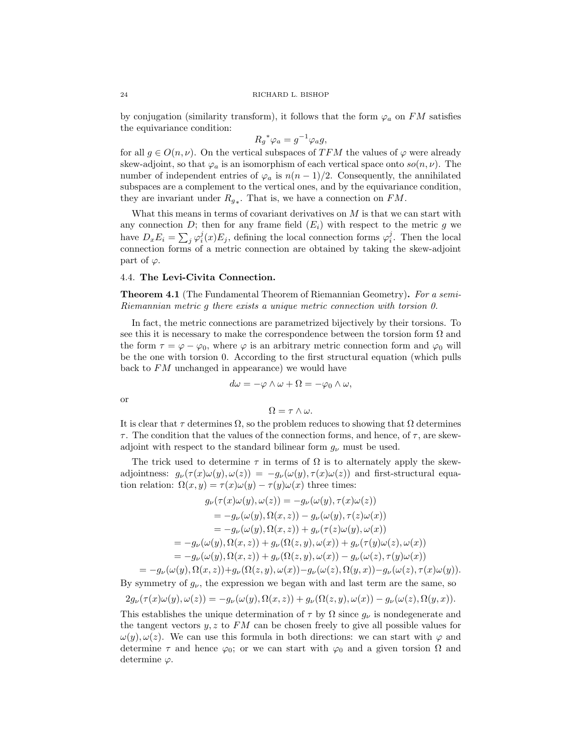by conjugation (similarity transform), it follows that the form $\varphi_a$ on $FM$ satisfies the equivariance condition:

$$R_g{}^*\varphi_a = g^{-1}\varphi_a g,$$

for all $g \in O(n,\nu)$. On the vertical subspaces of $TFM$ the values of $\varphi$ were already skew-adjoint, so that $\varphi_a$ is an isomorphism of each vertical space onto $so(n,\nu)$. The number of independent entries of $\varphi_a$ is $n(n-1)/2$. Consequently, the annihilated subspaces are a complement to the vertical ones, and by the equivariance condition, they are invariant under $R_{g*}$. That is, we have a connection on $FM$.

What this means in terms of covariant derivatives on $M$ is that we can start with any connection $D$; then for any frame field $(E_i)$ with respect to the metric $g$ we have $D_x E_i = \sum_j \varphi_i^j(x)E_j$, defining the local connection forms $\varphi_i^j$. Then the local connection forms of a metric connection are obtained by taking the skew-adjoint part of $\varphi$.

### 4.4. The Levi-Civita Connection.

**Theorem 4.1** (The Fundamental Theorem of Riemannian Geometry)**.** *For a semi-Riemannian metric g there exists a unique metric connection with torsion 0.*

In fact, the metric connections are parametrized bijectively by their torsions. To see this it is necessary to make the correspondence between the torsion form $\Omega$ and the form $\tau = \varphi - \varphi_0$, where $\varphi$ is an arbitrary metric connection form and $\varphi_0$ will be the one with torsion 0. According to the first structural equation (which pulls back to $FM$ unchanged in appearance) we would have

$$d\omega = -\varphi \wedge \omega + \Omega = -\varphi_0 \wedge \omega,$$

or

$$\Omega = \tau \wedge \omega.$$

It is clear that $\tau$ determines $\Omega$, so the problem reduces to showing that $\Omega$ determines $\tau$. The condition that the values of the connection forms, and hence, of $\tau$, are skew-adjoint with respect to the standard bilinear form $g_\nu$ must be used.

The trick used to determine $\tau$ in terms of $\Omega$ is to alternately apply the skew-adjointness: $g_\nu(\tau(x)\omega(y),\omega(z)) = -g_\nu(\omega(y),\tau(x)\omega(z))$ and first-structural equation relation: $\Omega(x,y) = \tau(x)\omega(y) - \tau(y)\omega(x)$ three times:

$$\begin{aligned}
g_\nu(\tau(x)\omega(y),\omega(z)) &= -g_\nu(\omega(y),\tau(x)\omega(z)) \\
&= -g_\nu(\omega(y),\Omega(x,z)) - g_\nu(\omega(y),\tau(z)\omega(x)) \\
&= -g_\nu(\omega(y),\Omega(x,z)) + g_\nu(\tau(z)\omega(y),\omega(x)) \\
&= -g_\nu(\omega(y),\Omega(x,z)) + g_\nu(\Omega(z,y),\omega(x)) + g_\nu(\tau(y)\omega(z),\omega(x)) \\
&= -g_\nu(\omega(y),\Omega(x,z)) + g_\nu(\Omega(z,y),\omega(x)) - g_\nu(\omega(z),\tau(y)\omega(x)) \\
&= -g_\nu(\omega(y),\Omega(x,z)) + g_\nu(\Omega(z,y),\omega(x)) - g_\nu(\omega(z),\Omega(y,x)) - g_\nu(\omega(z),\tau(x)\omega(y)).
\end{aligned}$$

By symmetry of $g_\nu$, the expression we began with and last term are the same, so

$$2g_\nu(\tau(x)\omega(y),\omega(z)) = -g_\nu(\omega(y),\Omega(x,z)) + g_\nu(\Omega(z,y),\omega(x)) - g_\nu(\omega(z),\Omega(y,x)).$$

This establishes the unique determination of $\tau$ by $\Omega$ since $g_\nu$ is nondegenerate and the tangent vectors $y,z$ to $FM$ can be chosen freely to give all possible values for $\omega(y),\omega(z)$. We can use this formula in both directions: we can start with $\varphi$ and determine $\tau$ and hence $\varphi_0$; or we can start with $\varphi_0$ and a given torsion $\Omega$ and determine $\varphi$.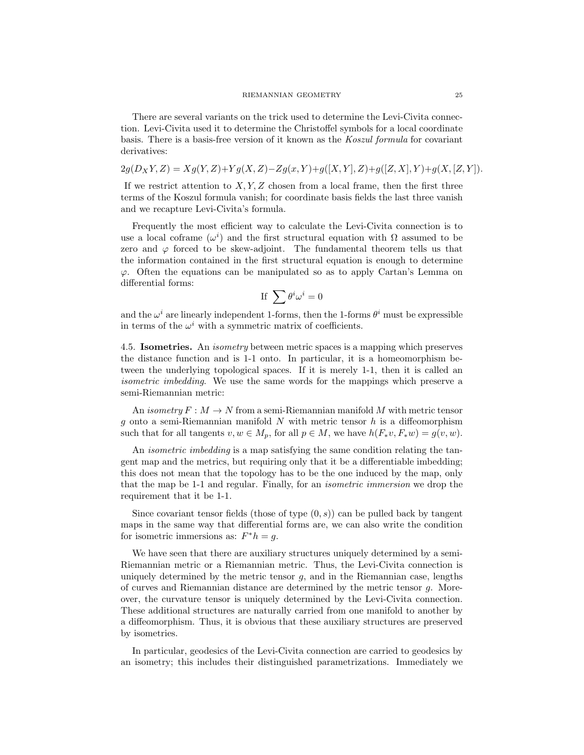There are several variants on the trick used to determine the Levi-Civita connection. Levi-Civita used it to determine the Christoffel symbols for a local coordinate basis. There is a basis-free version of it known as the *Koszul formula* for covariant derivatives:

$$2g(D_X Y, Z) = Xg(Y,Z)+Yg(X,Z)-Zg(x,Y)+g([X,Y],Z)+g([Z,X],Y)+g(X,[Z,Y]).$$

If we restrict attention to $X, Y, Z$ chosen from a local frame, then the first three terms of the Koszul formula vanish; for coordinate basis fields the last three vanish and we recapture Levi-Civita's formula.

Frequently the most efficient way to calculate the Levi-Civita connection is to use a local coframe $(\omega^i)$ and the first structural equation with $\Omega$ assumed to be zero and $\varphi$ forced to be skew-adjoint. The fundamental theorem tells us that the information contained in the first structural equation is enough to determine $\varphi$. Often the equations can be manipulated so as to apply Cartan's Lemma on differential forms:

$$\text{If } \sum \theta^i \omega^i = 0$$

and the $\omega^i$ are linearly independent 1-forms, then the 1-forms $\theta^i$ must be expressible in terms of the $\omega^i$ with a symmetric matrix of coefficients.

4.5. **Isometries.** An *isometry* between metric spaces is a mapping which preserves the distance function and is 1-1 onto. In particular, it is a homeomorphism between the underlying topological spaces. If it is merely 1-1, then it is called an *isometric imbedding*. We use the same words for the mappings which preserve a semi-Riemannian metric:

An *isometry* $F : M \to N$ from a semi-Riemannian manifold $M$ with metric tensor $g$ onto a semi-Riemannian manifold $N$ with metric tensor $h$ is a diffeomorphism such that for all tangents $v, w \in M_p$, for all $p \in M$, we have $h(F_*v, F_*w) = g(v, w)$.

An *isometric imbedding* is a map satisfying the same condition relating the tangent map and the metrics, but requiring only that it be a differentiable imbedding; this does not mean that the topology has to be the one induced by the map, only that the map be 1-1 and regular. Finally, for an *isometric immersion* we drop the requirement that it be 1-1.

Since covariant tensor fields (those of type $(0, s)$) can be pulled back by tangent maps in the same way that differential forms are, we can also write the condition for isometric immersions as: $F^*h = g$.

We have seen that there are auxiliary structures uniquely determined by a semi-Riemannian metric or a Riemannian metric. Thus, the Levi-Civita connection is uniquely determined by the metric tensor $g$, and in the Riemannian case, lengths of curves and Riemannian distance are determined by the metric tensor $g$. Moreover, the curvature tensor is uniquely determined by the Levi-Civita connection. These additional structures are naturally carried from one manifold to another by a diffeomorphism. Thus, it is obvious that these auxiliary structures are preserved by isometries.

In particular, geodesics of the Levi-Civita connection are carried to geodesics by an isometry; this includes their distinguished parametrizations. Immediately we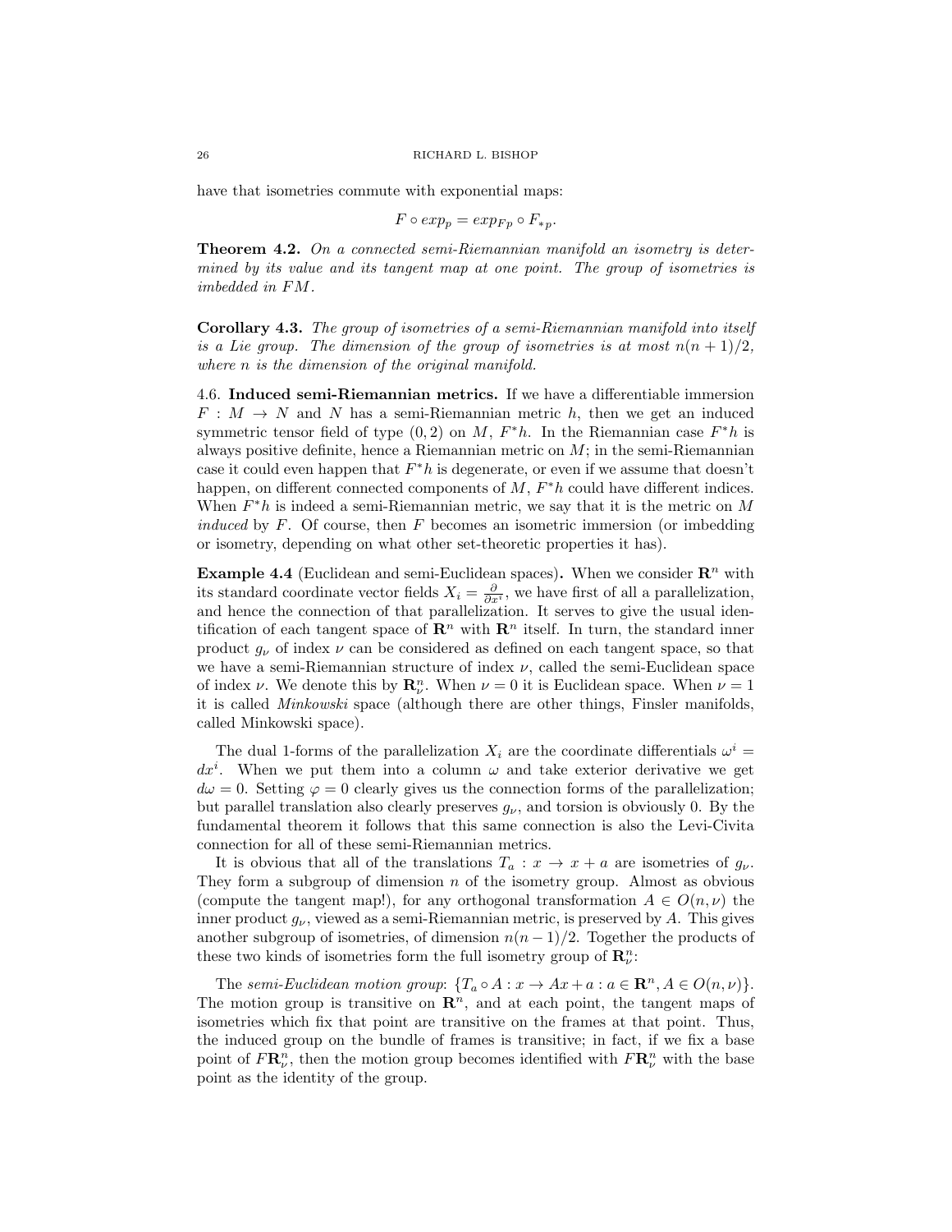have that isometries commute with exponential maps:

$$F \circ exp_p = exp_{Fp} \circ F_{*p}.$$

**Theorem 4.2.** *On a connected semi-Riemannian manifold an isometry is determined by its value and its tangent map at one point. The group of isometries is imbedded in $FM$.*

**Corollary 4.3.** *The group of isometries of a semi-Riemannian manifold into itself is a Lie group. The dimension of the group of isometries is at most $n(n+1)/2$, where $n$ is the dimension of the original manifold.*

4.6. **Induced semi-Riemannian metrics.** If we have a differentiable immersion $F : M \to N$ and $N$ has a semi-Riemannian metric $h$, then we get an induced symmetric tensor field of type $(0, 2)$ on $M$, $F^*h$. In the Riemannian case $F^*h$ is always positive definite, hence a Riemannian metric on $M$; in the semi-Riemannian case it could even happen that $F^*h$ is degenerate, or even if we assume that doesn't happen, on different connected components of $M$, $F^*h$ could have different indices. When $F^*h$ is indeed a semi-Riemannian metric, we say that it is the metric on $M$ *induced* by $F$. Of course, then $F$ becomes an isometric immersion (or imbedding or isometry, depending on what other set-theoretic properties it has).

**Example 4.4** (Euclidean and semi-Euclidean spaces)**.** When we consider $\mathbf{R}^n$ with its standard coordinate vector fields $X_i = \frac{\partial}{\partial x^i}$, we have first of all a parallelization, and hence the connection of that parallelization. It serves to give the usual identification of each tangent space of $\mathbf{R}^n$ with $\mathbf{R}^n$ itself. In turn, the standard inner product $g_\nu$ of index $\nu$ can be considered as defined on each tangent space, so that we have a semi-Riemannian structure of index $\nu$, called the semi-Euclidean space of index $\nu$. We denote this by $\mathbf{R}^n_\nu$. When $\nu = 0$ it is Euclidean space. When $\nu = 1$ it is called *Minkowski* space (although there are other things, Finsler manifolds, called Minkowski space).

The dual 1-forms of the parallelization $X_i$ are the coordinate differentials $\omega^i = dx^i$. When we put them into a column $\omega$ and take exterior derivative we get $d\omega = 0$. Setting $\varphi = 0$ clearly gives us the connection forms of the parallelization; but parallel translation also clearly preserves $g_\nu$, and torsion is obviously 0. By the fundamental theorem it follows that this same connection is also the Levi-Civita connection for all of these semi-Riemannian metrics.

It is obvious that all of the translations $T_a : x \to x + a$ are isometries of $g_\nu$. They form a subgroup of dimension $n$ of the isometry group. Almost as obvious (compute the tangent map!), for any orthogonal transformation $A \in O(n, \nu)$ the inner product $g_\nu$, viewed as a semi-Riemannian metric, is preserved by $A$. This gives another subgroup of isometries, of dimension $n(n-1)/2$. Together the products of these two kinds of isometries form the full isometry group of $\mathbf{R}^n_\nu$:

The *semi-Euclidean motion group*: $\{T_a \circ A : x \to Ax + a : a \in \mathbf{R}^n, A \in O(n, \nu)\}$. The motion group is transitive on $\mathbf{R}^n$, and at each point, the tangent maps of isometries which fix that point are transitive on the frames at that point. Thus, the induced group on the bundle of frames is transitive; in fact, if we fix a base point of $F\mathbf{R}^n_\nu$, then the motion group becomes identified with $F\mathbf{R}^n_\nu$ with the base point as the identity of the group.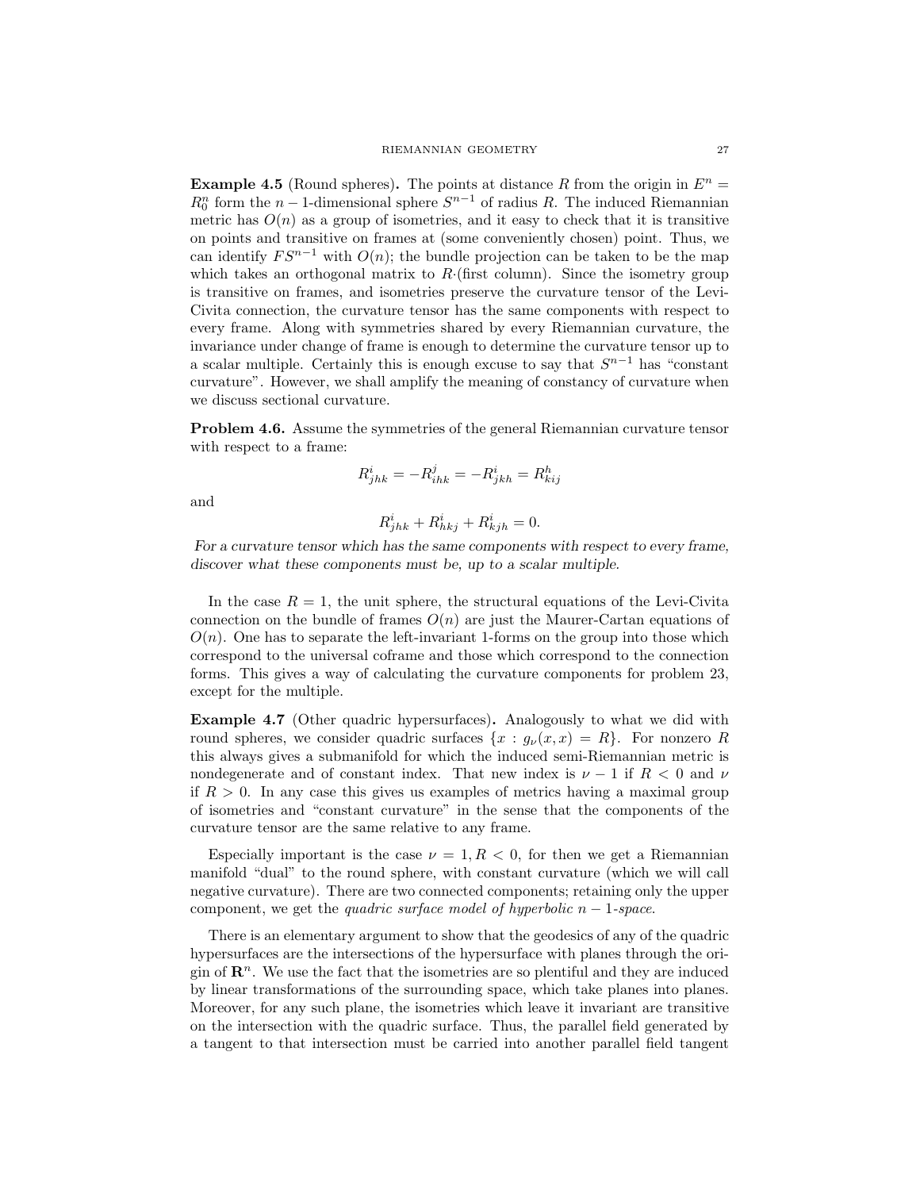**Example 4.5** (Round spheres)**.** The points at distance $R$ from the origin in $E^n = R^n_0$ form the $n-1$-dimensional sphere $S^{n-1}$ of radius $R$. The induced Riemannian metric has $O(n)$ as a group of isometries, and it easy to check that it is transitive on points and transitive on frames at (some conveniently chosen) point. Thus, we can identify $FS^{n-1}$ with $O(n)$; the bundle projection can be taken to be the map which takes an orthogonal matrix to $R\cdot$(first column). Since the isometry group is transitive on frames, and isometries preserve the curvature tensor of the Levi-Civita connection, the curvature tensor has the same components with respect to every frame. Along with symmetries shared by every Riemannian curvature, the invariance under change of frame is enough to determine the curvature tensor up to a scalar multiple. Certainly this is enough excuse to say that $S^{n-1}$ has "constant curvature". However, we shall amplify the meaning of constancy of curvature when we discuss sectional curvature.

**Problem 4.6.** Assume the symmetries of the general Riemannian curvature tensor with respect to a frame:

$$R^i_{jhk} = -R^j_{ihk} = -R^i_{jkh} = R^h_{kij}$$

and

$$R^i_{jhk} + R^i_{hkj} + R^i_{kjh} = 0.$$

*For a curvature tensor which has the same components with respect to every frame, discover what these components must be, up to a scalar multiple.*

In the case $R = 1$, the unit sphere, the structural equations of the Levi-Civita connection on the bundle of frames $O(n)$ are just the Maurer-Cartan equations of $O(n)$. One has to separate the left-invariant 1-forms on the group into those which correspond to the universal coframe and those which correspond to the connection forms. This gives a way of calculating the curvature components for problem 23, except for the multiple.

**Example 4.7** (Other quadric hypersurfaces)**.** Analogously to what we did with round spheres, we consider quadric surfaces $\{x : g_\nu(x, x) = R\}$. For nonzero $R$ this always gives a submanifold for which the induced semi-Riemannian metric is nondegenerate and of constant index. That new index is $\nu - 1$ if $R < 0$ and $\nu$ if $R > 0$. In any case this gives us examples of metrics having a maximal group of isometries and "constant curvature" in the sense that the components of the curvature tensor are the same relative to any frame.

Especially important is the case $\nu = 1, R < 0$, for then we get a Riemannian manifold "dual" to the round sphere, with constant curvature (which we will call negative curvature). There are two connected components; retaining only the upper component, we get the *quadric surface model of hyperbolic $n-1$-space*.

There is an elementary argument to show that the geodesics of any of the quadric hypersurfaces are the intersections of the hypersurface with planes through the origin of $\mathbf{R}^n$. We use the fact that the isometries are so plentiful and they are induced by linear transformations of the surrounding space, which take planes into planes. Moreover, for any such plane, the isometries which leave it invariant are transitive on the intersection with the quadric surface. Thus, the parallel field generated by a tangent to that intersection must be carried into another parallel field tangent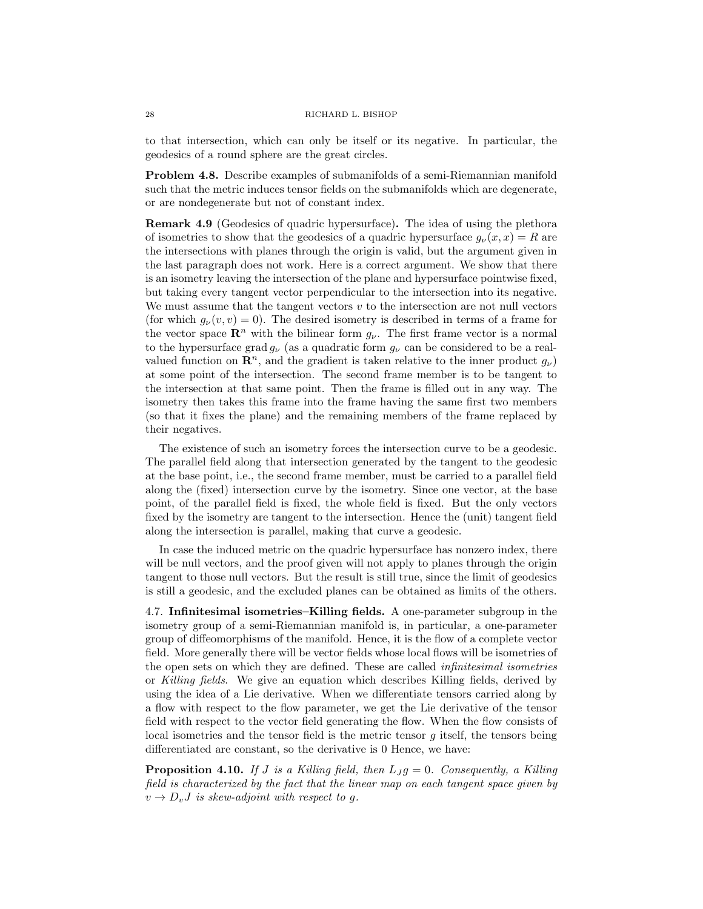to that intersection, which can only be itself or its negative. In particular, the geodesics of a round sphere are the great circles.

**Problem 4.8.** Describe examples of submanifolds of a semi-Riemannian manifold such that the metric induces tensor fields on the submanifolds which are degenerate, or are nondegenerate but not of constant index.

**Remark 4.9** (Geodesics of quadric hypersurface)**.** The idea of using the plethora of isometries to show that the geodesics of a quadric hypersurface $g_\nu(x, x) = R$ are the intersections with planes through the origin is valid, but the argument given in the last paragraph does not work. Here is a correct argument. We show that there is an isometry leaving the intersection of the plane and hypersurface pointwise fixed, but taking every tangent vector perpendicular to the intersection into its negative. We must assume that the tangent vectors $v$ to the intersection are not null vectors (for which $g_\nu(v, v) = 0$). The desired isometry is described in terms of a frame for the vector space $\mathbf{R}^n$ with the bilinear form $g_\nu$. The first frame vector is a normal to the hypersurface $\operatorname{grad} g_\nu$ (as a quadratic form $g_\nu$ can be considered to be a real-valued function on $\mathbf{R}^n$, and the gradient is taken relative to the inner product $g_\nu$) at some point of the intersection. The second frame member is to be tangent to the intersection at that same point. Then the frame is filled out in any way. The isometry then takes this frame into the frame having the same first two members (so that it fixes the plane) and the remaining members of the frame replaced by their negatives.

The existence of such an isometry forces the intersection curve to be a geodesic. The parallel field along that intersection generated by the tangent to the geodesic at the base point, i.e., the second frame member, must be carried to a parallel field along the (fixed) intersection curve by the isometry. Since one vector, at the base point, of the parallel field is fixed, the whole field is fixed. But the only vectors fixed by the isometry are tangent to the intersection. Hence the (unit) tangent field along the intersection is parallel, making that curve a geodesic.

In case the induced metric on the quadric hypersurface has nonzero index, there will be null vectors, and the proof given will not apply to planes through the origin tangent to those null vectors. But the result is still true, since the limit of geodesics is still a geodesic, and the excluded planes can be obtained as limits of the others.

4.7. **Infinitesimal isometries–Killing fields.** A one-parameter subgroup in the isometry group of a semi-Riemannian manifold is, in particular, a one-parameter group of diffeomorphisms of the manifold. Hence, it is the flow of a complete vector field. More generally there will be vector fields whose local flows will be isometries of the open sets on which they are defined. These are called *infinitesimal isometries* or *Killing fields.* We give an equation which describes Killing fields, derived by using the idea of a Lie derivative. When we differentiate tensors carried along by a flow with respect to the flow parameter, we get the Lie derivative of the tensor field with respect to the vector field generating the flow. When the flow consists of local isometries and the tensor field is the metric tensor $g$ itself, the tensors being differentiated are constant, so the derivative is 0 Hence, we have:

**Proposition 4.10.** *If $J$ is a Killing field, then $L_J g = 0$. Consequently, a Killing field is characterized by the fact that the linear map on each tangent space given by $v \to D_v J$ is skew-adjoint with respect to $g$.*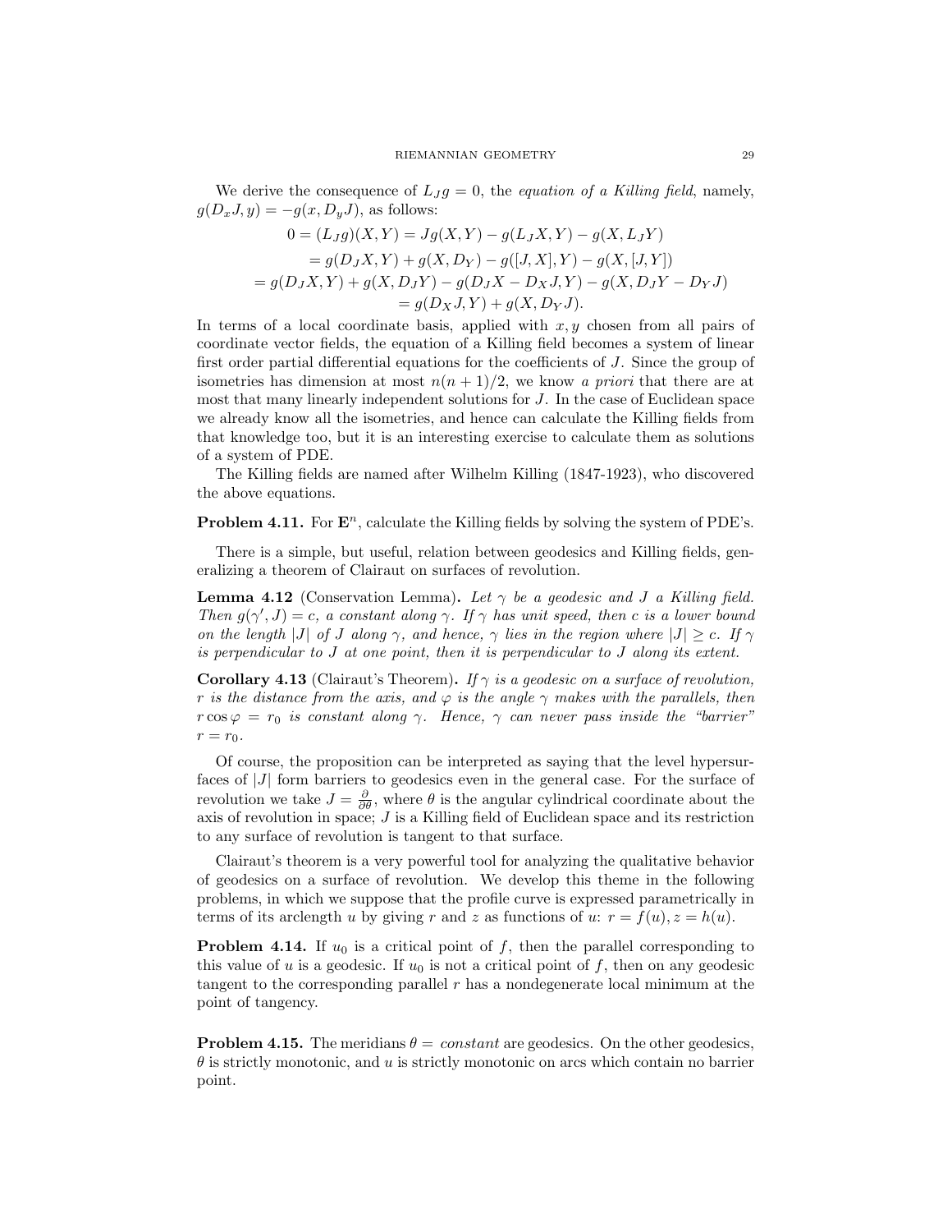We derive the consequence of $L_J g = 0$, the *equation of a Killing field*, namely, $g(D_x J, y) = -g(x, D_y J)$, as follows:

$$
\begin{aligned}
0 = (L_J g)(X,Y) &= Jg(X,Y) - g(L_J X, Y) - g(X, L_J Y) \\
&= g(D_J X, Y) + g(X, D_Y) - g([J,X], Y) - g(X, [J,Y]) \\
= g(D_J X, Y) + g(X, D_J Y) &- g(D_J X - D_X J, Y) - g(X, D_J Y - D_Y J) \\
&= g(D_X J, Y) + g(X, D_Y J).
\end{aligned}
$$

In terms of a local coordinate basis, applied with $x, y$ chosen from all pairs of coordinate vector fields, the equation of a Killing field becomes a system of linear first order partial differential equations for the coefficients of $J$. Since the group of isometries has dimension at most $n(n+1)/2$, we know *a priori* that there are at most that many linearly independent solutions for $J$. In the case of Euclidean space we already know all the isometries, and hence can calculate the Killing fields from that knowledge too, but it is an interesting exercise to calculate them as solutions of a system of PDE.

The Killing fields are named after Wilhelm Killing (1847-1923), who discovered the above equations.

**Problem 4.11.** For $\mathbf{E}^n$, calculate the Killing fields by solving the system of PDE's.

There is a simple, but useful, relation between geodesics and Killing fields, generalizing a theorem of Clairaut on surfaces of revolution.

**Lemma 4.12** (Conservation Lemma). *Let $\gamma$ be a geodesic and $J$ a Killing field. Then $g(\gamma', J) = c$, a constant along $\gamma$. If $\gamma$ has unit speed, then $c$ is a lower bound on the length $|J|$ of $J$ along $\gamma$, and hence, $\gamma$ lies in the region where $|J| \geq c$. If $\gamma$ is perpendicular to $J$ at one point, then it is perpendicular to $J$ along its extent.*

**Corollary 4.13** (Clairaut's Theorem). *If $\gamma$ is a geodesic on a surface of revolution, $r$ is the distance from the axis, and $\varphi$ is the angle $\gamma$ makes with the parallels, then $r \cos \varphi = r_0$ is constant along $\gamma$. Hence, $\gamma$ can never pass inside the "barrier" $r = r_0$.*

Of course, the proposition can be interpreted as saying that the level hypersurfaces of $|J|$ form barriers to geodesics even in the general case. For the surface of revolution we take $J = \frac{\partial}{\partial \theta}$, where $\theta$ is the angular cylindrical coordinate about the axis of revolution in space; $J$ is a Killing field of Euclidean space and its restriction to any surface of revolution is tangent to that surface.

Clairaut's theorem is a very powerful tool for analyzing the qualitative behavior of geodesics on a surface of revolution. We develop this theme in the following problems, in which we suppose that the profile curve is expressed parametrically in terms of its arclength $u$ by giving $r$ and $z$ as functions of $u$: $r = f(u), z = h(u)$.

**Problem 4.14.** If $u_0$ is a critical point of $f$, then the parallel corresponding to this value of $u$ is a geodesic. If $u_0$ is not a critical point of $f$, then on any geodesic tangent to the corresponding parallel $r$ has a nondegenerate local minimum at the point of tangency.

**Problem 4.15.** The meridians $\theta =$ *constant* are geodesics. On the other geodesics, $\theta$ is strictly monotonic, and $u$ is strictly monotonic on arcs which contain no barrier point.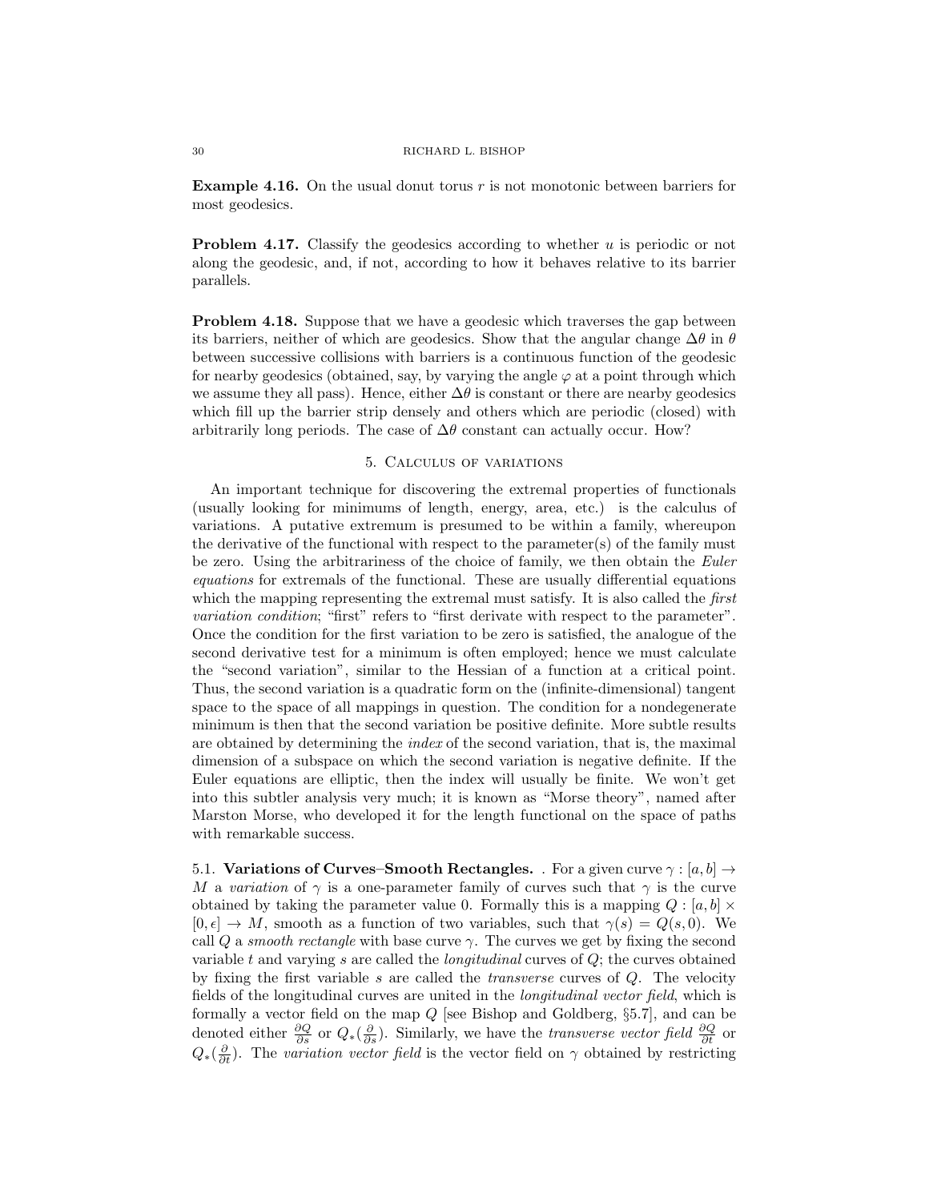**Example 4.16.** On the usual donut torus $r$ is not monotonic between barriers for most geodesics.

**Problem 4.17.** Classify the geodesics according to whether $u$ is periodic or not along the geodesic, and, if not, according to how it behaves relative to its barrier parallels.

**Problem 4.18.** Suppose that we have a geodesic which traverses the gap between its barriers, neither of which are geodesics. Show that the angular change $\Delta\theta$ in $\theta$ between successive collisions with barriers is a continuous function of the geodesic for nearby geodesics (obtained, say, by varying the angle $\varphi$ at a point through which we assume they all pass). Hence, either $\Delta\theta$ is constant or there are nearby geodesics which fill up the barrier strip densely and others which are periodic (closed) with arbitrarily long periods. The case of $\Delta\theta$ constant can actually occur. How?

## 5. Calculus of variations

An important technique for discovering the extremal properties of functionals (usually looking for minimums of length, energy, area, etc.) is the calculus of variations. A putative extremum is presumed to be within a family, whereupon the derivative of the functional with respect to the parameter(s) of the family must be zero. Using the arbitrariness of the choice of family, we then obtain the *Euler equations* for extremals of the functional. These are usually differential equations which the mapping representing the extremal must satisfy. It is also called the *first variation condition*; "first" refers to "first derivate with respect to the parameter". Once the condition for the first variation to be zero is satisfied, the analogue of the second derivative test for a minimum is often employed; hence we must calculate the "second variation", similar to the Hessian of a function at a critical point. Thus, the second variation is a quadratic form on the (infinite-dimensional) tangent space to the space of all mappings in question. The condition for a nondegenerate minimum is then that the second variation be positive definite. More subtle results are obtained by determining the *index* of the second variation, that is, the maximal dimension of a subspace on which the second variation is negative definite. If the Euler equations are elliptic, then the index will usually be finite. We won't get into this subtler analysis very much; it is known as "Morse theory", named after Marston Morse, who developed it for the length functional on the space of paths with remarkable success.

5.1. **Variations of Curves–Smooth Rectangles.** . For a given curve $\gamma : [a, b] \to M$ a *variation* of $\gamma$ is a one-parameter family of curves such that $\gamma$ is the curve obtained by taking the parameter value 0. Formally this is a mapping $Q : [a, b] \times [0, \epsilon] \to M$, smooth as a function of two variables, such that $\gamma(s) = Q(s, 0)$. We call $Q$ a *smooth rectangle* with base curve $\gamma$. The curves we get by fixing the second variable $t$ and varying $s$ are called the *longitudinal* curves of $Q$; the curves obtained by fixing the first variable $s$ are called the *transverse* curves of $Q$. The velocity fields of the longitudinal curves are united in the *longitudinal vector field*, which is formally a vector field on the map $Q$ [see Bishop and Goldberg, §5.7], and can be denoted either $\frac{\partial Q}{\partial s}$ or $Q_*(\frac{\partial}{\partial s})$. Similarly, we have the *transverse vector field* $\frac{\partial Q}{\partial t}$ or $Q_*(\frac{\partial}{\partial t})$. The *variation vector field* is the vector field on $\gamma$ obtained by restricting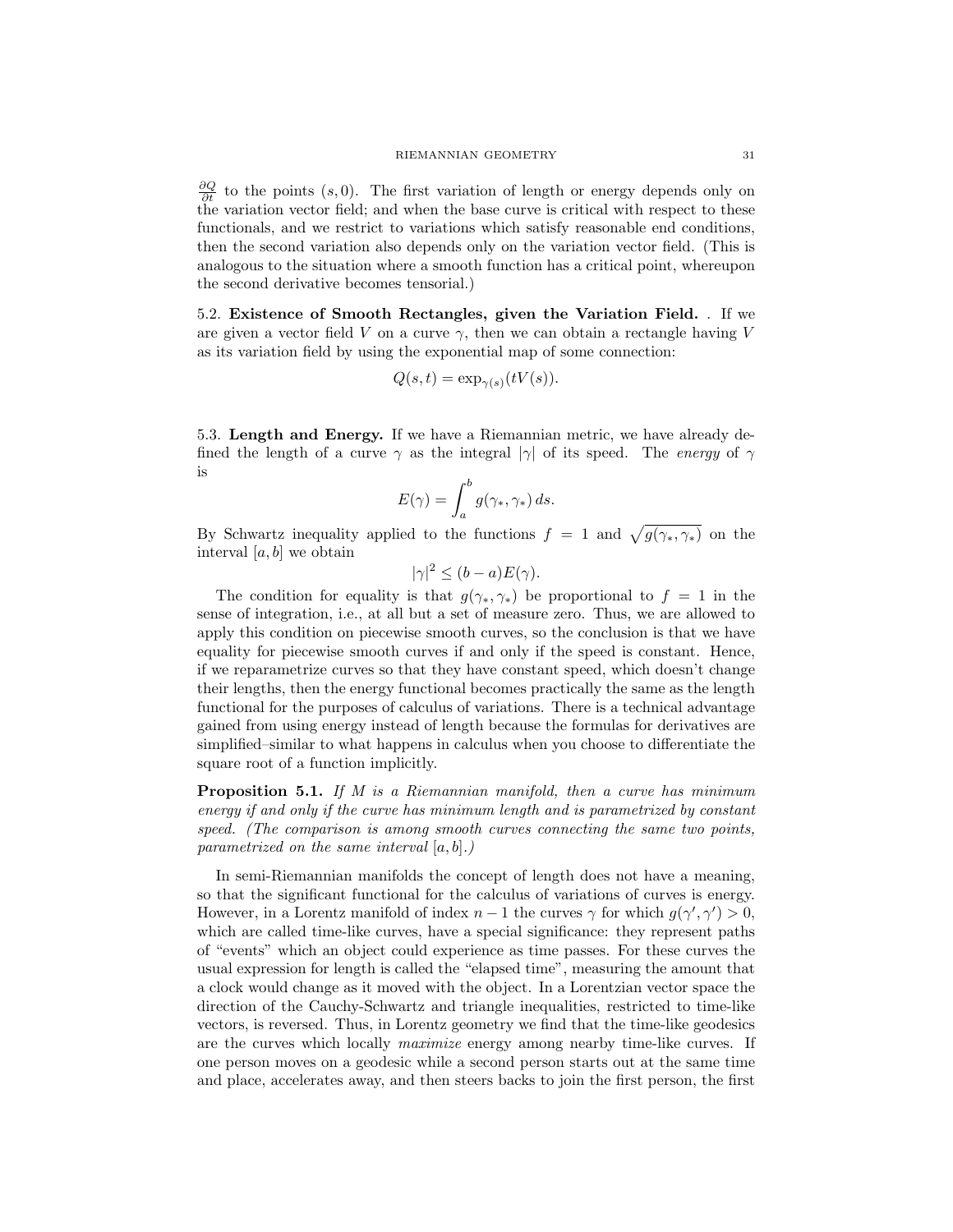$\frac{\partial Q}{\partial t}$ to the points $(s, 0)$. The first variation of length or energy depends only on the variation vector field; and when the base curve is critical with respect to these functionals, and we restrict to variations which satisfy reasonable end conditions, then the second variation also depends only on the variation vector field. (This is analogous to the situation where a smooth function has a critical point, whereupon the second derivative becomes tensorial.)

5.2. **Existence of Smooth Rectangles, given the Variation Field.** . If we are given a vector field $V$ on a curve $\gamma$, then we can obtain a rectangle having $V$ as its variation field by using the exponential map of some connection:

$$Q(s,t) = \exp_{\gamma(s)}(tV(s)).$$

5.3. **Length and Energy.** If we have a Riemannian metric, we have already defined the length of a curve $\gamma$ as the integral $|\gamma|$ of its speed. The *energy* of $\gamma$ is

$$E(\gamma) = \int_a^b g(\gamma_*, \gamma_*)\, ds.$$

By Schwartz inequality applied to the functions $f = 1$ and $\sqrt{g(\gamma_*, \gamma_*)}$ on the interval $[a, b]$ we obtain

$$|\gamma|^2 \leq (b-a)E(\gamma).$$

The condition for equality is that $g(\gamma_*, \gamma_*)$ be proportional to $f = 1$ in the sense of integration, i.e., at all but a set of measure zero. Thus, we are allowed to apply this condition on piecewise smooth curves, so the conclusion is that we have equality for piecewise smooth curves if and only if the speed is constant. Hence, if we reparametrize curves so that they have constant speed, which doesn't change their lengths, then the energy functional becomes practically the same as the length functional for the purposes of calculus of variations. There is a technical advantage gained from using energy instead of length because the formulas for derivatives are simplified–similar to what happens in calculus when you choose to differentiate the square root of a function implicitly.

**Proposition 5.1.** *If $M$ is a Riemannian manifold, then a curve has minimum energy if and only if the curve has minimum length and is parametrized by constant speed. (The comparison is among smooth curves connecting the same two points, parametrized on the same interval $[a, b]$.)*

In semi-Riemannian manifolds the concept of length does not have a meaning, so that the significant functional for the calculus of variations of curves is energy. However, in a Lorentz manifold of index $n-1$ the curves $\gamma$ for which $g(\gamma', \gamma') > 0$, which are called time-like curves, have a special significance: they represent paths of "events" which an object could experience as time passes. For these curves the usual expression for length is called the "elapsed time", measuring the amount that a clock would change as it moved with the object. In a Lorentzian vector space the direction of the Cauchy-Schwartz and triangle inequalities, restricted to time-like vectors, is reversed. Thus, in Lorentz geometry we find that the time-like geodesics are the curves which locally *maximize* energy among nearby time-like curves. If one person moves on a geodesic while a second person starts out at the same time and place, accelerates away, and then steers backs to join the first person, the first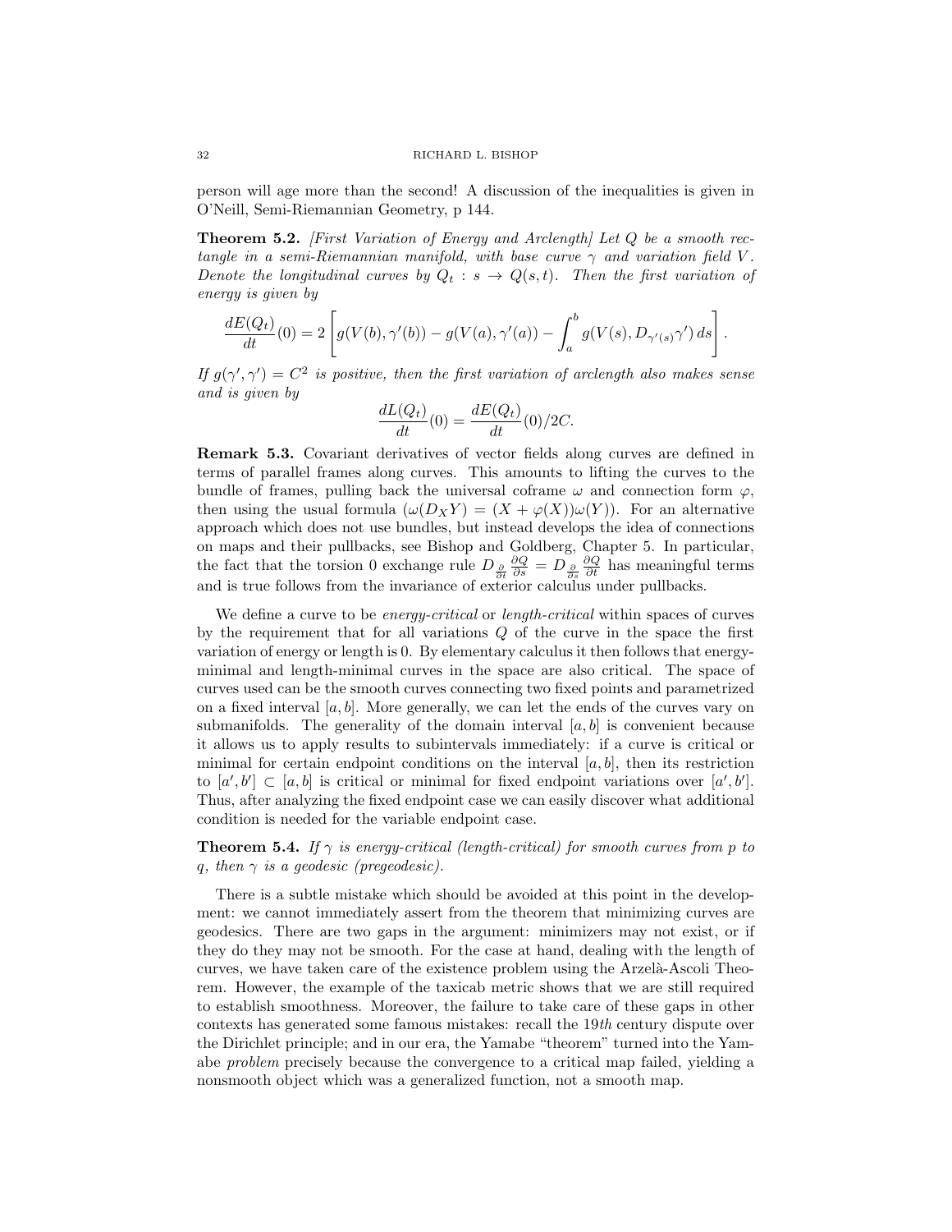person will age more than the second! A discussion of the inequalities is given in O'Neill, Semi-Riemannian Geometry, p 144.

**Theorem 5.2.** *[First Variation of Energy and Arclength] Let $Q$ be a smooth rectangle in a semi-Riemannian manifold, with base curve $\gamma$ and variation field $V$. Denote the longitudinal curves by $Q_t : s \to Q(s,t)$. Then the first variation of energy is given by*

$$\frac{dE(Q_t)}{dt}(0) = 2\left[g(V(b), \gamma'(b)) - g(V(a), \gamma'(a)) - \int_a^b g(V(s), D_{\gamma'(s)}\gamma')\, ds\right].$$

*If $g(\gamma', \gamma') = C^2$ is positive, then the first variation of arclength also makes sense and is given by*

$$\frac{dL(Q_t)}{dt}(0) = \frac{dE(Q_t)}{dt}(0)/2C.$$

**Remark 5.3.** Covariant derivatives of vector fields along curves are defined in terms of parallel frames along curves. This amounts to lifting the curves to the bundle of frames, pulling back the universal coframe $\omega$ and connection form $\varphi$, then using the usual formula $(\omega(D_X Y) = (X + \varphi(X))\omega(Y))$. For an alternative approach which does not use bundles, but instead develops the idea of connections on maps and their pullbacks, see Bishop and Goldberg, Chapter 5. In particular, the fact that the torsion 0 exchange rule $D_{\frac{\partial}{\partial t}} \frac{\partial Q}{\partial s} = D_{\frac{\partial}{\partial s}} \frac{\partial Q}{\partial t}$ has meaningful terms and is true follows from the invariance of exterior calculus under pullbacks.

We define a curve to be *energy-critical* or *length-critical* within spaces of curves by the requirement that for all variations $Q$ of the curve in the space the first variation of energy or length is 0. By elementary calculus it then follows that energy-minimal and length-minimal curves in the space are also critical. The space of curves used can be the smooth curves connecting two fixed points and parametrized on a fixed interval $[a, b]$. More generally, we can let the ends of the curves vary on submanifolds. The generality of the domain interval $[a, b]$ is convenient because it allows us to apply results to subintervals immediately: if a curve is critical or minimal for certain endpoint conditions on the interval $[a, b]$, then its restriction to $[a', b'] \subset [a, b]$ is critical or minimal for fixed endpoint variations over $[a', b']$. Thus, after analyzing the fixed endpoint case we can easily discover what additional condition is needed for the variable endpoint case.

**Theorem 5.4.** *If $\gamma$ is energy-critical (length-critical) for smooth curves from $p$ to $q$, then $\gamma$ is a geodesic (pregeodesic).*

There is a subtle mistake which should be avoided at this point in the development: we cannot immediately assert from the theorem that minimizing curves are geodesics. There are two gaps in the argument: minimizers may not exist, or if they do they may not be smooth. For the case at hand, dealing with the length of curves, we have taken care of the existence problem using the Arzelà-Ascoli Theorem. However, the example of the taxicab metric shows that we are still required to establish smoothness. Moreover, the failure to take care of these gaps in other contexts has generated some famous mistakes: recall the 19*th* century dispute over the Dirichlet principle; and in our era, the Yamabe "theorem" turned into the Yamabe *problem* precisely because the convergence to a critical map failed, yielding a nonsmooth object which was a generalized function, not a smooth map.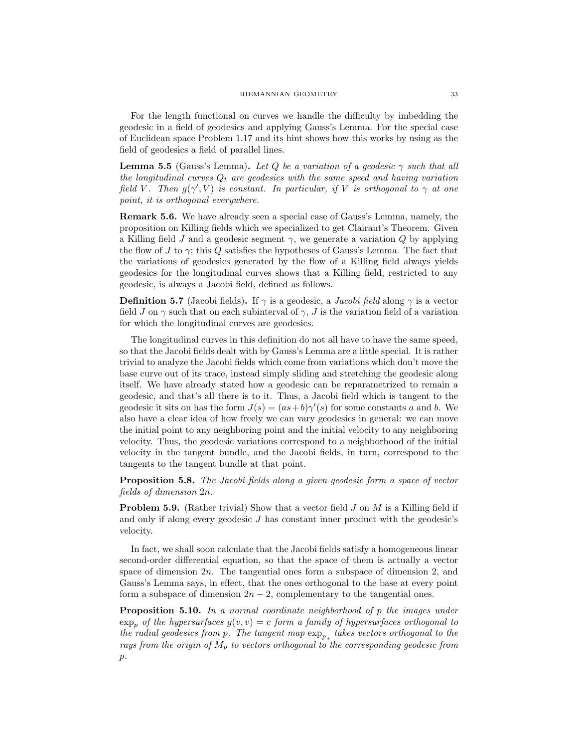For the length functional on curves we handle the difficulty by imbedding the geodesic in a field of geodesics and applying Gauss's Lemma. For the special case of Euclidean space Problem 1.17 and its hint shows how this works by using as the field of geodesics a field of parallel lines.

**Lemma 5.5** (Gauss's Lemma)**.** *Let $Q$ be a variation of a geodesic $\gamma$ such that all the longitudinal curves $Q_t$ are geodesics with the same speed and having variation field $V$. Then $g(\gamma', V)$ is constant. In particular, if $V$ is orthogonal to $\gamma$ at one point, it is orthogonal everywhere.*

**Remark 5.6.** We have already seen a special case of Gauss's Lemma, namely, the proposition on Killing fields which we specialized to get Clairaut's Theorem. Given a Killing field $J$ and a geodesic segment $\gamma$, we generate a variation $Q$ by applying the flow of $J$ to $\gamma$; this $Q$ satisfies the hypotheses of Gauss's Lemma. The fact that the variations of geodesics generated by the flow of a Killing field always yields geodesics for the longitudinal curves shows that a Killing field, restricted to any geodesic, is always a Jacobi field, defined as follows.

**Definition 5.7** (Jacobi fields)**.** If $\gamma$ is a geodesic, a *Jacobi field* along $\gamma$ is a vector field $J$ on $\gamma$ such that on each subinterval of $\gamma$, $J$ is the variation field of a variation for which the longitudinal curves are geodesics.

The longitudinal curves in this definition do not all have to have the same speed, so that the Jacobi fields dealt with by Gauss's Lemma are a little special. It is rather trivial to analyze the Jacobi fields which come from variations which don't move the base curve out of its trace, instead simply sliding and stretching the geodesic along itself. We have already stated how a geodesic can be reparametrized to remain a geodesic, and that's all there is to it. Thus, a Jacobi field which is tangent to the geodesic it sits on has the form $J(s) = (as + b)\gamma'(s)$ for some constants $a$ and $b$. We also have a clear idea of how freely we can vary geodesics in general: we can move the initial point to any neighboring point and the initial velocity to any neighboring velocity. Thus, the geodesic variations correspond to a neighborhood of the initial velocity in the tangent bundle, and the Jacobi fields, in turn, correspond to the tangents to the tangent bundle at that point.

**Proposition 5.8.** *The Jacobi fields along a given geodesic form a space of vector fields of dimension $2n$.*

**Problem 5.9.** (Rather trivial) Show that a vector field $J$ on $M$ is a Killing field if and only if along every geodesic $J$ has constant inner product with the geodesic's velocity.

In fact, we shall soon calculate that the Jacobi fields satisfy a homogeneous linear second-order differential equation, so that the space of them is actually a vector space of dimension $2n$. The tangential ones form a subspace of dimension 2, and Gauss's Lemma says, in effect, that the ones orthogonal to the base at every point form a subspace of dimension $2n - 2$, complementary to the tangential ones.

**Proposition 5.10.** *In a normal coordinate neighborhood of $p$ the images under $\exp_p$ of the hypersurfaces $g(v, v) = c$ form a family of hypersurfaces orthogonal to the radial geodesics from $p$. The tangent map ${\exp_p}_*$ takes vectors orthogonal to the rays from the origin of $M_p$ to vectors orthogonal to the corresponding geodesic from $p$.*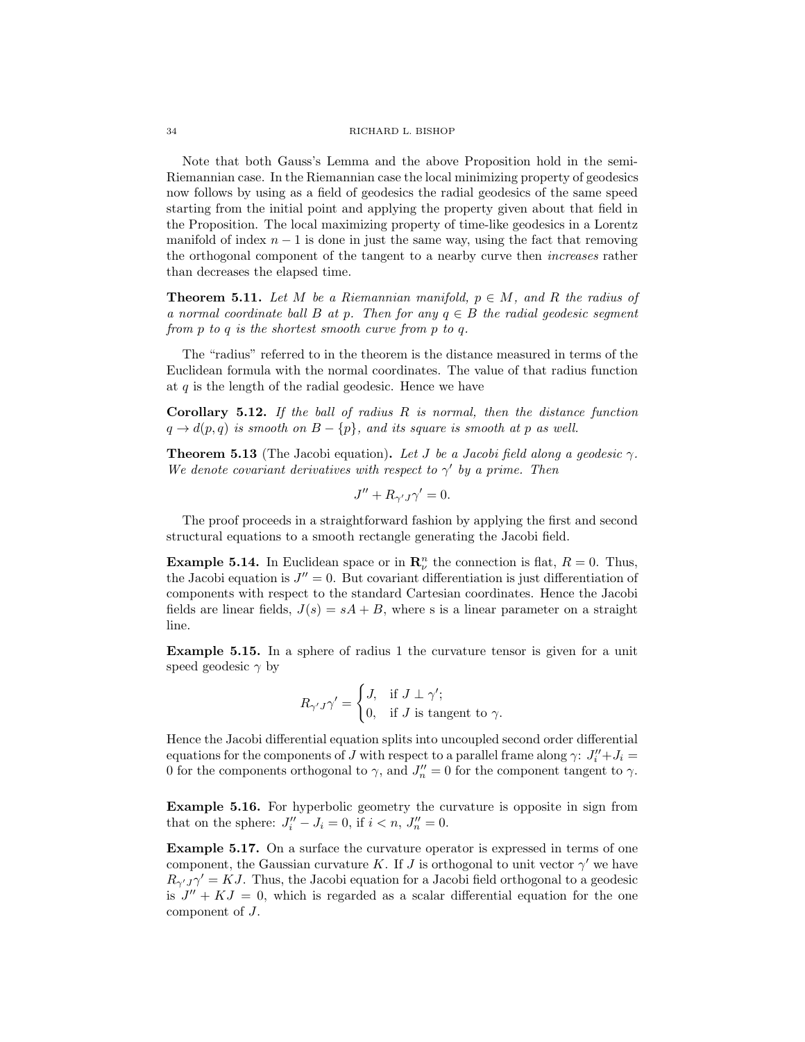Note that both Gauss's Lemma and the above Proposition hold in the semi-Riemannian case. In the Riemannian case the local minimizing property of geodesics now follows by using as a field of geodesics the radial geodesics of the same speed starting from the initial point and applying the property given about that field in the Proposition. The local maximizing property of time-like geodesics in a Lorentz manifold of index $n-1$ is done in just the same way, using the fact that removing the orthogonal component of the tangent to a nearby curve then *increases* rather than decreases the elapsed time.

**Theorem 5.11.** *Let $M$ be a Riemannian manifold, $p \in M$, and $R$ the radius of a normal coordinate ball $B$ at $p$. Then for any $q \in B$ the radial geodesic segment from $p$ to $q$ is the shortest smooth curve from $p$ to $q$.*

The "radius" referred to in the theorem is the distance measured in terms of the Euclidean formula with the normal coordinates. The value of that radius function at $q$ is the length of the radial geodesic. Hence we have

**Corollary 5.12.** *If the ball of radius $R$ is normal, then the distance function $q \to d(p,q)$ is smooth on $B - \{p\}$, and its square is smooth at $p$ as well.*

**Theorem 5.13** (The Jacobi equation)**.** *Let $J$ be a Jacobi field along a geodesic $\gamma$. We denote covariant derivatives with respect to $\gamma'$ by a prime. Then*

$$J'' + R_{\gamma' J}\gamma' = 0.$$

The proof proceeds in a straightforward fashion by applying the first and second structural equations to a smooth rectangle generating the Jacobi field.

**Example 5.14.** In Euclidean space or in $\mathbf{R}^n_\nu$ the connection is flat, $R = 0$. Thus, the Jacobi equation is $J'' = 0$. But covariant differentiation is just differentiation of components with respect to the standard Cartesian coordinates. Hence the Jacobi fields are linear fields, $J(s) = sA + B$, where s is a linear parameter on a straight line.

**Example 5.15.** In a sphere of radius 1 the curvature tensor is given for a unit speed geodesic $\gamma$ by

$$R_{\gamma' J}\gamma' = \begin{cases} J, & \text{if } J \perp \gamma'; \\ 0, & \text{if } J \text{ is tangent to } \gamma. \end{cases}$$

Hence the Jacobi differential equation splits into uncoupled second order differential equations for the components of $J$ with respect to a parallel frame along $\gamma$: $J_i'' + J_i = 0$ for the components orthogonal to $\gamma$, and $J_n'' = 0$ for the component tangent to $\gamma$.

**Example 5.16.** For hyperbolic geometry the curvature is opposite in sign from that on the sphere: $J_i'' - J_i = 0$, if $i < n$, $J_n'' = 0$.

**Example 5.17.** On a surface the curvature operator is expressed in terms of one component, the Gaussian curvature $K$. If $J$ is orthogonal to unit vector $\gamma'$ we have $R_{\gamma' J}\gamma' = KJ$. Thus, the Jacobi equation for a Jacobi field orthogonal to a geodesic is $J'' + KJ = 0$, which is regarded as a scalar differential equation for the one component of $J$.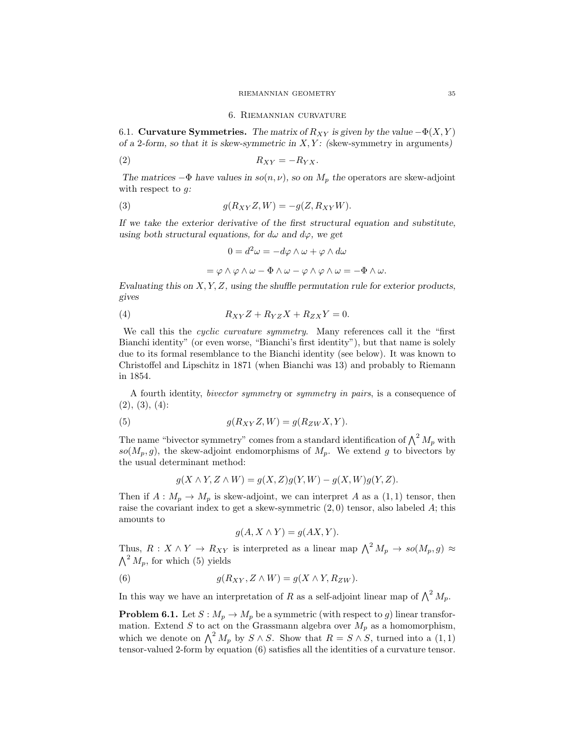## 6. Riemannian curvature

6.1. **Curvature Symmetries.** *The matrix of $R_{XY}$ is given by the value $-\Phi(X,Y)$ of a 2-form, so that it is skew-symmetric in $X, Y$:* (skew-symmetry in arguments*)*

$$R_{XY} = -R_{YX}. \tag{2}$$

*The matrices $-\Phi$ have values in $so(n,\nu)$, so on $M_p$ the* operators are skew-adjoint with respect to $g$*:*

$$g(R_{XY}Z, W) = -g(Z, R_{XY}W). \tag{3}$$

*If we take the exterior derivative of the first structural equation and substitute, using both structural equations, for $d\omega$ and $d\varphi$, we get*

$$0 = d^2\omega = -d\varphi \wedge \omega + \varphi \wedge d\omega$$

$$= \varphi \wedge \varphi \wedge \omega - \Phi \wedge \omega - \varphi \wedge \varphi \wedge \omega = -\Phi \wedge \omega.$$

*Evaluating this on $X, Y, Z$, using the shuffle permutation rule for exterior products, gives*

$$R_{XY}Z + R_{YZ}X + R_{ZX}Y = 0. \tag{4}$$

We call this the *cyclic curvature symmetry*. Many references call it the "first Bianchi identity" (or even worse, "Bianchi's first identity"), but that name is solely due to its formal resemblance to the Bianchi identity (see below). It was known to Christoffel and Lipschitz in 1871 (when Bianchi was 13) and probably to Riemann in 1854.

A fourth identity, *bivector symmetry* or *symmetry in pairs*, is a consequence of (2), (3), (4):

$$g(R_{XY}Z, W) = g(R_{ZW}X, Y). \tag{5}$$

The name "bivector symmetry" comes from a standard identification of $\bigwedge^2 M_p$ with $so(M_p, g)$, the skew-adjoint endomorphisms of $M_p$. We extend $g$ to bivectors by the usual determinant method:

$$g(X \wedge Y, Z \wedge W) = g(X,Z)g(Y,W) - g(X,W)g(Y,Z).$$

Then if $A : M_p \to M_p$ is skew-adjoint, we can interpret $A$ as a $(1,1)$ tensor, then raise the covariant index to get a skew-symmetric $(2,0)$ tensor, also labeled $A$; this amounts to

$$g(A, X \wedge Y) = g(AX, Y).$$

Thus, $R : X \wedge Y \to R_{XY}$ is interpreted as a linear map $\bigwedge^2 M_p \to so(M_p, g) \approx \bigwedge^2 M_p$, for which (5) yields

$$g(R_{XY}, Z \wedge W) = g(X \wedge Y, R_{ZW}). \tag{6}$$

In this way we have an interpretation of $R$ as a self-adjoint linear map of $\bigwedge^2 M_p$.

**Problem 6.1.** Let $S : M_p \to M_p$ be a symmetric (with respect to $g$) linear transformation. Extend $S$ to act on the Grassmann algebra over $M_p$ as a homomorphism, which we denote on $\bigwedge^2 M_p$ by $S \wedge S$. Show that $R = S \wedge S$, turned into a $(1,1)$ tensor-valued 2-form by equation (6) satisfies all the identities of a curvature tensor.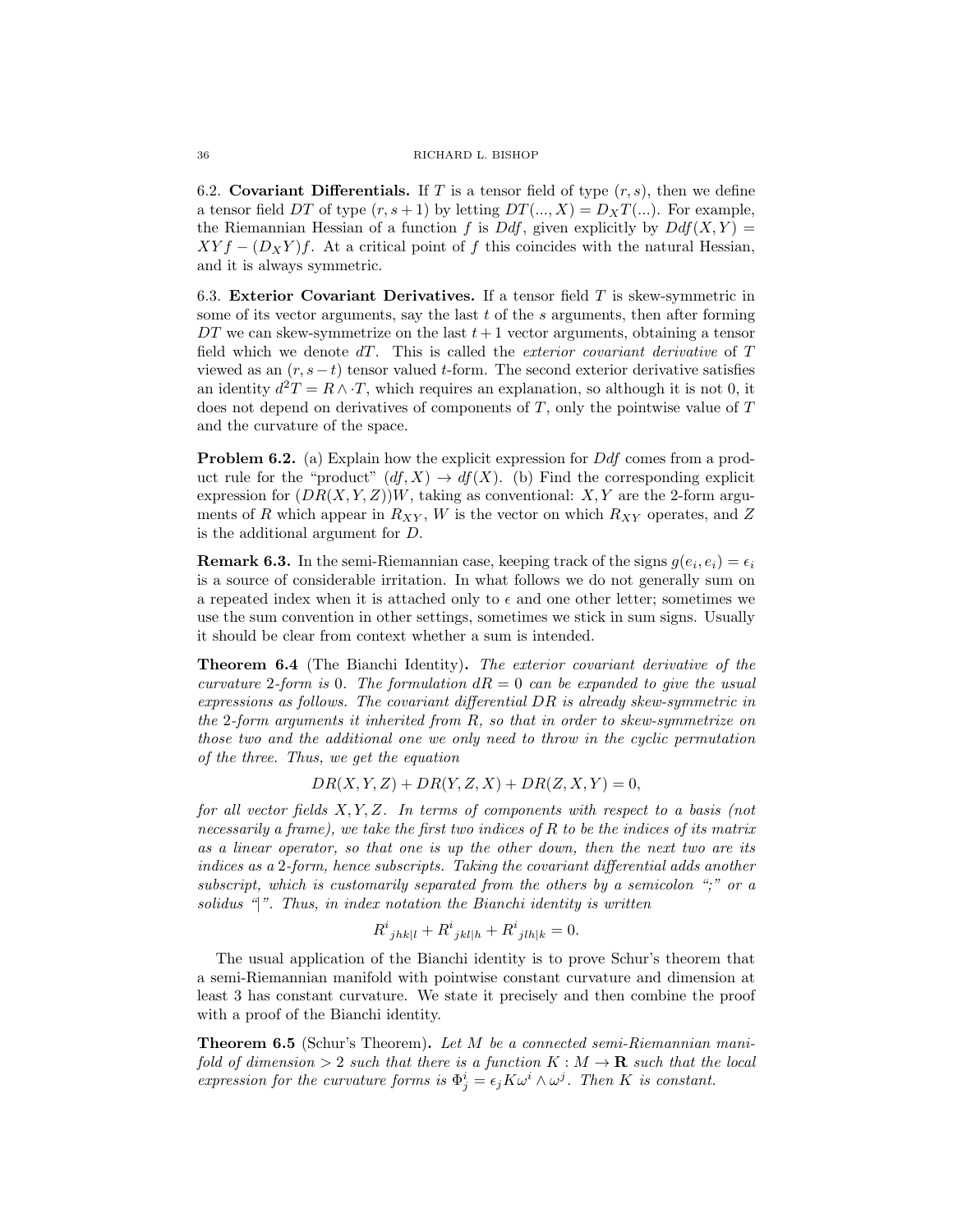**6.2. Covariant Differentials.** If $T$ is a tensor field of type $(r, s)$, then we define a tensor field $DT$ of type $(r, s+1)$ by letting $DT(..., X) = D_X T(...)$. For example, the Riemannian Hessian of a function $f$ is $Ddf$, given explicitly by $Ddf(X, Y) = XYf - (D_X Y)f$. At a critical point of $f$ this coincides with the natural Hessian, and it is always symmetric.

**6.3. Exterior Covariant Derivatives.** If a tensor field $T$ is skew-symmetric in some of its vector arguments, say the last $t$ of the $s$ arguments, then after forming $DT$ we can skew-symmetrize on the last $t+1$ vector arguments, obtaining a tensor field which we denote $dT$. This is called the *exterior covariant derivative* of $T$ viewed as an $(r, s-t)$ tensor valued $t$-form. The second exterior derivative satisfies an identity $d^2 T = R \wedge \cdot T$, which requires an explanation, so although it is not 0, it does not depend on derivatives of components of $T$, only the pointwise value of $T$ and the curvature of the space.

**Problem 6.2.** (a) Explain how the explicit expression for $Ddf$ comes from a product rule for the "product" $(df, X) \to df(X)$. (b) Find the corresponding explicit expression for $(DR(X, Y, Z))W$, taking as conventional: $X, Y$ are the 2-form arguments of $R$ which appear in $R_{XY}$, $W$ is the vector on which $R_{XY}$ operates, and $Z$ is the additional argument for $D$.

**Remark 6.3.** In the semi-Riemannian case, keeping track of the signs $g(e_i, e_i) = \epsilon_i$ is a source of considerable irritation. In what follows we do not generally sum on a repeated index when it is attached only to $\epsilon$ and one other letter; sometimes we use the sum convention in other settings, sometimes we stick in sum signs. Usually it should be clear from context whether a sum is intended.

**Theorem 6.4** (The Bianchi Identity)**.** *The exterior covariant derivative of the curvature 2-form is 0. The formulation $dR = 0$ can be expanded to give the usual expressions as follows. The covariant differential $DR$ is already skew-symmetric in the 2-form arguments it inherited from $R$, so that in order to skew-symmetrize on those two and the additional one we only need to throw in the cyclic permutation of the three. Thus, we get the equation*

$$DR(X, Y, Z) + DR(Y, Z, X) + DR(Z, X, Y) = 0,$$

*for all vector fields $X, Y, Z$. In terms of components with respect to a basis (not necessarily a frame), we take the first two indices of $R$ to be the indices of its matrix as a linear operator, so that one is up the other down, then the next two are its indices as a 2-form, hence subscripts. Taking the covariant differential adds another subscript, which is customarily separated from the others by a semicolon ";" or a solidus "|". Thus, in index notation the Bianchi identity is written*

$$R^i{}_{jhk|l} + R^i{}_{jkl|h} + R^i{}_{jlh|k} = 0.$$

The usual application of the Bianchi identity is to prove Schur's theorem that a semi-Riemannian manifold with pointwise constant curvature and dimension at least 3 has constant curvature. We state it precisely and then combine the proof with a proof of the Bianchi identity.

**Theorem 6.5** (Schur's Theorem)**.** *Let $M$ be a connected semi-Riemannian manifold of dimension $> 2$ such that there is a function $K : M \to \mathbf{R}$ such that the local expression for the curvature forms is $\Phi^i_j = \epsilon_j K \omega^i \wedge \omega^j$. Then $K$ is constant.*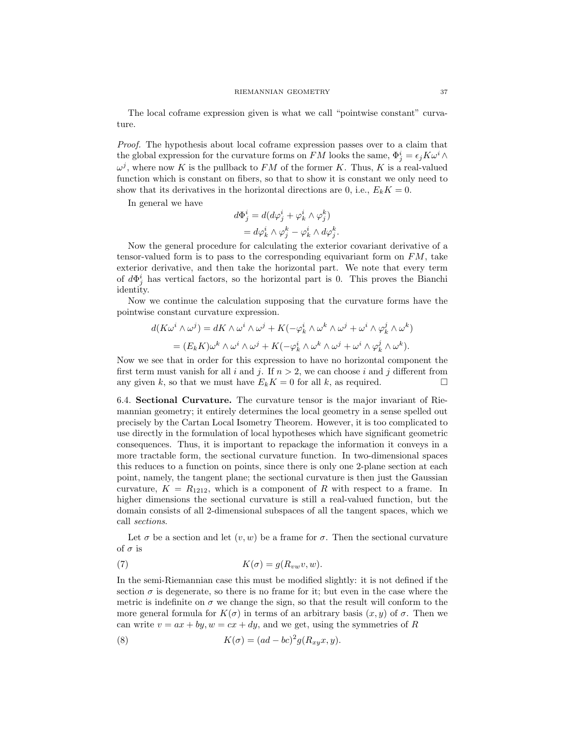The local coframe expression given is what we call "pointwise constant" curvature.

*Proof.* The hypothesis about local coframe expression passes over to a claim that the global expression for the curvature forms on $FM$ looks the same, $\Phi^i_j = \epsilon_j K \omega^i \wedge \omega^j$, where now $K$ is the pullback to $FM$ of the former $K$. Thus, $K$ is a real-valued function which is constant on fibers, so that to show it is constant we only need to show that its derivatives in the horizontal directions are 0, i.e., $E_k K = 0$.

In general we have

$$
\begin{aligned}
d\Phi^i_j &= d(d\varphi^i_j + \varphi^i_k \wedge \varphi^k_j) \\
&= d\varphi^i_k \wedge \varphi^k_j - \varphi^i_k \wedge d\varphi^k_j.
\end{aligned}
$$

Now the general procedure for calculating the exterior covariant derivative of a tensor-valued form is to pass to the corresponding equivariant form on $FM$, take exterior derivative, and then take the horizontal part. We note that every term of $d\Phi^i_j$ has vertical factors, so the horizontal part is 0. This proves the Bianchi identity.

Now we continue the calculation supposing that the curvature forms have the pointwise constant curvature expression.

$$
\begin{aligned}
d(K\omega^i \wedge \omega^j) &= dK \wedge \omega^i \wedge \omega^j + K(-\varphi^i_k \wedge \omega^k \wedge \omega^j + \omega^i \wedge \varphi^j_k \wedge \omega^k) \\
&= (E_k K)\omega^k \wedge \omega^i \wedge \omega^j + K(-\varphi^i_k \wedge \omega^k \wedge \omega^j + \omega^i \wedge \varphi^j_k \wedge \omega^k).
\end{aligned}
$$

Now we see that in order for this expression to have no horizontal component the first term must vanish for all $i$ and $j$. If $n > 2$, we can choose $i$ and $j$ different from any given $k$, so that we must have $E_k K = 0$ for all $k$, as required. $\square$

6.4. **Sectional Curvature.** The curvature tensor is the major invariant of Riemannian geometry; it entirely determines the local geometry in a sense spelled out precisely by the Cartan Local Isometry Theorem. However, it is too complicated to use directly in the formulation of local hypotheses which have significant geometric consequences. Thus, it is important to repackage the information it conveys in a more tractable form, the sectional curvature function. In two-dimensional spaces this reduces to a function on points, since there is only one 2-plane section at each point, namely, the tangent plane; the sectional curvature is then just the Gaussian curvature, $K = R_{1212}$, which is a component of $R$ with respect to a frame. In higher dimensions the sectional curvature is still a real-valued function, but the domain consists of all 2-dimensional subspaces of all the tangent spaces, which we call *sections*.

Let $\sigma$ be a section and let $(v, w)$ be a frame for $\sigma$. Then the sectional curvature of $\sigma$ is

$$
K(\sigma) = g(R_{vw}v, w). \tag{7}
$$

In the semi-Riemannian case this must be modified slightly: it is not defined if the section $\sigma$ is degenerate, so there is no frame for it; but even in the case where the metric is indefinite on $\sigma$ we change the sign, so that the result will conform to the more general formula for $K(\sigma)$ in terms of an arbitrary basis $(x, y)$ of $\sigma$. Then we can write $v = ax + by, w = cx + dy$, and we get, using the symmetries of $R$

$$
K(\sigma) = (ad - bc)^2 g(R_{xy}x, y). \tag{8}
$$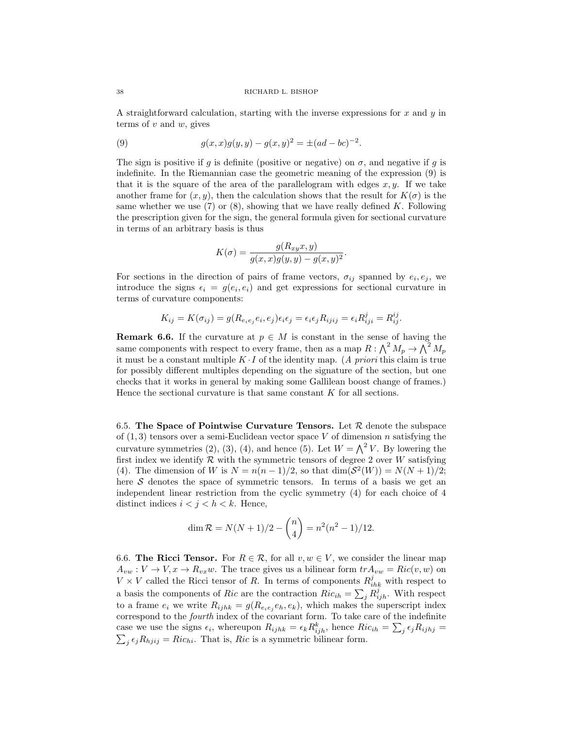A straightforward calculation, starting with the inverse expressions for $x$ and $y$ in terms of $v$ and $w$, gives

$$g(x,x)g(y,y) - g(x,y)^2 = \pm(ad-bc)^{-2}. \tag{9}$$

The sign is positive if $g$ is definite (positive or negative) on $\sigma$, and negative if $g$ is indefinite. In the Riemannian case the geometric meaning of the expression (9) is that it is the square of the area of the parallelogram with edges $x, y$. If we take another frame for $(x, y)$, then the calculation shows that the result for $K(\sigma)$ is the same whether we use (7) or (8), showing that we have really defined $K$. Following the prescription given for the sign, the general formula given for sectional curvature in terms of an arbitrary basis is thus

$$K(\sigma) = \frac{g(R_{xy}x, y)}{g(x,x)g(y,y) - g(x,y)^2}.$$

For sections in the direction of pairs of frame vectors, $\sigma_{ij}$ spanned by $e_i, e_j$, we introduce the signs $\epsilon_i = g(e_i, e_i)$ and get expressions for sectional curvature in terms of curvature components:

$$K_{ij} = K(\sigma_{ij}) = g(R_{e_ie_j}e_i, e_j)\epsilon_i\epsilon_j = \epsilon_i\epsilon_j R_{ijij} = \epsilon_i R^j_{iji} = R^{ij}_{ij}.$$

**Remark 6.6.** If the curvature at $p \in M$ is constant in the sense of having the same components with respect to every frame, then as a map $R : \bigwedge^2 M_p \to \bigwedge^2 M_p$ it must be a constant multiple $K \cdot I$ of the identity map. (*A priori* this claim is true for possibly different multiples depending on the signature of the section, but one checks that it works in general by making some Gallilean boost change of frames.) Hence the sectional curvature is that same constant $K$ for all sections.

6.5. **The Space of Pointwise Curvature Tensors.** Let $\mathcal{R}$ denote the subspace of $(1,3)$ tensors over a semi-Euclidean vector space $V$ of dimension $n$ satisfying the curvature symmetries (2), (3), (4), and hence (5). Let $W = \bigwedge^2 V$. By lowering the first index we identify $\mathcal{R}$ with the symmetric tensors of degree 2 over $W$ satisfying (4). The dimension of $W$ is $N = n(n-1)/2$, so that $\dim(\mathcal{S}^2(W)) = N(N+1)/2$; here $\mathcal{S}$ denotes the space of symmetric tensors. In terms of a basis we get an independent linear restriction from the cyclic symmetry (4) for each choice of 4 distinct indices $i < j < h < k$. Hence,

$$\dim \mathcal{R} = N(N+1)/2 - \binom{n}{4} = n^2(n^2-1)/12.$$

6.6. **The Ricci Tensor.** For $R \in \mathcal{R}$, for all $v, w \in V$, we consider the linear map $A_{vw} : V \to V, x \to R_{vx}w$. The trace gives us a bilinear form $trA_{vw} = Ric(v,w)$ on $V \times V$ called the Ricci tensor of $R$. In terms of components $R^j_{ihk}$ with respect to a basis the components of $Ric$ are the contraction $Ric_{ih} = \sum_j R^j_{ijh}$. With respect to a frame $e_i$ we write $R_{ijhk} = g(R_{e_ie_j}e_h, e_k)$, which makes the superscript index correspond to the *fourth* index of the covariant form. To take care of the indefinite case we use the signs $\epsilon_i$, whereupon $R_{ijhk} = \epsilon_k R^k_{ijh}$, hence $Ric_{ih} = \sum_j \epsilon_j R_{ijhj} = \sum_j \epsilon_j R_{hjij} = Ric_{hi}$. That is, $Ric$ is a symmetric bilinear form.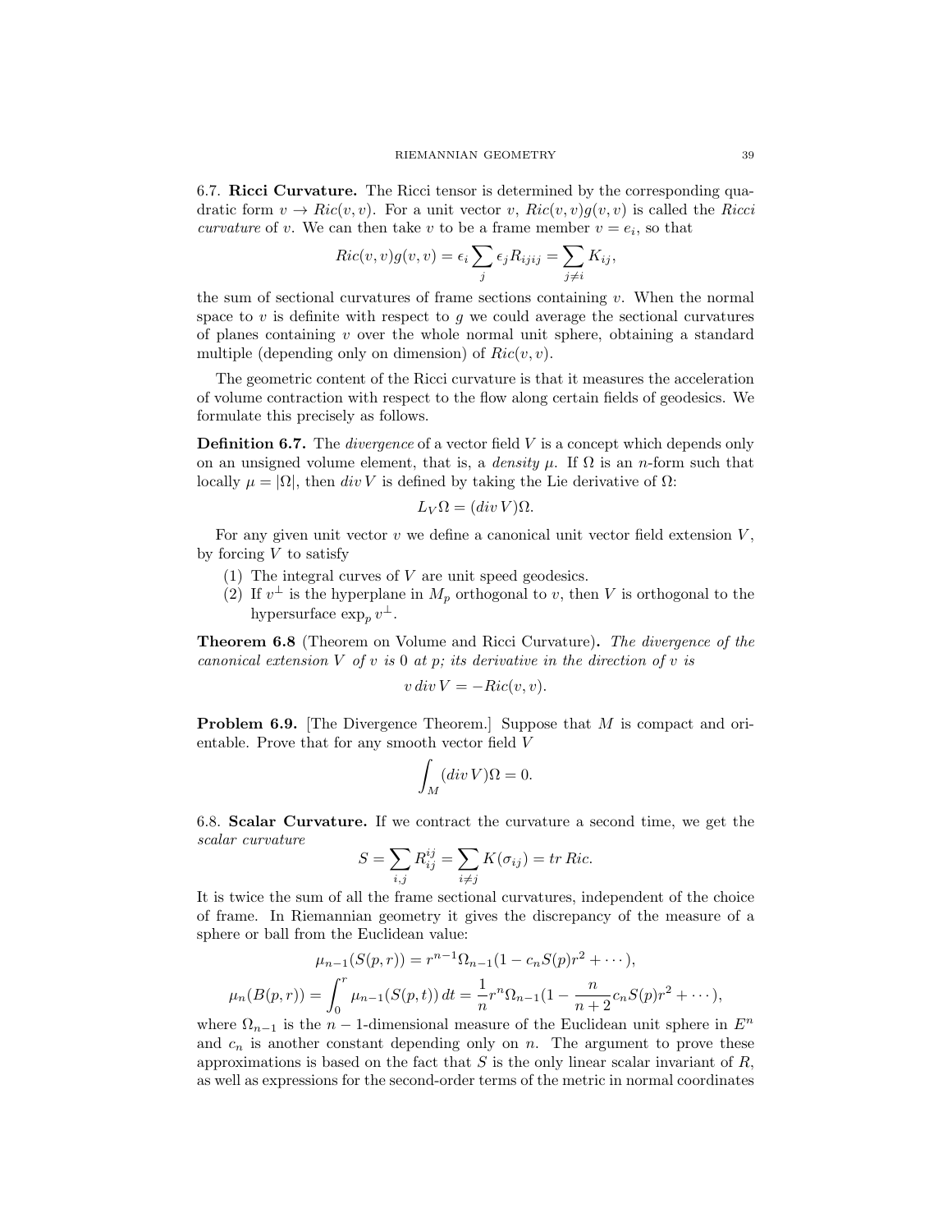6.7. **Ricci Curvature.** The Ricci tensor is determined by the corresponding quadratic form $v \to Ric(v, v)$. For a unit vector $v$, $Ric(v, v)g(v, v)$ is called the *Ricci curvature* of $v$. We can then take $v$ to be a frame member $v = e_i$, so that

$$Ric(v, v)g(v, v) = \epsilon_i \sum_j \epsilon_j R_{ijij} = \sum_{j \neq i} K_{ij},$$

the sum of sectional curvatures of frame sections containing $v$. When the normal space to $v$ is definite with respect to $g$ we could average the sectional curvatures of planes containing $v$ over the whole normal unit sphere, obtaining a standard multiple (depending only on dimension) of $Ric(v, v)$.

The geometric content of the Ricci curvature is that it measures the acceleration of volume contraction with respect to the flow along certain fields of geodesics. We formulate this precisely as follows.

**Definition 6.7.** The *divergence* of a vector field $V$ is a concept which depends only on an unsigned volume element, that is, a *density* $\mu$. If $\Omega$ is an $n$-form such that locally $\mu = |\Omega|$, then $div\, V$ is defined by taking the Lie derivative of $\Omega$:

$$L_V \Omega = (div\, V)\Omega.$$

For any given unit vector $v$ we define a canonical unit vector field extension $V$, by forcing $V$ to satisfy

1. The integral curves of $V$ are unit speed geodesics.
2. If $v^\perp$ is the hyperplane in $M_p$ orthogonal to $v$, then $V$ is orthogonal to the hypersurface $\exp_p v^\perp$.

**Theorem 6.8** (Theorem on Volume and Ricci Curvature)**.** *The divergence of the canonical extension $V$ of $v$ is 0 at $p$; its derivative in the direction of $v$ is*

$$v\, div\, V = -Ric(v, v).$$

**Problem 6.9.** [The Divergence Theorem.] Suppose that $M$ is compact and orientable. Prove that for any smooth vector field $V$

$$\int_M (div\, V)\Omega = 0.$$

6.8. **Scalar Curvature.** If we contract the curvature a second time, we get the *scalar curvature*

$$S = \sum_{i,j} R^{ij}_{ij} = \sum_{i \neq j} K(\sigma_{ij}) = tr\, Ric.$$

It is twice the sum of all the frame sectional curvatures, independent of the choice of frame. In Riemannian geometry it gives the discrepancy of the measure of a sphere or ball from the Euclidean value:

$$\mu_{n-1}(S(p, r)) = r^{n-1}\Omega_{n-1}(1 - c_n S(p) r^2 + \cdots),$$

$$\mu_n(B(p, r)) = \int_0^r \mu_{n-1}(S(p, t))\, dt = \frac{1}{n} r^n \Omega_{n-1}(1 - \frac{n}{n+2} c_n S(p) r^2 + \cdots),$$

where $\Omega_{n-1}$ is the $n-1$-dimensional measure of the Euclidean unit sphere in $E^n$ and $c_n$ is another constant depending only on $n$. The argument to prove these approximations is based on the fact that $S$ is the only linear scalar invariant of $R$, as well as expressions for the second-order terms of the metric in normal coordinates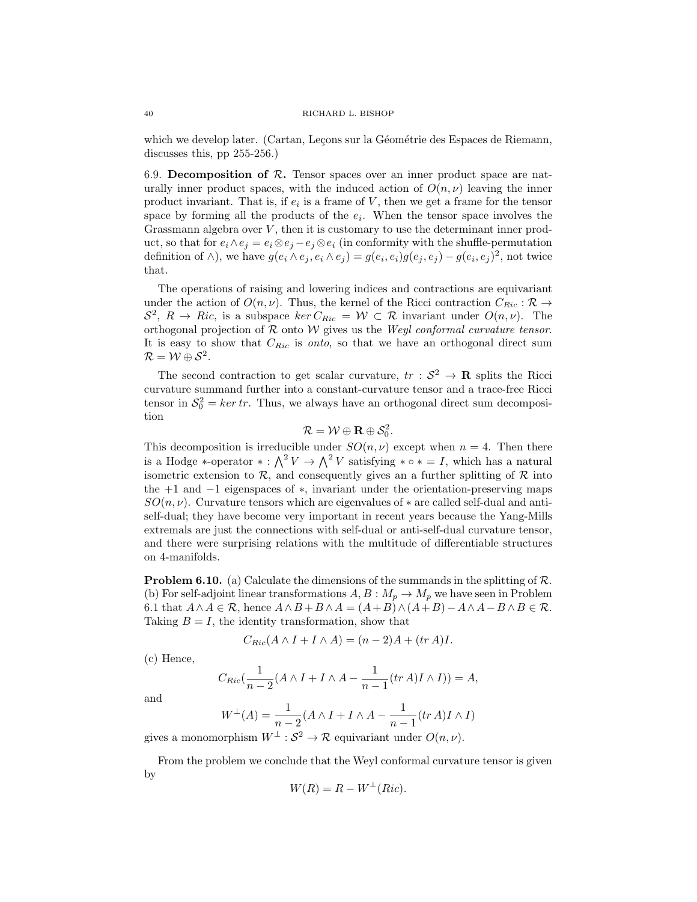which we develop later. (Cartan, Leçons sur la Géométrie des Espaces de Riemann, discusses this, pp 255-256.)

6.9. **Decomposition of $\mathcal{R}$.** Tensor spaces over an inner product space are naturally inner product spaces, with the induced action of $O(n,\nu)$ leaving the inner product invariant. That is, if $e_i$ is a frame of $V$, then we get a frame for the tensor space by forming all the products of the $e_i$. When the tensor space involves the Grassmann algebra over $V$, then it is customary to use the determinant inner product, so that for $e_i \wedge e_j = e_i \otimes e_j - e_j \otimes e_i$ (in conformity with the shuffle-permutation definition of $\wedge$), we have $g(e_i \wedge e_j, e_i \wedge e_j) = g(e_i, e_i)g(e_j, e_j) - g(e_i, e_j)^2$, not twice that.

The operations of raising and lowering indices and contractions are equivariant under the action of $O(n,\nu)$. Thus, the kernel of the Ricci contraction $C_{Ric} : \mathcal{R} \to \mathcal{S}^2$, $R \to Ric$, is a subspace $ker\, C_{Ric} = \mathcal{W} \subset \mathcal{R}$ invariant under $O(n,\nu)$. The orthogonal projection of $\mathcal{R}$ onto $\mathcal{W}$ gives us the *Weyl conformal curvature tensor*. It is easy to show that $C_{Ric}$ is *onto*, so that we have an orthogonal direct sum $\mathcal{R} = \mathcal{W} \oplus \mathcal{S}^2$.

The second contraction to get scalar curvature, $tr : \mathcal{S}^2 \to \mathbf{R}$ splits the Ricci curvature summand further into a constant-curvature tensor and a trace-free Ricci tensor in $\mathcal{S}^2_0 = ker\, tr$. Thus, we always have an orthogonal direct sum decomposition

$$\mathcal{R} = \mathcal{W} \oplus \mathbf{R} \oplus \mathcal{S}^2_0.$$

This decomposition is irreducible under $SO(n,\nu)$ except when $n = 4$. Then there is a Hodge $*$-operator $* : \bigwedge^2 V \to \bigwedge^2 V$ satisfying $* \circ * = I$, which has a natural isometric extension to $\mathcal{R}$, and consequently gives an a further splitting of $\mathcal{R}$ into the $+1$ and $-1$ eigenspaces of $*$, invariant under the orientation-preserving maps $SO(n,\nu)$. Curvature tensors which are eigenvalues of $*$ are called self-dual and anti-self-dual; they have become very important in recent years because the Yang-Mills extremals are just the connections with self-dual or anti-self-dual curvature tensor, and there were surprising relations with the multitude of differentiable structures on 4-manifolds.

**Problem 6.10.** (a) Calculate the dimensions of the summands in the splitting of $\mathcal{R}$.
(b) For self-adjoint linear transformations $A, B : M_p \to M_p$ we have seen in Problem 6.1 that $A \wedge A \in \mathcal{R}$, hence $A \wedge B + B \wedge A = (A+B) \wedge (A+B) - A \wedge A - B \wedge B \in \mathcal{R}$. Taking $B = I$, the identity transformation, show that

$$C_{Ric}(A \wedge I + I \wedge A) = (n-2)A + (tr\, A)I.$$

(c) Hence,

$$C_{Ric}\left(\frac{1}{n-2}\left(A \wedge I + I \wedge A - \frac{1}{n-1}(tr\, A) I \wedge I\right)\right) = A,$$

and

$$W^\perp(A) = \frac{1}{n-2}\left(A \wedge I + I \wedge A - \frac{1}{n-1}(tr\, A) I \wedge I\right)$$

gives a monomorphism $W^\perp : \mathcal{S}^2 \to \mathcal{R}$ equivariant under $O(n,\nu)$.

From the problem we conclude that the Weyl conformal curvature tensor is given by

$$W(R) = R - W^\perp(Ric).$$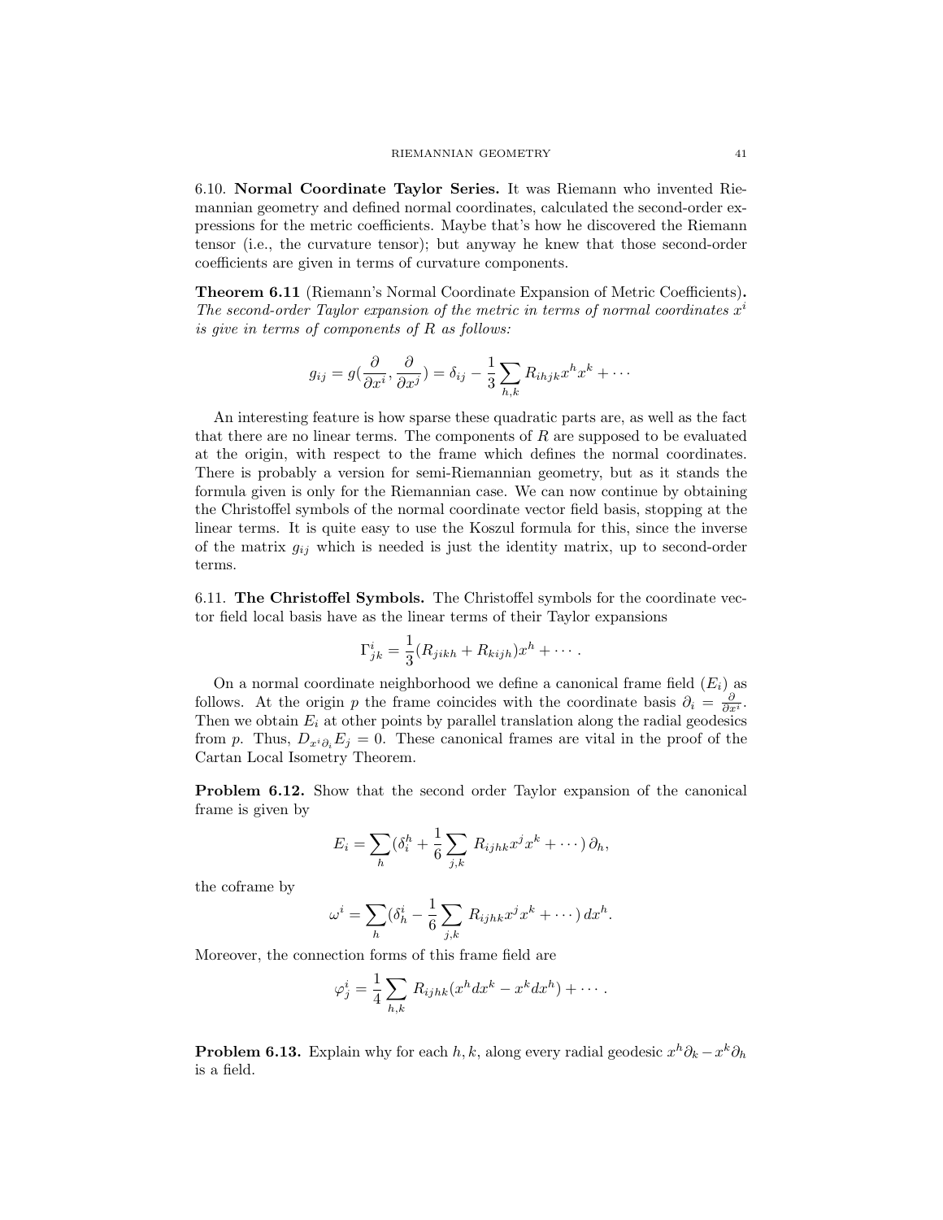6.10. **Normal Coordinate Taylor Series.** It was Riemann who invented Riemannian geometry and defined normal coordinates, calculated the second-order expressions for the metric coefficients. Maybe that's how he discovered the Riemann tensor (i.e., the curvature tensor); but anyway he knew that those second-order coefficients are given in terms of curvature components.

**Theorem 6.11** (Riemann's Normal Coordinate Expansion of Metric Coefficients)**.** *The second-order Taylor expansion of the metric in terms of normal coordinates $x^i$ is give in terms of components of $R$ as follows:*

$$g_{ij} = g(\frac{\partial}{\partial x^i}, \frac{\partial}{\partial x^j}) = \delta_{ij} - \frac{1}{3}\sum_{h,k} R_{ihjk}x^h x^k + \cdots$$

An interesting feature is how sparse these quadratic parts are, as well as the fact that there are no linear terms. The components of $R$ are supposed to be evaluated at the origin, with respect to the frame which defines the normal coordinates. There is probably a version for semi-Riemannian geometry, but as it stands the formula given is only for the Riemannian case. We can now continue by obtaining the Christoffel symbols of the normal coordinate vector field basis, stopping at the linear terms. It is quite easy to use the Koszul formula for this, since the inverse of the matrix $g_{ij}$ which is needed is just the identity matrix, up to second-order terms.

6.11. **The Christoffel Symbols.** The Christoffel symbols for the coordinate vector field local basis have as the linear terms of their Taylor expansions

$$\Gamma^i_{jk} = \frac{1}{3}(R_{jikh} + R_{kijh})x^h + \cdots .$$

On a normal coordinate neighborhood we define a canonical frame field $(E_i)$ as follows. At the origin $p$ the frame coincides with the coordinate basis $\partial_i = \frac{\partial}{\partial x^i}$. Then we obtain $E_i$ at other points by parallel translation along the radial geodesics from $p$. Thus, $D_{x^i\partial_i}E_j = 0$. These canonical frames are vital in the proof of the Cartan Local Isometry Theorem.

**Problem 6.12.** Show that the second order Taylor expansion of the canonical frame is given by

$$E_i = \sum_h (\delta^h_i + \frac{1}{6}\sum_{j,k} R_{ijhk}x^j x^k + \cdots)\,\partial_h,$$

the coframe by

$$\omega^i = \sum_h (\delta^i_h - \frac{1}{6}\sum_{j,k} R_{ijhk}x^j x^k + \cdots)\,dx^h.$$

Moreover, the connection forms of this frame field are

$$\varphi^i_j = \frac{1}{4}\sum_{h,k} R_{ijhk}(x^h dx^k - x^k dx^h) + \cdots .$$

**Problem 6.13.** Explain why for each $h, k$, along every radial geodesic $x^h\partial_k - x^k\partial_h$ is a field.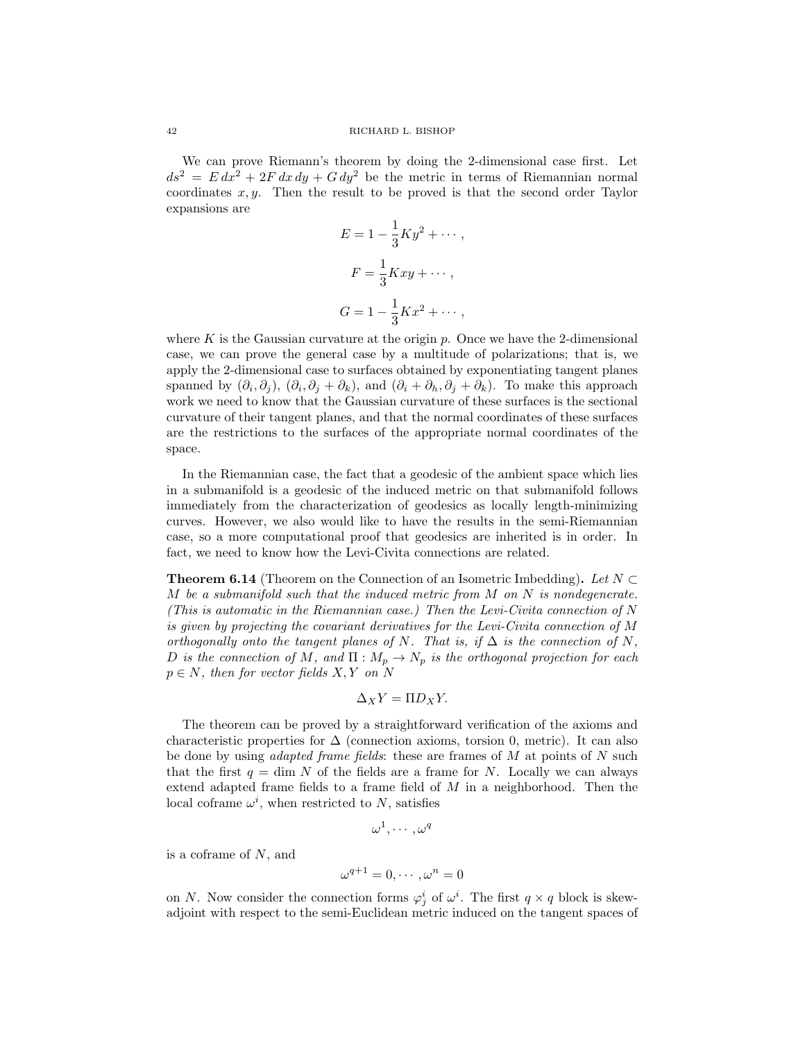We can prove Riemann's theorem by doing the 2-dimensional case first. Let $ds^2 = E\,dx^2 + 2F\,dx\,dy + G\,dy^2$ be the metric in terms of Riemannian normal coordinates $x, y$. Then the result to be proved is that the second order Taylor expansions are

$$E = 1 - \frac{1}{3}Ky^2 + \cdots,$$

$$F = \frac{1}{3}Kxy + \cdots,$$

$$G = 1 - \frac{1}{3}Kx^2 + \cdots,$$

where $K$ is the Gaussian curvature at the origin $p$. Once we have the 2-dimensional case, we can prove the general case by a multitude of polarizations; that is, we apply the 2-dimensional case to surfaces obtained by exponentiating tangent planes spanned by $(\partial_i, \partial_j)$, $(\partial_i, \partial_j + \partial_k)$, and $(\partial_i + \partial_h, \partial_j + \partial_k)$. To make this approach work we need to know that the Gaussian curvature of these surfaces is the sectional curvature of their tangent planes, and that the normal coordinates of these surfaces are the restrictions to the surfaces of the appropriate normal coordinates of the space.

In the Riemannian case, the fact that a geodesic of the ambient space which lies in a submanifold is a geodesic of the induced metric on that submanifold follows immediately from the characterization of geodesics as locally length-minimizing curves. However, we also would like to have the results in the semi-Riemannian case, so a more computational proof that geodesics are inherited is in order. In fact, we need to know how the Levi-Civita connections are related.

**Theorem 6.14** (Theorem on the Connection of an Isometric Imbedding)**.** *Let $N \subset M$ be a submanifold such that the induced metric from $M$ on $N$ is nondegenerate. (This is automatic in the Riemannian case.) Then the Levi-Civita connection of $N$ is given by projecting the covariant derivatives for the Levi-Civita connection of $M$ orthogonally onto the tangent planes of $N$. That is, if $\Delta$ is the connection of $N$, $D$ is the connection of $M$, and $\Pi : M_p \to N_p$ is the orthogonal projection for each $p \in N$, then for vector fields $X, Y$ on $N$*

$$\Delta_X Y = \Pi D_X Y.$$

The theorem can be proved by a straightforward verification of the axioms and characteristic properties for $\Delta$ (connection axioms, torsion 0, metric). It can also be done by using *adapted frame fields*: these are frames of $M$ at points of $N$ such that the first $q = \dim N$ of the fields are a frame for $N$. Locally we can always extend adapted frame fields to a frame field of $M$ in a neighborhood. Then the local coframe $\omega^i$, when restricted to $N$, satisfies

$$\omega^1, \cdots, \omega^q$$

is a coframe of $N$, and

$$\omega^{q+1} = 0, \cdots, \omega^n = 0$$

on $N$. Now consider the connection forms $\varphi^i_j$ of $\omega^i$. The first $q \times q$ block is skew-adjoint with respect to the semi-Euclidean metric induced on the tangent spaces of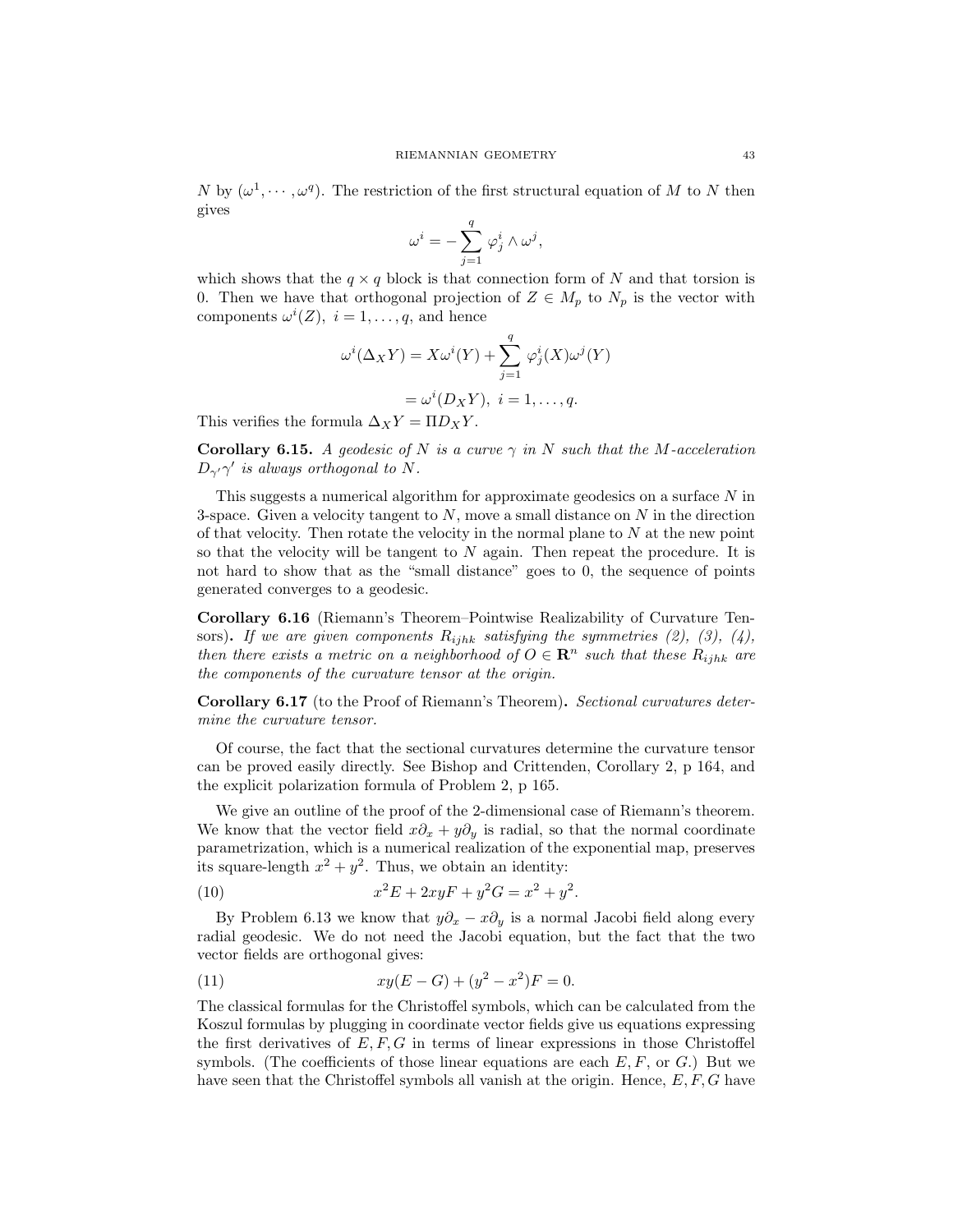$N$ by $(\omega^1, \cdots, \omega^q)$. The restriction of the first structural equation of $M$ to $N$ then gives

$$\omega^i = -\sum_{j=1}^{q} \varphi^i_j \wedge \omega^j,$$

which shows that the $q \times q$ block is that connection form of $N$ and that torsion is 0. Then we have that orthogonal projection of $Z \in M_p$ to $N_p$ is the vector with components $\omega^i(Z),\ i = 1, \ldots, q$, and hence

$$\begin{aligned}\omega^i(\Delta_X Y) &= X\omega^i(Y) + \sum_{j=1}^{q} \varphi^i_j(X)\omega^j(Y)\\ &= \omega^i(D_X Y),\ i = 1, \ldots, q.\end{aligned}$$

This verifies the formula $\Delta_X Y = \Pi D_X Y$.

**Corollary 6.15.** *A geodesic of $N$ is a curve $\gamma$ in $N$ such that the $M$-acceleration $D_{\gamma'}\gamma'$ is always orthogonal to $N$.*

This suggests a numerical algorithm for approximate geodesics on a surface $N$ in 3-space. Given a velocity tangent to $N$, move a small distance on $N$ in the direction of that velocity. Then rotate the velocity in the normal plane to $N$ at the new point so that the velocity will be tangent to $N$ again. Then repeat the procedure. It is not hard to show that as the "small distance" goes to 0, the sequence of points generated converges to a geodesic.

**Corollary 6.16** (Riemann's Theorem–Pointwise Realizability of Curvature Tensors)**.** *If we are given components $R_{ijhk}$ satisfying the symmetries (2), (3), (4), then there exists a metric on a neighborhood of $O \in \mathbf{R}^n$ such that these $R_{ijhk}$ are the components of the curvature tensor at the origin.*

**Corollary 6.17** (to the Proof of Riemann's Theorem)**.** *Sectional curvatures determine the curvature tensor.*

Of course, the fact that the sectional curvatures determine the curvature tensor can be proved easily directly. See Bishop and Crittenden, Corollary 2, p 164, and the explicit polarization formula of Problem 2, p 165.

We give an outline of the proof of the 2-dimensional case of Riemann's theorem. We know that the vector field $x\partial_x + y\partial_y$ is radial, so that the normal coordinate parametrization, which is a numerical realization of the exponential map, preserves its square-length $x^2 + y^2$. Thus, we obtain an identity:

$$x^2 E + 2xyF + y^2 G = x^2 + y^2. \tag{10}$$

By Problem 6.13 we know that $y\partial_x - x\partial_y$ is a normal Jacobi field along every radial geodesic. We do not need the Jacobi equation, but the fact that the two vector fields are orthogonal gives:

$$xy(E - G) + (y^2 - x^2)F = 0. \tag{11}$$

The classical formulas for the Christoffel symbols, which can be calculated from the Koszul formulas by plugging in coordinate vector fields give us equations expressing the first derivatives of $E, F, G$ in terms of linear expressions in those Christoffel symbols. (The coefficients of those linear equations are each $E, F$, or $G$.) But we have seen that the Christoffel symbols all vanish at the origin. Hence, $E, F, G$ have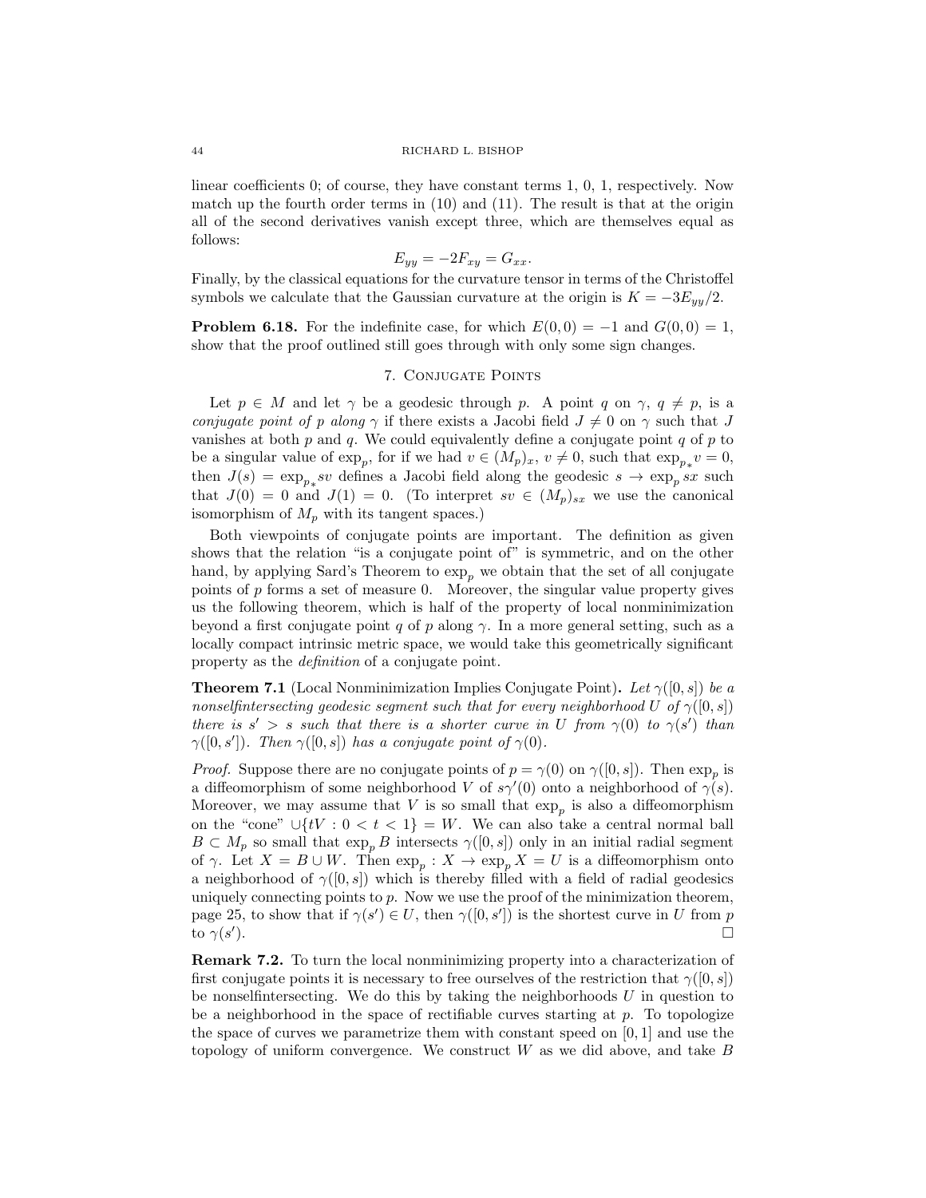linear coefficients 0; of course, they have constant terms 1, 0, 1, respectively. Now match up the fourth order terms in (10) and (11). The result is that at the origin all of the second derivatives vanish except three, which are themselves equal as follows:

$$E_{yy} = -2F_{xy} = G_{xx}.$$

Finally, by the classical equations for the curvature tensor in terms of the Christoffel symbols we calculate that the Gaussian curvature at the origin is $K = -3E_{yy}/2$.

**Problem 6.18.** For the indefinite case, for which $E(0, 0) = -1$ and $G(0, 0) = 1$, show that the proof outlined still goes through with only some sign changes.

## 7. Conjugate Points

Let $p \in M$ and let $\gamma$ be a geodesic through $p$. A point $q$ on $\gamma$, $q \neq p$, is a *conjugate point of* $p$ *along* $\gamma$ if there exists a Jacobi field $J \neq 0$ on $\gamma$ such that $J$ vanishes at both $p$ and $q$. We could equivalently define a conjugate point $q$ of $p$ to be a singular value of $\exp_p$, for if we had $v \in (M_p)_x$, $v \neq 0$, such that $\exp_{p*} v = 0$, then $J(s) = \exp_{p*} sv$ defines a Jacobi field along the geodesic $s \to \exp_p sx$ such that $J(0) = 0$ and $J(1) = 0$. (To interpret $sv \in (M_p)_{sx}$ we use the canonical isomorphism of $M_p$ with its tangent spaces.)

Both viewpoints of conjugate points are important. The definition as given shows that the relation "is a conjugate point of" is symmetric, and on the other hand, by applying Sard's Theorem to $\exp_p$ we obtain that the set of all conjugate points of $p$ forms a set of measure 0. Moreover, the singular value property gives us the following theorem, which is half of the property of local nonminimization beyond a first conjugate point $q$ of $p$ along $\gamma$. In a more general setting, such as a locally compact intrinsic metric space, we would take this geometrically significant property as the *definition* of a conjugate point.

**Theorem 7.1** (Local Nonminimization Implies Conjugate Point)**.** *Let* $\gamma([0, s])$ *be a nonselfintersecting geodesic segment such that for every neighborhood* $U$ *of* $\gamma([0, s])$ *there is* $s' > s$ *such that there is a shorter curve in* $U$ *from* $\gamma(0)$ *to* $\gamma(s')$ *than* $\gamma([0, s'])$*. Then* $\gamma([0, s])$ *has a conjugate point of* $\gamma(0)$*.*

*Proof.* Suppose there are no conjugate points of $p = \gamma(0)$ on $\gamma([0, s])$. Then $\exp_p$ is a diffeomorphism of some neighborhood $V$ of $s\gamma'(0)$ onto a neighborhood of $\gamma(s)$. Moreover, we may assume that $V$ is so small that $\exp_p$ is also a diffeomorphism on the "cone" $\cup\{tV : 0 < t < 1\} = W$. We can also take a central normal ball $B \subset M_p$ so small that $\exp_p B$ intersects $\gamma([0, s])$ only in an initial radial segment of $\gamma$. Let $X = B \cup W$. Then $\exp_p : X \to \exp_p X = U$ is a diffeomorphism onto a neighborhood of $\gamma([0, s])$ which is thereby filled with a field of radial geodesics uniquely connecting points to $p$. Now we use the proof of the minimization theorem, page 25, to show that if $\gamma(s') \in U$, then $\gamma([0, s'])$ is the shortest curve in $U$ from $p$ to $\gamma(s')$. □

**Remark 7.2.** To turn the local nonminimizing property into a characterization of first conjugate points it is necessary to free ourselves of the restriction that $\gamma([0, s])$ be nonselfintersecting. We do this by taking the neighborhoods $U$ in question to be a neighborhood in the space of rectifiable curves starting at $p$. To topologize the space of curves we parametrize them with constant speed on $[0, 1]$ and use the topology of uniform convergence. We construct $W$ as we did above, and take $B$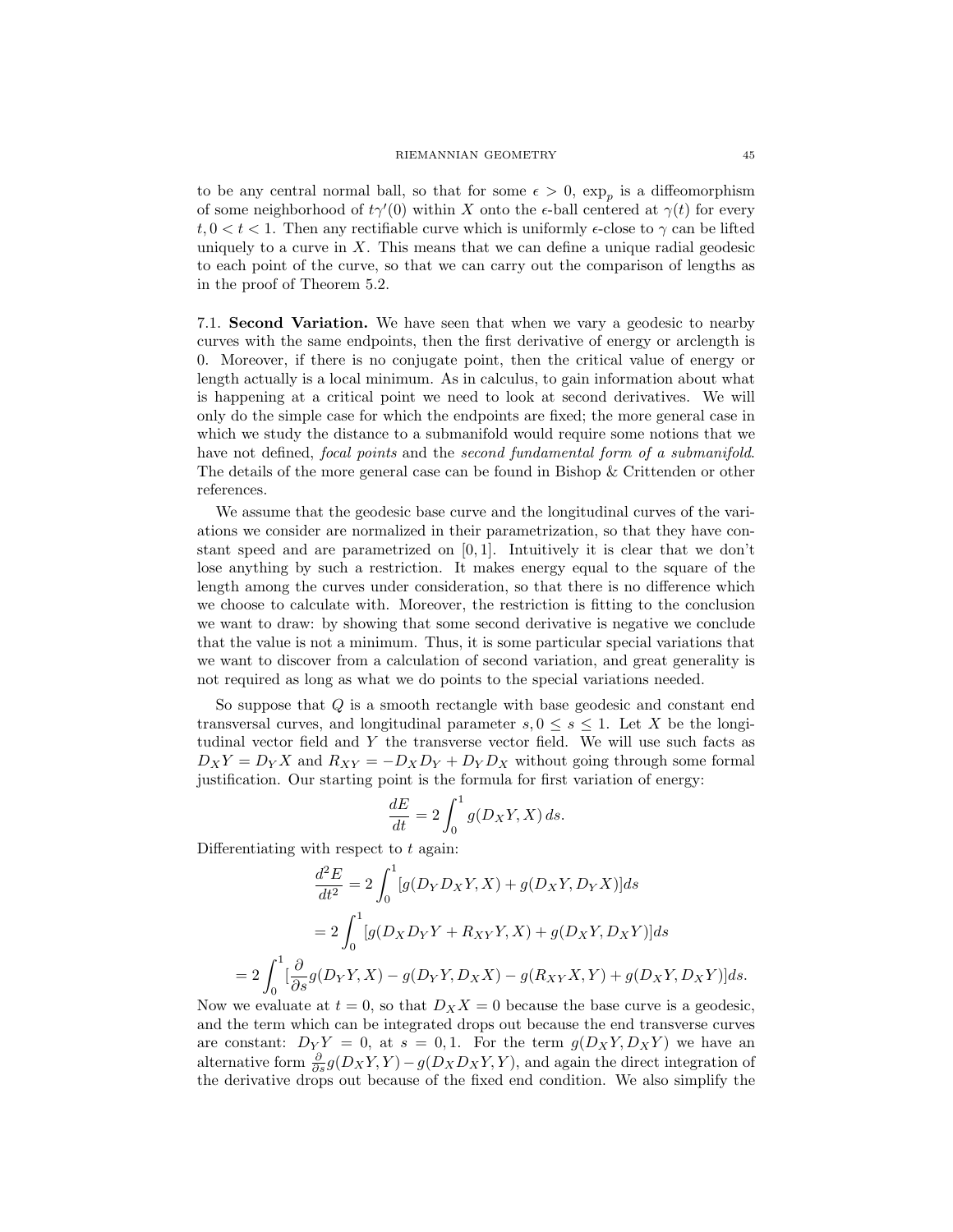to be any central normal ball, so that for some $\epsilon > 0$, $\exp_p$ is a diffeomorphism of some neighborhood of $t\gamma'(0)$ within $X$ onto the $\epsilon$-ball centered at $\gamma(t)$ for every $t, 0 < t < 1$. Then any rectifiable curve which is uniformly $\epsilon$-close to $\gamma$ can be lifted uniquely to a curve in $X$. This means that we can define a unique radial geodesic to each point of the curve, so that we can carry out the comparison of lengths as in the proof of Theorem 5.2.

7.1. **Second Variation.** We have seen that when we vary a geodesic to nearby curves with the same endpoints, then the first derivative of energy or arclength is 0. Moreover, if there is no conjugate point, then the critical value of energy or length actually is a local minimum. As in calculus, to gain information about what is happening at a critical point we need to look at second derivatives. We will only do the simple case for which the endpoints are fixed; the more general case in which we study the distance to a submanifold would require some notions that we have not defined, *focal points* and the *second fundamental form of a submanifold*. The details of the more general case can be found in Bishop & Crittenden or other references.

We assume that the geodesic base curve and the longitudinal curves of the variations we consider are normalized in their parametrization, so that they have constant speed and are parametrized on $[0, 1]$. Intuitively it is clear that we don't lose anything by such a restriction. It makes energy equal to the square of the length among the curves under consideration, so that there is no difference which we choose to calculate with. Moreover, the restriction is fitting to the conclusion we want to draw: by showing that some second derivative is negative we conclude that the value is not a minimum. Thus, it is some particular special variations that we want to discover from a calculation of second variation, and great generality is not required as long as what we do points to the special variations needed.

So suppose that $Q$ is a smooth rectangle with base geodesic and constant end transversal curves, and longitudinal parameter $s, 0 \leq s \leq 1$. Let $X$ be the longitudinal vector field and $Y$ the transverse vector field. We will use such facts as $D_X Y = D_Y X$ and $R_{XY} = -D_X D_Y + D_Y D_X$ without going through some formal justification. Our starting point is the formula for first variation of energy:

$$\frac{dE}{dt} = 2\int_0^1 g(D_X Y, X)\, ds.$$

Differentiating with respect to $t$ again:

$$\frac{d^2E}{dt^2} = 2\int_0^1 [g(D_Y D_X Y, X) + g(D_X Y, D_Y X)]ds$$

$$= 2\int_0^1 [g(D_X D_Y Y + R_{XY} Y, X) + g(D_X Y, D_X Y)]ds$$

$$= 2\int_0^1 [\frac{\partial}{\partial s} g(D_Y Y, X) - g(D_Y Y, D_X X) - g(R_{XY} X, Y) + g(D_X Y, D_X Y)]ds.$$

Now we evaluate at $t = 0$, so that $D_X X = 0$ because the base curve is a geodesic, and the term which can be integrated drops out because the end transverse curves are constant: $D_Y Y = 0$, at $s = 0, 1$. For the term $g(D_X Y, D_X Y)$ we have an alternative form $\frac{\partial}{\partial s} g(D_X Y, Y) - g(D_X D_X Y, Y)$, and again the direct integration of the derivative drops out because of the fixed end condition. We also simplify the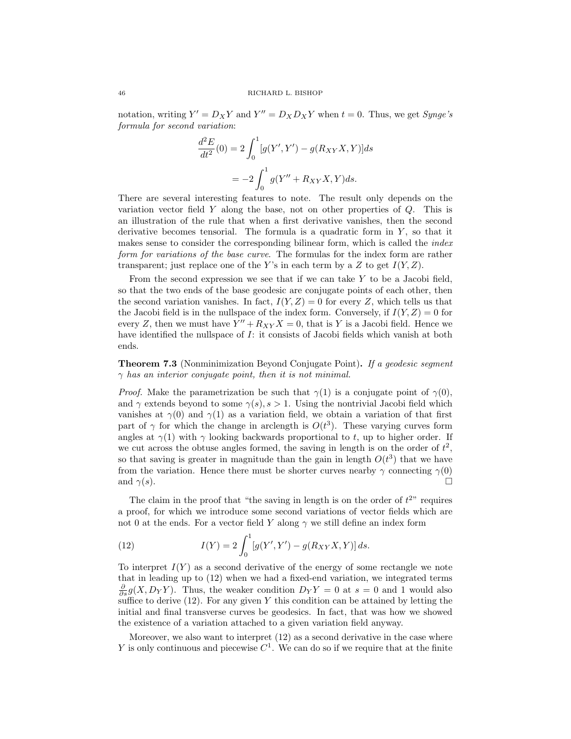notation, writing $Y' = D_X Y$ and $Y'' = D_X D_X Y$ when $t = 0$. Thus, we get *Synge's formula for second variation*:

$$\frac{d^2 E}{dt^2}(0) = 2\int_0^1 [g(Y', Y') - g(R_{XY}X, Y)]ds$$

$$= -2\int_0^1 g(Y'' + R_{XY}X, Y)ds.$$

There are several interesting features to note. The result only depends on the variation vector field $Y$ along the base, not on other properties of $Q$. This is an illustration of the rule that when a first derivative vanishes, then the second derivative becomes tensorial. The formula is a quadratic form in $Y$, so that it makes sense to consider the corresponding bilinear form, which is called the *index form for variations of the base curve*. The formulas for the index form are rather transparent; just replace one of the $Y$'s in each term by a $Z$ to get $I(Y, Z)$.

From the second expression we see that if we can take $Y$ to be a Jacobi field, so that the two ends of the base geodesic are conjugate points of each other, then the second variation vanishes. In fact, $I(Y, Z) = 0$ for every $Z$, which tells us that the Jacobi field is in the nullspace of the index form. Conversely, if $I(Y, Z) = 0$ for every $Z$, then we must have $Y'' + R_{XY}X = 0$, that is $Y$ is a Jacobi field. Hence we have identified the nullspace of $I$: it consists of Jacobi fields which vanish at both ends.

**Theorem 7.3** (Nonminimization Beyond Conjugate Point)**.** *If a geodesic segment $\gamma$ has an interior conjugate point, then it is not minimal.*

*Proof.* Make the parametrization be such that $\gamma(1)$ is a conjugate point of $\gamma(0)$, and $\gamma$ extends beyond to some $\gamma(s), s > 1$. Using the nontrivial Jacobi field which vanishes at $\gamma(0)$ and $\gamma(1)$ as a variation field, we obtain a variation of that first part of $\gamma$ for which the change in arclength is $O(t^3)$. These varying curves form angles at $\gamma(1)$ with $\gamma$ looking backwards proportional to $t$, up to higher order. If we cut across the obtuse angles formed, the saving in length is on the order of $t^2$, so that saving is greater in magnitude than the gain in length $O(t^3)$ that we have from the variation. Hence there must be shorter curves nearby $\gamma$ connecting $\gamma(0)$ and $\gamma(s)$. □

The claim in the proof that "the saving in length is on the order of $t^2$" requires a proof, for which we introduce some second variations of vector fields which are not 0 at the ends. For a vector field $Y$ along $\gamma$ we still define an index form

$$I(Y) = 2\int_0^1 [g(Y', Y') - g(R_{XY}X, Y)]\, ds. \tag{12}$$

To interpret $I(Y)$ as a second derivative of the energy of some rectangle we note that in leading up to (12) when we had a fixed-end variation, we integrated terms $\frac{\partial}{\partial s} g(X, D_Y Y)$. Thus, the weaker condition $D_Y Y = 0$ at $s = 0$ and 1 would also suffice to derive (12). For any given $Y$ this condition can be attained by letting the initial and final transverse curves be geodesics. In fact, that was how we showed the existence of a variation attached to a given variation field anyway.

Moreover, we also want to interpret (12) as a second derivative in the case where $Y$ is only continuous and piecewise $C^1$. We can do so if we require that at the finite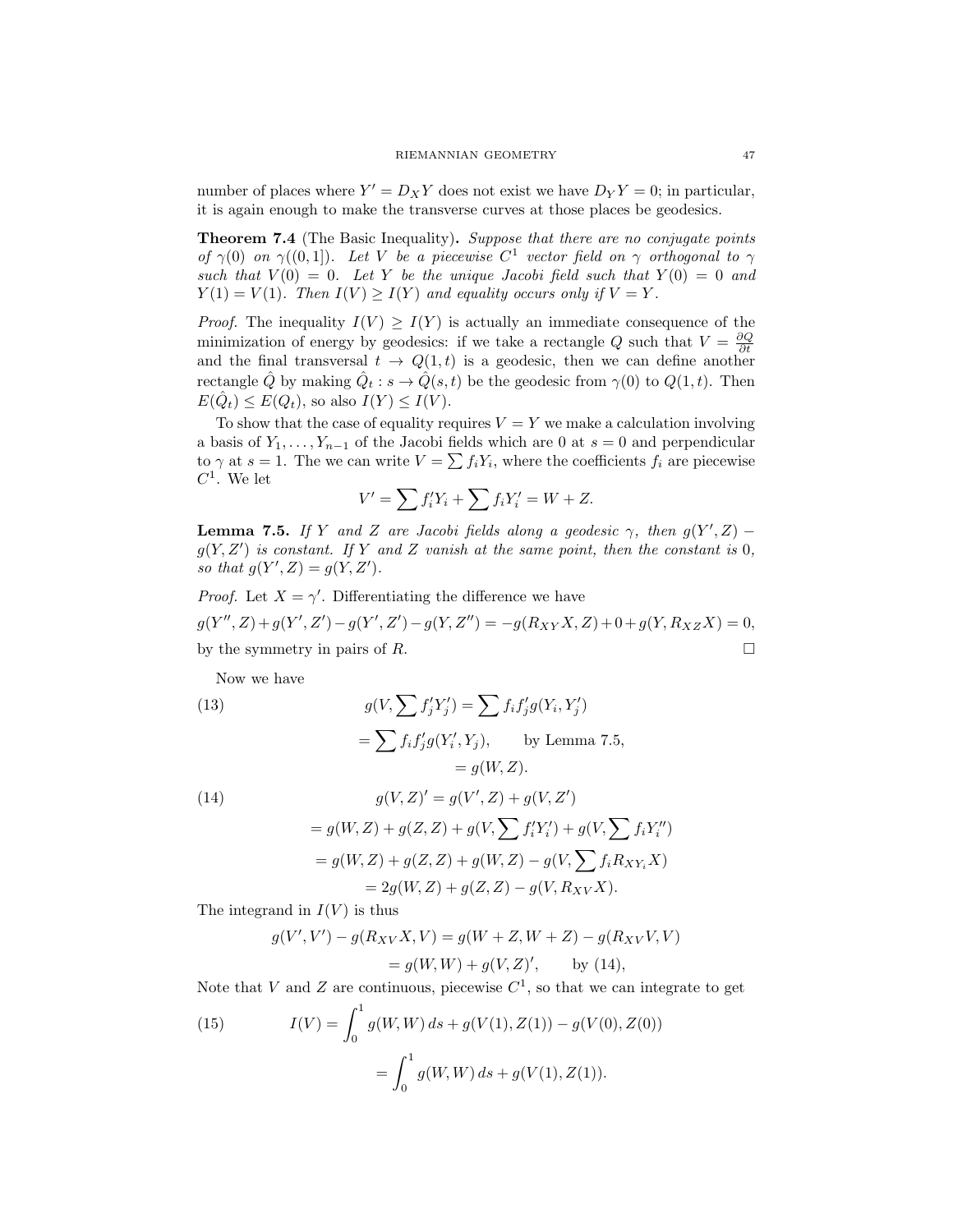number of places where $Y' = D_X Y$ does not exist we have $D_Y Y = 0$; in particular, it is again enough to make the transverse curves at those places be geodesics.

**Theorem 7.4** (The Basic Inequality)**.** *Suppose that there are no conjugate points of $\gamma(0)$ on $\gamma((0,1])$. Let $V$ be a piecewise $C^1$ vector field on $\gamma$ orthogonal to $\gamma$ such that $V(0) = 0$. Let $Y$ be the unique Jacobi field such that $Y(0) = 0$ and $Y(1) = V(1)$. Then $I(V) \geq I(Y)$ and equality occurs only if $V = Y$.*

*Proof.* The inequality $I(V) \geq I(Y)$ is actually an immediate consequence of the minimization of energy by geodesics: if we take a rectangle $Q$ such that $V = \frac{\partial Q}{\partial t}$ and the final transversal $t \to Q(1,t)$ is a geodesic, then we can define another rectangle $\hat{Q}$ by making $\hat{Q}_t : s \to \hat{Q}(s,t)$ be the geodesic from $\gamma(0)$ to $Q(1,t)$. Then $E(\hat{Q}_t) \leq E(Q_t)$, so also $I(Y) \leq I(V)$.

To show that the case of equality requires $V = Y$ we make a calculation involving a basis of $Y_1, \ldots, Y_{n-1}$ of the Jacobi fields which are 0 at $s = 0$ and perpendicular to $\gamma$ at $s = 1$. The we can write $V = \sum f_i Y_i$, where the coefficients $f_i$ are piecewise $C^1$. We let

$$V' = \sum f_i' Y_i + \sum f_i Y_i' = W + Z.$$

**Lemma 7.5.** *If $Y$ and $Z$ are Jacobi fields along a geodesic $\gamma$, then $g(Y', Z) - g(Y, Z')$ is constant. If $Y$ and $Z$ vanish at the same point, then the constant is 0, so that $g(Y', Z) = g(Y, Z')$.*

*Proof.* Let $X = \gamma'$. Differentiating the difference we have

$$g(Y'', Z) + g(Y', Z') - g(Y', Z') - g(Y, Z'') = -g(R_{XY}X, Z) + 0 + g(Y, R_{XZ}X) = 0,$$

by the symmetry in pairs of $R$. $\square$

Now we have

$$
\begin{aligned}
(13) \qquad g(V, \sum f_j' Y_j') &= \sum f_i f_j' g(Y_i, Y_j') \\
&= \sum f_i f_j' g(Y_i', Y_j), \qquad \text{by Lemma 7.5,} \\
&= g(W, Z).
\end{aligned}
$$

$$
\begin{aligned}
(14) \qquad g(V, Z)' &= g(V', Z) + g(V, Z') \\
&= g(W, Z) + g(Z, Z) + g(V, \sum f_i' Y_i') + g(V, \sum f_i Y_i'') \\
&= g(W, Z) + g(Z, Z) + g(W, Z) - g(V, \sum f_i R_{XY_i} X) \\
&= 2g(W, Z) + g(Z, Z) - g(V, R_{XV} X).
\end{aligned}
$$

The integrand in $I(V)$ is thus

$$
\begin{aligned}
g(V', V') - g(R_{XV}X, V) &= g(W + Z, W + Z) - g(R_{XV}V, V) \\
&= g(W, W) + g(V, Z)', \qquad \text{by (14),}
\end{aligned}
$$

Note that $V$ and $Z$ are continuous, piecewise $C^1$, so that we can integrate to get

$$
\begin{aligned}
(15) \qquad I(V) &= \int_0^1 g(W, W)\, ds + g(V(1), Z(1)) - g(V(0), Z(0)) \\
&= \int_0^1 g(W, W)\, ds + g(V(1), Z(1)).
\end{aligned}
$$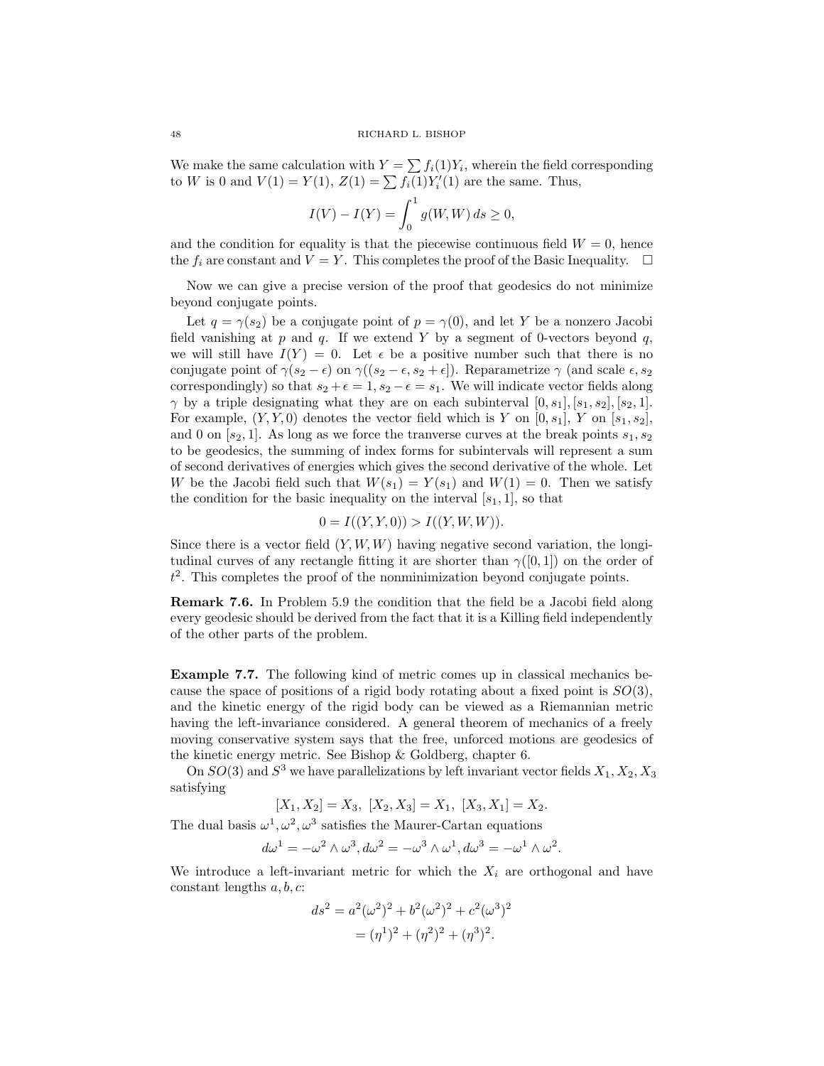We make the same calculation with $Y = \sum f_i(1) Y_i$, wherein the field corresponding to $W$ is 0 and $V(1) = Y(1)$, $Z(1) = \sum f_i(1) Y_i'(1)$ are the same. Thus,

$$I(V) - I(Y) = \int_0^1 g(W, W)\, ds \geq 0,$$

and the condition for equality is that the piecewise continuous field $W = 0$, hence the $f_i$ are constant and $V = Y$. This completes the proof of the Basic Inequality. $\square$

Now we can give a precise version of the proof that geodesics do not minimize beyond conjugate points.

Let $q = \gamma(s_2)$ be a conjugate point of $p = \gamma(0)$, and let $Y$ be a nonzero Jacobi field vanishing at $p$ and $q$. If we extend $Y$ by a segment of 0-vectors beyond $q$, we will still have $I(Y) = 0$. Let $\epsilon$ be a positive number such that there is no conjugate point of $\gamma(s_2 - \epsilon)$ on $\gamma((s_2 - \epsilon, s_2 + \epsilon])$. Reparametrize $\gamma$ (and scale $\epsilon, s_2$ correspondingly) so that $s_2 + \epsilon = 1, s_2 - \epsilon = s_1$. We will indicate vector fields along $\gamma$ by a triple designating what they are on each subinterval $[0, s_1], [s_1, s_2], [s_2, 1]$. For example, $(Y, Y, 0)$ denotes the vector field which is $Y$ on $[0, s_1]$, $Y$ on $[s_1, s_2]$, and 0 on $[s_2, 1]$. As long as we force the tranverse curves at the break points $s_1, s_2$ to be geodesics, the summing of index forms for subintervals will represent a sum of second derivatives of energies which gives the second derivative of the whole. Let $W$ be the Jacobi field such that $W(s_1) = Y(s_1)$ and $W(1) = 0$. Then we satisfy the condition for the basic inequality on the interval $[s_1, 1]$, so that

$$0 = I((Y, Y, 0)) > I((Y, W, W)).$$

Since there is a vector field $(Y, W, W)$ having negative second variation, the longitudinal curves of any rectangle fitting it are shorter than $\gamma([0, 1])$ on the order of $t^2$. This completes the proof of the nonminimization beyond conjugate points.

**Remark 7.6.** In Problem 5.9 the condition that the field be a Jacobi field along every geodesic should be derived from the fact that it is a Killing field independently of the other parts of the problem.

**Example 7.7.** The following kind of metric comes up in classical mechanics because the space of positions of a rigid body rotating about a fixed point is $SO(3)$, and the kinetic energy of the rigid body can be viewed as a Riemannian metric having the left-invariance considered. A general theorem of mechanics of a freely moving conservative system says that the free, unforced motions are geodesics of the kinetic energy metric. See Bishop & Goldberg, chapter 6.

On $SO(3)$ and $S^3$ we have parallelizations by left invariant vector fields $X_1, X_2, X_3$ satisfying

$$[X_1, X_2] = X_3,\ [X_2, X_3] = X_1,\ [X_3, X_1] = X_2.$$

The dual basis $\omega^1, \omega^2, \omega^3$ satisfies the Maurer-Cartan equations

$$d\omega^1 = -\omega^2 \wedge \omega^3, d\omega^2 = -\omega^3 \wedge \omega^1, d\omega^3 = -\omega^1 \wedge \omega^2.$$

We introduce a left-invariant metric for which the $X_i$ are orthogonal and have constant lengths $a, b, c$:

$$\begin{aligned} ds^2 &= a^2(\omega^2)^2 + b^2(\omega^2)^2 + c^2(\omega^3)^2 \\ &= (\eta^1)^2 + (\eta^2)^2 + (\eta^3)^2. \end{aligned}$$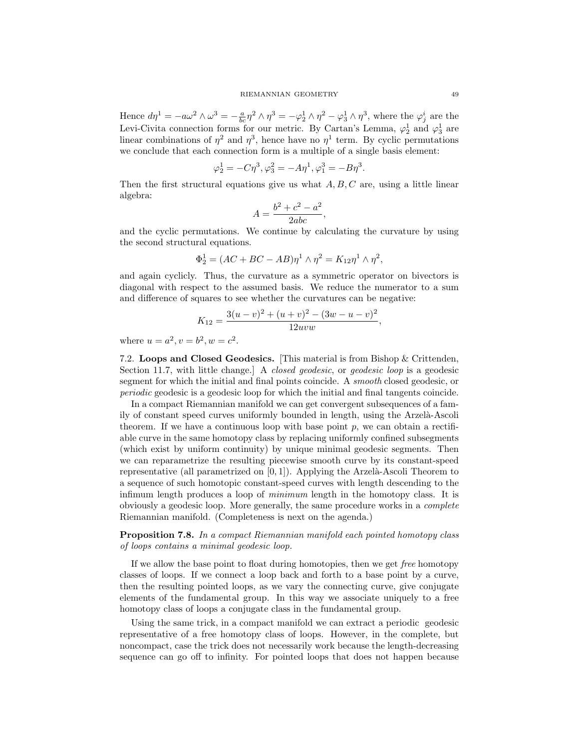Hence $d\eta^1 = -a\omega^2 \wedge \omega^3 = -\frac{a}{bc}\eta^2 \wedge \eta^3 = -\varphi^1_2 \wedge \eta^2 - \varphi^1_3 \wedge \eta^3$, where the $\varphi^i_j$ are the Levi-Civita connection forms for our metric. By Cartan's Lemma, $\varphi^1_2$ and $\varphi^1_3$ are linear combinations of $\eta^2$ and $\eta^3$, hence have no $\eta^1$ term. By cyclic permutations we conclude that each connection form is a multiple of a single basis element:

$$\varphi^1_2 = -C\eta^3, \varphi^2_3 = -A\eta^1, \varphi^3_1 = -B\eta^3.$$

Then the first structural equations give us what $A, B, C$ are, using a little linear algebra:

$$A = \frac{b^2 + c^2 - a^2}{2abc},$$

and the cyclic permutations. We continue by calculating the curvature by using the second structural equations.

$$\Phi^1_2 = (AC + BC - AB)\eta^1 \wedge \eta^2 = K_{12}\eta^1 \wedge \eta^2,$$

and again cyclicly. Thus, the curvature as a symmetric operator on bivectors is diagonal with respect to the assumed basis. We reduce the numerator to a sum and difference of squares to see whether the curvatures can be negative:

$$K_{12} = \frac{3(u-v)^2 + (u+v)^2 - (3w - u - v)^2}{12uvw},$$

where $u = a^2, v = b^2, w = c^2$.

7.2. **Loops and Closed Geodesics.** [This material is from Bishop & Crittenden, Section 11.7, with little change.] A *closed geodesic*, or *geodesic loop* is a geodesic segment for which the initial and final points coincide. A *smooth* closed geodesic, or *periodic* geodesic is a geodesic loop for which the initial and final tangents coincide.

In a compact Riemannian manifold we can get convergent subsequences of a family of constant speed curves uniformly bounded in length, using the Arzelà-Ascoli theorem. If we have a continuous loop with base point $p$, we can obtain a rectifiable curve in the same homotopy class by replacing uniformly confined subsegments (which exist by uniform continuity) by unique minimal geodesic segments. Then we can reparametrize the resulting piecewise smooth curve by its constant-speed representative (all parametrized on $[0, 1]$). Applying the Arzelà-Ascoli Theorem to a sequence of such homotopic constant-speed curves with length descending to the infimum length produces a loop of *minimum* length in the homotopy class. It is obviously a geodesic loop. More generally, the same procedure works in a *complete* Riemannian manifold. (Completeness is next on the agenda.)

**Proposition 7.8.** *In a compact Riemannian manifold each pointed homotopy class of loops contains a minimal geodesic loop.*

If we allow the base point to float during homotopies, then we get *free* homotopy classes of loops. If we connect a loop back and forth to a base point by a curve, then the resulting pointed loops, as we vary the connecting curve, give conjugate elements of the fundamental group. In this way we associate uniquely to a free homotopy class of loops a conjugate class in the fundamental group.

Using the same trick, in a compact manifold we can extract a periodic geodesic representative of a free homotopy class of loops. However, in the complete, but noncompact, case the trick does not necessarily work because the length-decreasing sequence can go off to infinity. For pointed loops that does not happen because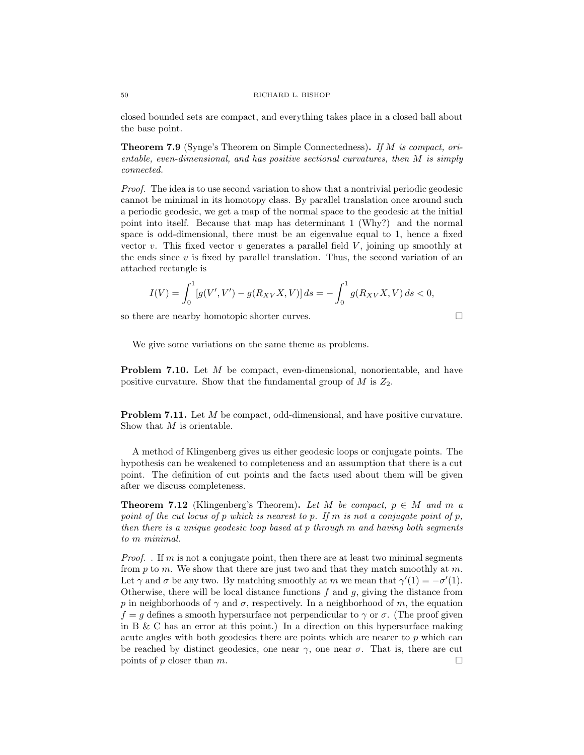closed bounded sets are compact, and everything takes place in a closed ball about the base point.

**Theorem 7.9** (Synge's Theorem on Simple Connectedness)**.** *If $M$ is compact, orientable, even-dimensional, and has positive sectional curvatures, then $M$ is simply connected.*

*Proof.* The idea is to use second variation to show that a nontrivial periodic geodesic cannot be minimal in its homotopy class. By parallel translation once around such a periodic geodesic, we get a map of the normal space to the geodesic at the initial point into itself. Because that map has determinant 1 (Why?) and the normal space is odd-dimensional, there must be an eigenvalue equal to 1, hence a fixed vector $v$. This fixed vector $v$ generates a parallel field $V$, joining up smoothly at the ends since $v$ is fixed by parallel translation. Thus, the second variation of an attached rectangle is

$$I(V) = \int_0^1 [g(V', V') - g(R_{XV}X, V)]\, ds = -\int_0^1 g(R_{XV}X, V)\, ds < 0,$$

so there are nearby homotopic shorter curves. □

We give some variations on the same theme as problems.

**Problem 7.10.** Let $M$ be compact, even-dimensional, nonorientable, and have positive curvature. Show that the fundamental group of $M$ is $Z_2$.

**Problem 7.11.** Let $M$ be compact, odd-dimensional, and have positive curvature. Show that $M$ is orientable.

A method of Klingenberg gives us either geodesic loops or conjugate points. The hypothesis can be weakened to completeness and an assumption that there is a cut point. The definition of cut points and the facts used about them will be given after we discuss completeness.

**Theorem 7.12** (Klingenberg's Theorem)**.** *Let $M$ be compact, $p \in M$ and $m$ a point of the cut locus of $p$ which is nearest to $p$. If $m$ is not a conjugate point of $p$, then there is a unique geodesic loop based at $p$ through $m$ and having both segments to $m$ minimal.*

*Proof.* . If $m$ is not a conjugate point, then there are at least two minimal segments from $p$ to $m$. We show that there are just two and that they match smoothly at $m$. Let $\gamma$ and $\sigma$ be any two. By matching smoothly at $m$ we mean that $\gamma'(1) = -\sigma'(1)$. Otherwise, there will be local distance functions $f$ and $g$, giving the distance from $p$ in neighborhoods of $\gamma$ and $\sigma$, respectively. In a neighborhood of $m$, the equation $f = g$ defines a smooth hypersurface not perpendicular to $\gamma$ or $\sigma$. (The proof given in B & C has an error at this point.) In a direction on this hypersurface making acute angles with both geodesics there are points which are nearer to $p$ which can be reached by distinct geodesics, one near $\gamma$, one near $\sigma$. That is, there are cut points of $p$ closer than $m$. □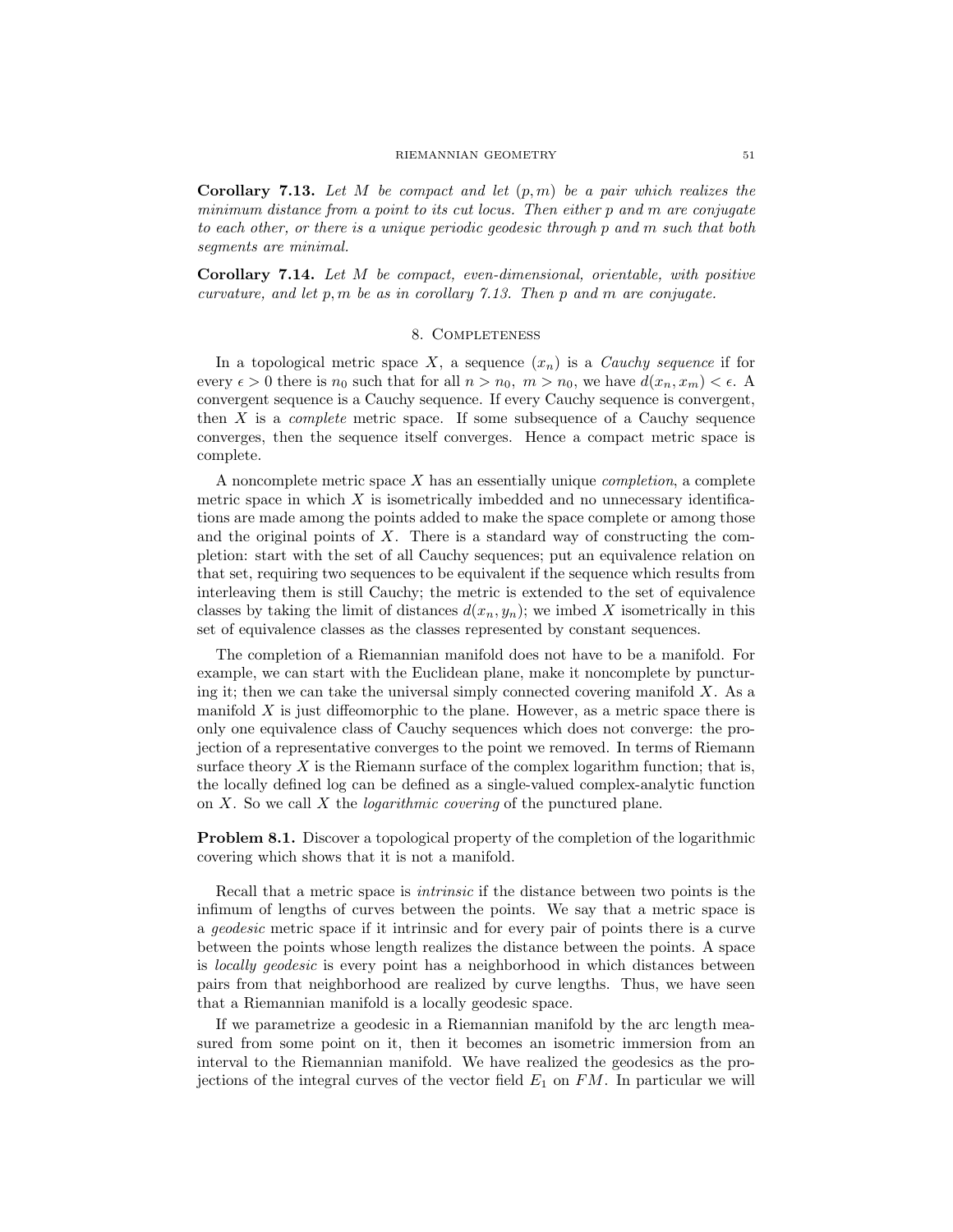**Corollary 7.13.** *Let $M$ be compact and let $(p, m)$ be a pair which realizes the minimum distance from a point to its cut locus. Then either $p$ and $m$ are conjugate to each other, or there is a unique periodic geodesic through $p$ and $m$ such that both segments are minimal.*

**Corollary 7.14.** *Let $M$ be compact, even-dimensional, orientable, with positive curvature, and let $p, m$ be as in corollary 7.13. Then $p$ and $m$ are conjugate.*

## 8. Completeness

In a topological metric space $X$, a sequence $(x_n)$ is a *Cauchy sequence* if for every $\epsilon > 0$ there is $n_0$ such that for all $n > n_0$, $m > n_0$, we have $d(x_n, x_m) < \epsilon$. A convergent sequence is a Cauchy sequence. If every Cauchy sequence is convergent, then $X$ is a *complete* metric space. If some subsequence of a Cauchy sequence converges, then the sequence itself converges. Hence a compact metric space is complete.

A noncomplete metric space $X$ has an essentially unique *completion*, a complete metric space in which $X$ is isometrically imbedded and no unnecessary identifications are made among the points added to make the space complete or among those and the original points of $X$. There is a standard way of constructing the completion: start with the set of all Cauchy sequences; put an equivalence relation on that set, requiring two sequences to be equivalent if the sequence which results from interleaving them is still Cauchy; the metric is extended to the set of equivalence classes by taking the limit of distances $d(x_n, y_n)$; we imbed $X$ isometrically in this set of equivalence classes as the classes represented by constant sequences.

The completion of a Riemannian manifold does not have to be a manifold. For example, we can start with the Euclidean plane, make it noncomplete by puncturing it; then we can take the universal simply connected covering manifold $X$. As a manifold $X$ is just diffeomorphic to the plane. However, as a metric space there is only one equivalence class of Cauchy sequences which does not converge: the projection of a representative converges to the point we removed. In terms of Riemann surface theory $X$ is the Riemann surface of the complex logarithm function; that is, the locally defined log can be defined as a single-valued complex-analytic function on $X$. So we call $X$ the *logarithmic covering* of the punctured plane.

**Problem 8.1.** Discover a topological property of the completion of the logarithmic covering which shows that it is not a manifold.

Recall that a metric space is *intrinsic* if the distance between two points is the infimum of lengths of curves between the points. We say that a metric space is a *geodesic* metric space if it intrinsic and for every pair of points there is a curve between the points whose length realizes the distance between the points. A space is *locally geodesic* is every point has a neighborhood in which distances between pairs from that neighborhood are realized by curve lengths. Thus, we have seen that a Riemannian manifold is a locally geodesic space.

If we parametrize a geodesic in a Riemannian manifold by the arc length measured from some point on it, then it becomes an isometric immersion from an interval to the Riemannian manifold. We have realized the geodesics as the projections of the integral curves of the vector field $E_1$ on $FM$. In particular we will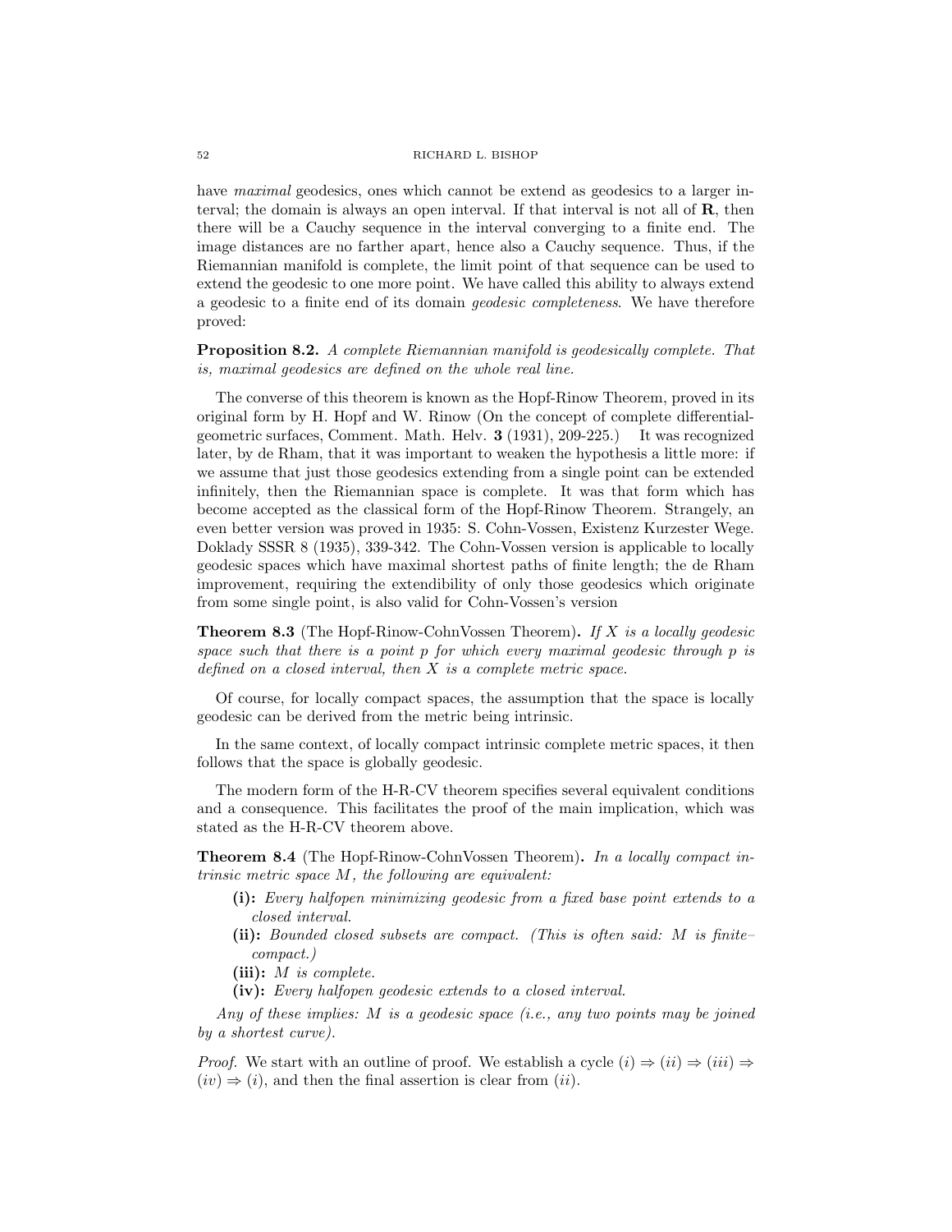have *maximal* geodesics, ones which cannot be extend as geodesics to a larger interval; the domain is always an open interval. If that interval is not all of $\mathbf{R}$, then there will be a Cauchy sequence in the interval converging to a finite end. The image distances are no farther apart, hence also a Cauchy sequence. Thus, if the Riemannian manifold is complete, the limit point of that sequence can be used to extend the geodesic to one more point. We have called this ability to always extend a geodesic to a finite end of its domain *geodesic completeness*. We have therefore proved:

**Proposition 8.2.** *A complete Riemannian manifold is geodesically complete. That is, maximal geodesics are defined on the whole real line.*

The converse of this theorem is known as the Hopf-Rinow Theorem, proved in its original form by H. Hopf and W. Rinow (On the concept of complete differential-geometric surfaces, Comment. Math. Helv. **3** (1931), 209-225.) It was recognized later, by de Rham, that it was important to weaken the hypothesis a little more: if we assume that just those geodesics extending from a single point can be extended infinitely, then the Riemannian space is complete. It was that form which has become accepted as the classical form of the Hopf-Rinow Theorem. Strangely, an even better version was proved in 1935: S. Cohn-Vossen, Existenz Kurzester Wege. Doklady SSSR 8 (1935), 339-342. The Cohn-Vossen version is applicable to locally geodesic spaces which have maximal shortest paths of finite length; the de Rham improvement, requiring the extendibility of only those geodesics which originate from some single point, is also valid for Cohn-Vossen's version

**Theorem 8.3** (The Hopf-Rinow-CohnVossen Theorem)**.** *If $X$ is a locally geodesic space such that there is a point $p$ for which every maximal geodesic through $p$ is defined on a closed interval, then $X$ is a complete metric space.*

Of course, for locally compact spaces, the assumption that the space is locally geodesic can be derived from the metric being intrinsic.

In the same context, of locally compact intrinsic complete metric spaces, it then follows that the space is globally geodesic.

The modern form of the H-R-CV theorem specifies several equivalent conditions and a consequence. This facilitates the proof of the main implication, which was stated as the H-R-CV theorem above.

**Theorem 8.4** (The Hopf-Rinow-CohnVossen Theorem)**.** *In a locally compact intrinsic metric space $M$, the following are equivalent:*

- **(i):** *Every halfopen minimizing geodesic from a fixed base point extends to a closed interval.*
- **(ii):** *Bounded closed subsets are compact. (This is often said: $M$ is finite–compact.)*
- **(iii):** *$M$ is complete.*
- **(iv):** *Every halfopen geodesic extends to a closed interval.*

*Any of these implies: $M$ is a geodesic space (i.e., any two points may be joined by a shortest curve).*

*Proof.* We start with an outline of proof. We establish a cycle $(i) \Rightarrow (ii) \Rightarrow (iii) \Rightarrow (iv) \Rightarrow (i)$, and then the final assertion is clear from $(ii)$.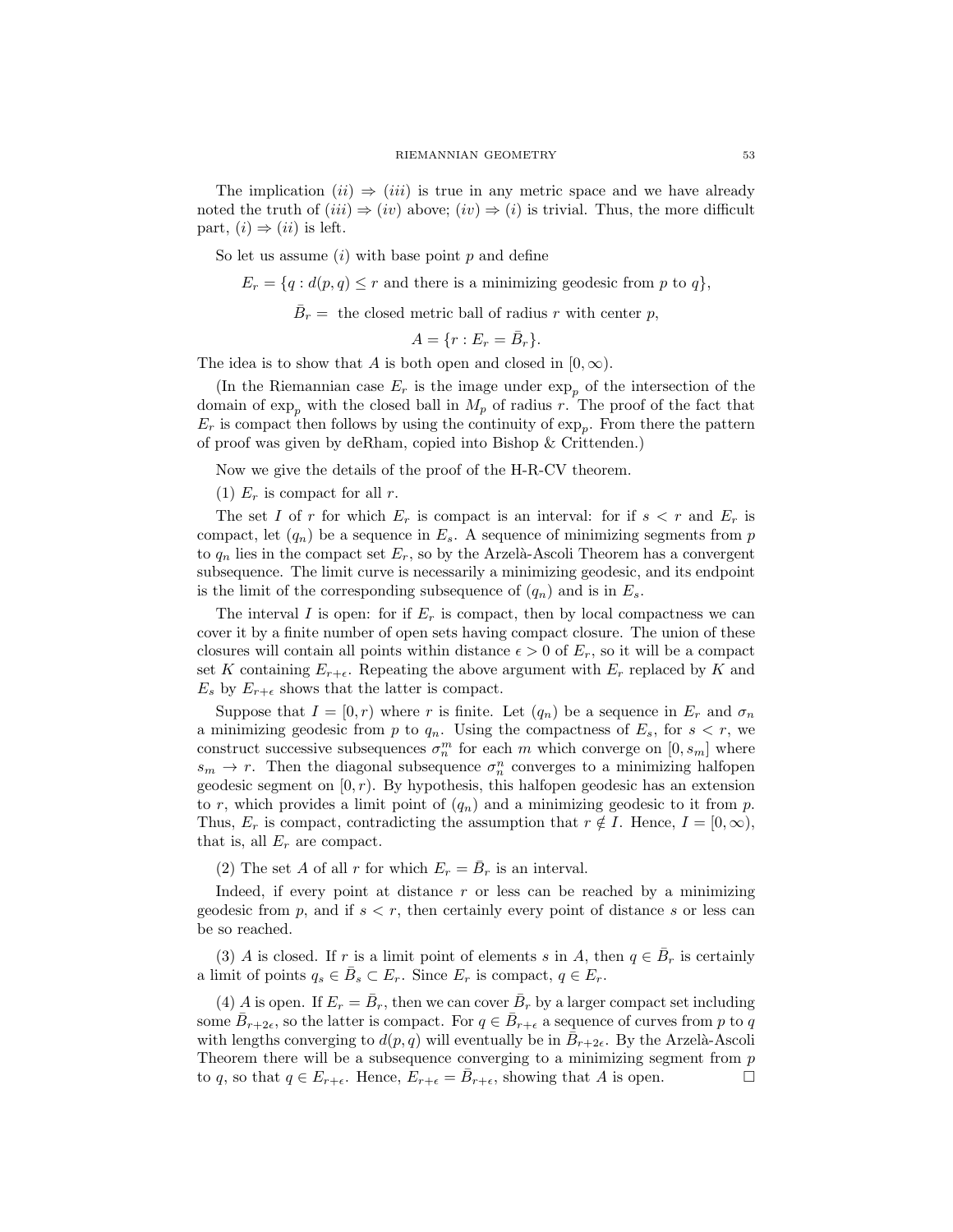The implication $(ii) \Rightarrow (iii)$ is true in any metric space and we have already noted the truth of $(iii) \Rightarrow (iv)$ above; $(iv) \Rightarrow (i)$ is trivial. Thus, the more difficult part, $(i) \Rightarrow (ii)$ is left.

So let us assume $(i)$ with base point $p$ and define

$$E_r = \{q : d(p,q) \leq r \text{ and there is a minimizing geodesic from } p \text{ to } q\},$$

$$\bar{B}_r = \text{ the closed metric ball of radius } r \text{ with center } p,$$

$$A = \{r : E_r = \bar{B}_r\}.$$

The idea is to show that $A$ is both open and closed in $[0, \infty)$.

(In the Riemannian case $E_r$ is the image under $\exp_p$ of the intersection of the domain of $\exp_p$ with the closed ball in $M_p$ of radius $r$. The proof of the fact that $E_r$ is compact then follows by using the continuity of $\exp_p$. From there the pattern of proof was given by deRham, copied into Bishop & Crittenden.)

Now we give the details of the proof of the H-R-CV theorem.

(1) $E_r$ is compact for all $r$.

The set $I$ of $r$ for which $E_r$ is compact is an interval: for if $s < r$ and $E_r$ is compact, let $(q_n)$ be a sequence in $E_s$. A sequence of minimizing segments from $p$ to $q_n$ lies in the compact set $E_r$, so by the Arzelà-Ascoli Theorem has a convergent subsequence. The limit curve is necessarily a minimizing geodesic, and its endpoint is the limit of the corresponding subsequence of $(q_n)$ and is in $E_s$.

The interval $I$ is open: for if $E_r$ is compact, then by local compactness we can cover it by a finite number of open sets having compact closure. The union of these closures will contain all points within distance $\epsilon > 0$ of $E_r$, so it will be a compact set $K$ containing $E_{r+\epsilon}$. Repeating the above argument with $E_r$ replaced by $K$ and $E_s$ by $E_{r+\epsilon}$ shows that the latter is compact.

Suppose that $I = [0, r)$ where $r$ is finite. Let $(q_n)$ be a sequence in $E_r$ and $\sigma_n$ a minimizing geodesic from $p$ to $q_n$. Using the compactness of $E_s$, for $s < r$, we construct successive subsequences $\sigma_n^m$ for each $m$ which converge on $[0, s_m]$ where $s_m \to r$. Then the diagonal subsequence $\sigma_n^n$ converges to a minimizing halfopen geodesic segment on $[0, r)$. By hypothesis, this halfopen geodesic has an extension to $r$, which provides a limit point of $(q_n)$ and a minimizing geodesic to it from $p$. Thus, $E_r$ is compact, contradicting the assumption that $r \notin I$. Hence, $I = [0, \infty)$, that is, all $E_r$ are compact.

(2) The set $A$ of all $r$ for which $E_r = \bar{B}_r$ is an interval.

Indeed, if every point at distance $r$ or less can be reached by a minimizing geodesic from $p$, and if $s < r$, then certainly every point of distance $s$ or less can be so reached.

(3) $A$ is closed. If $r$ is a limit point of elements $s$ in $A$, then $q \in \bar{B}_r$ is certainly a limit of points $q_s \in \bar{B}_s \subset E_r$. Since $E_r$ is compact, $q \in E_r$.

(4) $A$ is open. If $E_r = \bar{B}_r$, then we can cover $\bar{B}_r$ by a larger compact set including some $\bar{B}_{r+2\epsilon}$, so the latter is compact. For $q \in \bar{B}_{r+\epsilon}$ a sequence of curves from $p$ to $q$ with lengths converging to $d(p,q)$ will eventually be in $\bar{B}_{r+2\epsilon}$. By the Arzelà-Ascoli Theorem there will be a subsequence converging to a minimizing segment from $p$ to $q$, so that $q \in E_{r+\epsilon}$. Hence, $E_{r+\epsilon} = \bar{B}_{r+\epsilon}$, showing that $A$ is open. □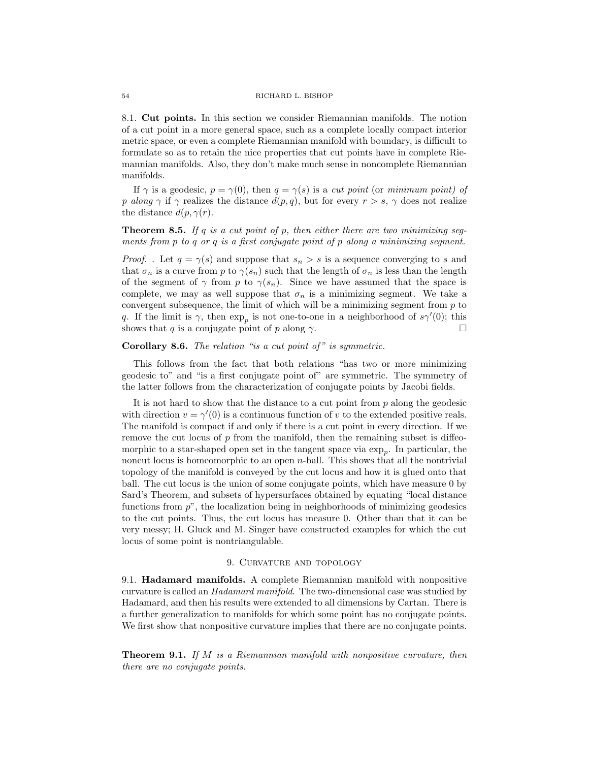8.1. **Cut points.** In this section we consider Riemannian manifolds. The notion of a cut point in a more general space, such as a complete locally compact interior metric space, or even a complete Riemannian manifold with boundary, is difficult to formulate so as to retain the nice properties that cut points have in complete Riemannian manifolds. Also, they don't make much sense in noncomplete Riemannian manifolds.

If $\gamma$ is a geodesic, $p = \gamma(0)$, then $q = \gamma(s)$ is a *cut point* (or *minimum point) of p along* $\gamma$ if $\gamma$ realizes the distance $d(p, q)$, but for every $r > s$, $\gamma$ does not realize the distance $d(p, \gamma(r))$.

**Theorem 8.5.** *If $q$ is a cut point of $p$, then either there are two minimizing segments from $p$ to $q$ or $q$ is a first conjugate point of $p$ along a minimizing segment.*

*Proof.* . Let $q = \gamma(s)$ and suppose that $s_n > s$ is a sequence converging to $s$ and that $\sigma_n$ is a curve from $p$ to $\gamma(s_n)$ such that the length of $\sigma_n$ is less than the length of the segment of $\gamma$ from $p$ to $\gamma(s_n)$. Since we have assumed that the space is complete, we may as well suppose that $\sigma_n$ is a minimizing segment. We take a convergent subsequence, the limit of which will be a minimizing segment from $p$ to $q$. If the limit is $\gamma$, then $\exp_p$ is not one-to-one in a neighborhood of $s\gamma'(0)$; this shows that $q$ is a conjugate point of $p$ along $\gamma$. □

**Corollary 8.6.** *The relation "is a cut point of" is symmetric.*

This follows from the fact that both relations "has two or more minimizing geodesic to" and "is a first conjugate point of" are symmetric. The symmetry of the latter follows from the characterization of conjugate points by Jacobi fields.

It is not hard to show that the distance to a cut point from $p$ along the geodesic with direction $v = \gamma'(0)$ is a continuous function of $v$ to the extended positive reals. The manifold is compact if and only if there is a cut point in every direction. If we remove the cut locus of $p$ from the manifold, then the remaining subset is diffeomorphic to a star-shaped open set in the tangent space via $\exp_p$. In particular, the noncut locus is homeomorphic to an open $n$-ball. This shows that all the nontrivial topology of the manifold is conveyed by the cut locus and how it is glued onto that ball. The cut locus is the union of some conjugate points, which have measure 0 by Sard's Theorem, and subsets of hypersurfaces obtained by equating "local distance functions from $p$", the localization being in neighborhoods of minimizing geodesics to the cut points. Thus, the cut locus has measure 0. Other than that it can be very messy; H. Gluck and M. Singer have constructed examples for which the cut locus of some point is nontriangulable.

## 9. Curvature and topology

9.1. **Hadamard manifolds.** A complete Riemannian manifold with nonpositive curvature is called an *Hadamard manifold*. The two-dimensional case was studied by Hadamard, and then his results were extended to all dimensions by Cartan. There is a further generalization to manifolds for which some point has no conjugate points. We first show that nonpositive curvature implies that there are no conjugate points.

**Theorem 9.1.** *If $M$ is a Riemannian manifold with nonpositive curvature, then there are no conjugate points.*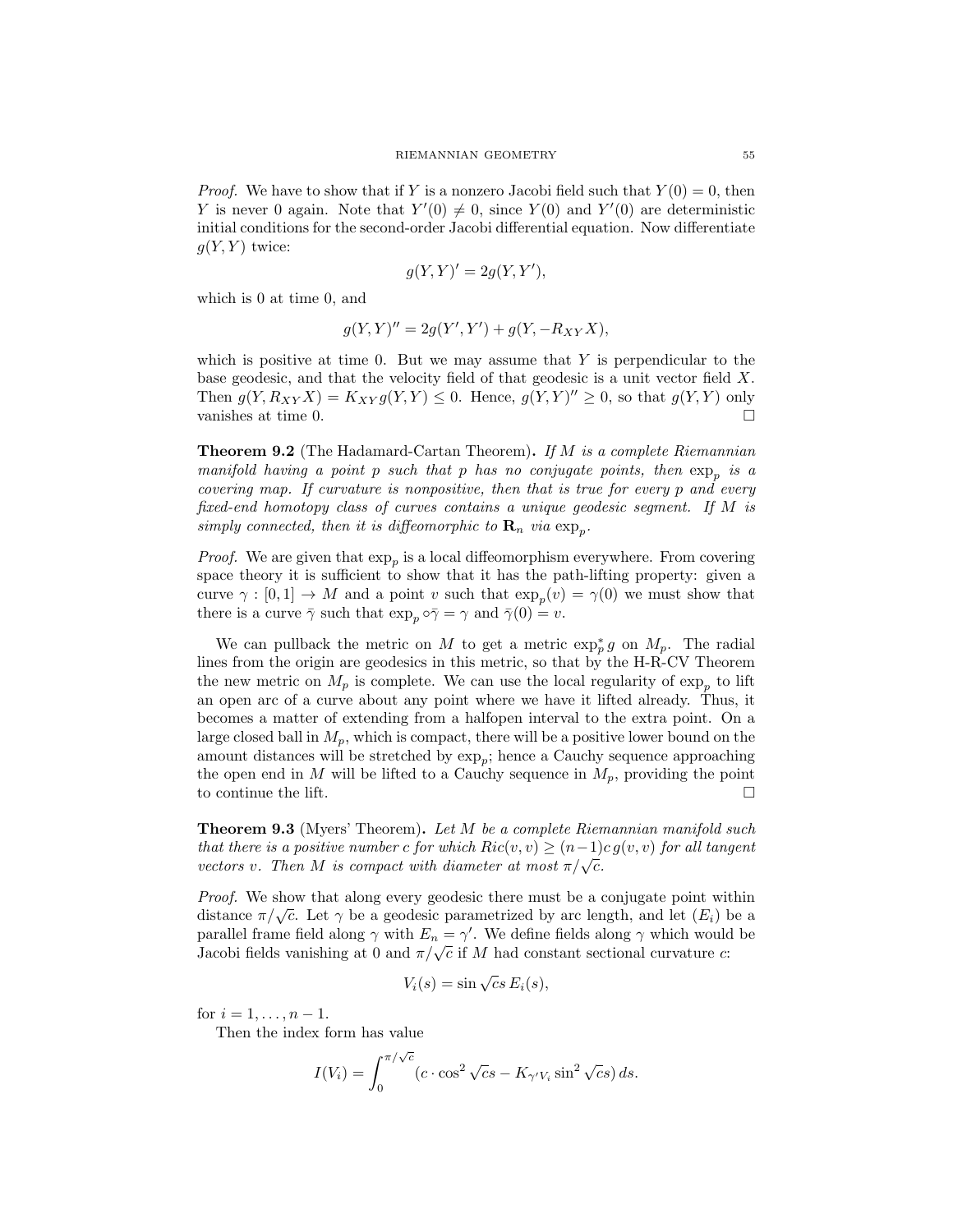*Proof.* We have to show that if $Y$ is a nonzero Jacobi field such that $Y(0) = 0$, then $Y$ is never 0 again. Note that $Y'(0) \neq 0$, since $Y(0)$ and $Y'(0)$ are deterministic initial conditions for the second-order Jacobi differential equation. Now differentiate $g(Y, Y)$ twice:

$$g(Y, Y)' = 2g(Y, Y'),$$

which is 0 at time 0, and

$$g(Y, Y)'' = 2g(Y', Y') + g(Y, -R_{XY}X),$$

which is positive at time 0. But we may assume that $Y$ is perpendicular to the base geodesic, and that the velocity field of that geodesic is a unit vector field $X$. Then $g(Y, R_{XY}X) = K_{XY}g(Y, Y) \leq 0$. Hence, $g(Y, Y)'' \geq 0$, so that $g(Y, Y)$ only vanishes at time 0. $\square$

**Theorem 9.2** (The Hadamard-Cartan Theorem)**.** *If $M$ is a complete Riemannian manifold having a point $p$ such that $p$ has no conjugate points, then $\exp_p$ is a covering map. If curvature is nonpositive, then that is true for every $p$ and every fixed-end homotopy class of curves contains a unique geodesic segment. If $M$ is simply connected, then it is diffeomorphic to $\mathbf{R}_n$ via $\exp_p$.*

*Proof.* We are given that $\exp_p$ is a local diffeomorphism everywhere. From covering space theory it is sufficient to show that it has the path-lifting property: given a curve $\gamma : [0, 1] \to M$ and a point $v$ such that $\exp_p(v) = \gamma(0)$ we must show that there is a curve $\bar{\gamma}$ such that $\exp_p \circ \bar{\gamma} = \gamma$ and $\bar{\gamma}(0) = v$.

We can pullback the metric on $M$ to get a metric $\exp_p^* g$ on $M_p$. The radial lines from the origin are geodesics in this metric, so that by the H-R-CV Theorem the new metric on $M_p$ is complete. We can use the local regularity of $\exp_p$ to lift an open arc of a curve about any point where we have it lifted already. Thus, it becomes a matter of extending from a halfopen interval to the extra point. On a large closed ball in $M_p$, which is compact, there will be a positive lower bound on the amount distances will be stretched by $\exp_p$; hence a Cauchy sequence approaching the open end in $M$ will be lifted to a Cauchy sequence in $M_p$, providing the point to continue the lift. $\square$

**Theorem 9.3** (Myers' Theorem)**.** *Let $M$ be a complete Riemannian manifold such that there is a positive number $c$ for which $Ric(v, v) \geq (n-1)c\, g(v, v)$ for all tangent vectors $v$. Then $M$ is compact with diameter at most $\pi/\sqrt{c}$.*

*Proof.* We show that along every geodesic there must be a conjugate point within distance $\pi/\sqrt{c}$. Let $\gamma$ be a geodesic parametrized by arc length, and let $(E_i)$ be a parallel frame field along $\gamma$ with $E_n = \gamma'$. We define fields along $\gamma$ which would be Jacobi fields vanishing at 0 and $\pi/\sqrt{c}$ if $M$ had constant sectional curvature $c$:

$$V_i(s) = \sin\sqrt{c}s\, E_i(s),$$

for $i = 1, \ldots, n-1$.

Then the index form has value

$$I(V_i) = \int_0^{\pi/\sqrt{c}} (c \cdot \cos^2\sqrt{c}s - K_{\gamma' V_i} \sin^2\sqrt{c}s)\, ds.$$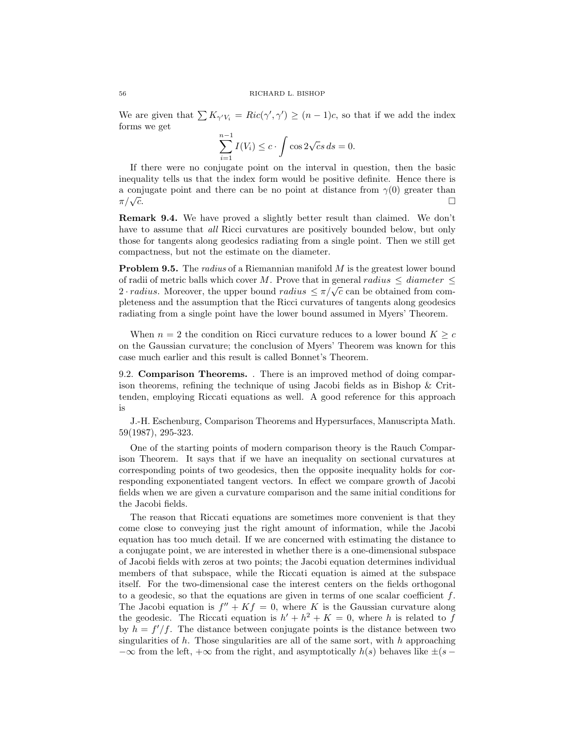We are given that $\sum K_{\gamma' V_i} = Ric(\gamma', \gamma') \geq (n-1)c$, so that if we add the index forms we get

$$\sum_{i=1}^{n-1} I(V_i) \leq c \cdot \int \cos 2\sqrt{c}s \, ds = 0.$$

If there were no conjugate point on the interval in question, then the basic inequality tells us that the index form would be positive definite. Hence there is a conjugate point and there can be no point at distance from $\gamma(0)$ greater than $\pi/\sqrt{c}$. □

**Remark 9.4.** We have proved a slightly better result than claimed. We don't have to assume that *all* Ricci curvatures are positively bounded below, but only those for tangents along geodesics radiating from a single point. Then we still get compactness, but not the estimate on the diameter.

**Problem 9.5.** The *radius* of a Riemannian manifold $M$ is the greatest lower bound of radii of metric balls which cover $M$. Prove that in general $radius \leq diameter \leq 2 \cdot radius$. Moreover, the upper bound $radius \leq \pi/\sqrt{c}$ can be obtained from completeness and the assumption that the Ricci curvatures of tangents along geodesics radiating from a single point have the lower bound assumed in Myers' Theorem.

When $n = 2$ the condition on Ricci curvature reduces to a lower bound $K \geq c$ on the Gaussian curvature; the conclusion of Myers' Theorem was known for this case much earlier and this result is called Bonnet's Theorem.

9.2. **Comparison Theorems.** . There is an improved method of doing comparison theorems, refining the technique of using Jacobi fields as in Bishop & Crittenden, employing Riccati equations as well. A good reference for this approach is

J.-H. Eschenburg, Comparison Theorems and Hypersurfaces, Manuscripta Math. 59(1987), 295-323.

One of the starting points of modern comparison theory is the Rauch Comparison Theorem. It says that if we have an inequality on sectional curvatures at corresponding points of two geodesics, then the opposite inequality holds for corresponding exponentiated tangent vectors. In effect we compare growth of Jacobi fields when we are given a curvature comparison and the same initial conditions for the Jacobi fields.

The reason that Riccati equations are sometimes more convenient is that they come close to conveying just the right amount of information, while the Jacobi equation has too much detail. If we are concerned with estimating the distance to a conjugate point, we are interested in whether there is a one-dimensional subspace of Jacobi fields with zeros at two points; the Jacobi equation determines individual members of that subspace, while the Riccati equation is aimed at the subspace itself. For the two-dimensional case the interest centers on the fields orthogonal to a geodesic, so that the equations are given in terms of one scalar coefficient $f$. The Jacobi equation is $f'' + Kf = 0$, where $K$ is the Gaussian curvature along the geodesic. The Riccati equation is $h' + h^2 + K = 0$, where $h$ is related to $f$ by $h = f'/f$. The distance between conjugate points is the distance between two singularities of $h$. Those singularities are all of the same sort, with $h$ approaching $-\infty$ from the left, $+\infty$ from the right, and asymptotically $h(s)$ behaves like $\pm(s -$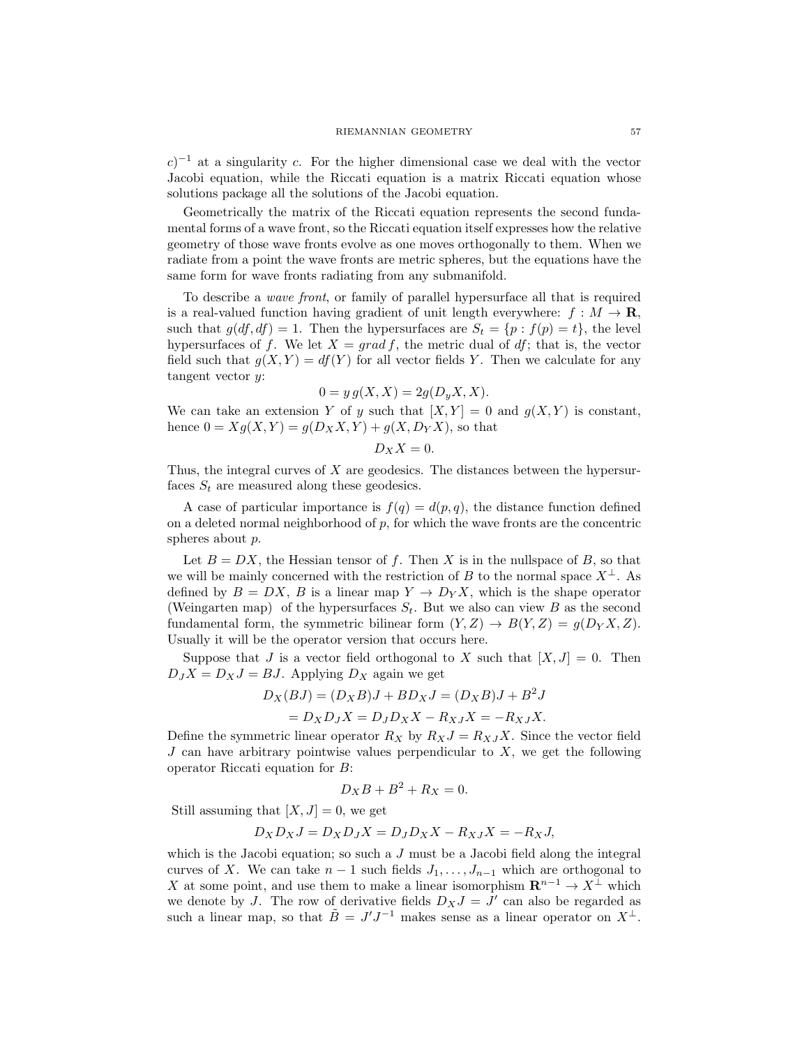$c)^{-1}$ at a singularity $c$. For the higher dimensional case we deal with the vector Jacobi equation, while the Riccati equation is a matrix Riccati equation whose solutions package all the solutions of the Jacobi equation.

Geometrically the matrix of the Riccati equation represents the second fundamental forms of a wave front, so the Riccati equation itself expresses how the relative geometry of those wave fronts evolve as one moves orthogonally to them. When we radiate from a point the wave fronts are metric spheres, but the equations have the same form for wave fronts radiating from any submanifold.

To describe a *wave front*, or family of parallel hypersurface all that is required is a real-valued function having gradient of unit length everywhere: $f : M \to \mathbf{R}$, such that $g(df, df) = 1$. Then the hypersurfaces are $S_t = \{p : f(p) = t\}$, the level hypersurfaces of $f$. We let $X = grad\, f$, the metric dual of $df$; that is, the vector field such that $g(X, Y) = df(Y)$ for all vector fields $Y$. Then we calculate for any tangent vector $y$:

$$0 = y\, g(X, X) = 2g(D_y X, X).$$

We can take an extension $Y$ of $y$ such that $[X, Y] = 0$ and $g(X, Y)$ is constant, hence $0 = Xg(X, Y) = g(D_X X, Y) + g(X, D_Y X)$, so that

$$D_X X = 0.$$

Thus, the integral curves of $X$ are geodesics. The distances between the hypersurfaces $S_t$ are measured along these geodesics.

A case of particular importance is $f(q) = d(p, q)$, the distance function defined on a deleted normal neighborhood of $p$, for which the wave fronts are the concentric spheres about $p$.

Let $B = DX$, the Hessian tensor of $f$. Then $X$ is in the nullspace of $B$, so that we will be mainly concerned with the restriction of $B$ to the normal space $X^{\perp}$. As defined by $B = DX$, $B$ is a linear map $Y \to D_Y X$, which is the shape operator (Weingarten map) of the hypersurfaces $S_t$. But we also can view $B$ as the second fundamental form, the symmetric bilinear form $(Y, Z) \to B(Y, Z) = g(D_Y X, Z)$. Usually it will be the operator version that occurs here.

Suppose that $J$ is a vector field orthogonal to $X$ such that $[X, J] = 0$. Then $D_J X = D_X J = BJ$. Applying $D_X$ again we get

$$\begin{aligned} D_X(BJ) &= (D_X B)J + BD_X J = (D_X B)J + B^2 J \\ &= D_X D_J X = D_J D_X X - R_{XJ}X = -R_{XJ}X. \end{aligned}$$

Define the symmetric linear operator $R_X$ by $R_X J = R_{XJ}X$. Since the vector field $J$ can have arbitrary pointwise values perpendicular to $X$, we get the following operator Riccati equation for $B$:

$$D_X B + B^2 + R_X = 0.$$

Still assuming that $[X, J] = 0$, we get

$$D_X D_X J = D_X D_J X = D_J D_X X - R_{XJ}X = -R_X J,$$

which is the Jacobi equation; so such a $J$ must be a Jacobi field along the integral curves of $X$. We can take $n-1$ such fields $J_1, \ldots, J_{n-1}$ which are orthogonal to $X$ at some point, and use them to make a linear isomorphism $\mathbf{R}^{n-1} \to X^{\perp}$ which we denote by $J$. The row of derivative fields $D_X J = J'$ can also be regarded as such a linear map, so that $\tilde{B} = J' J^{-1}$ makes sense as a linear operator on $X^{\perp}$.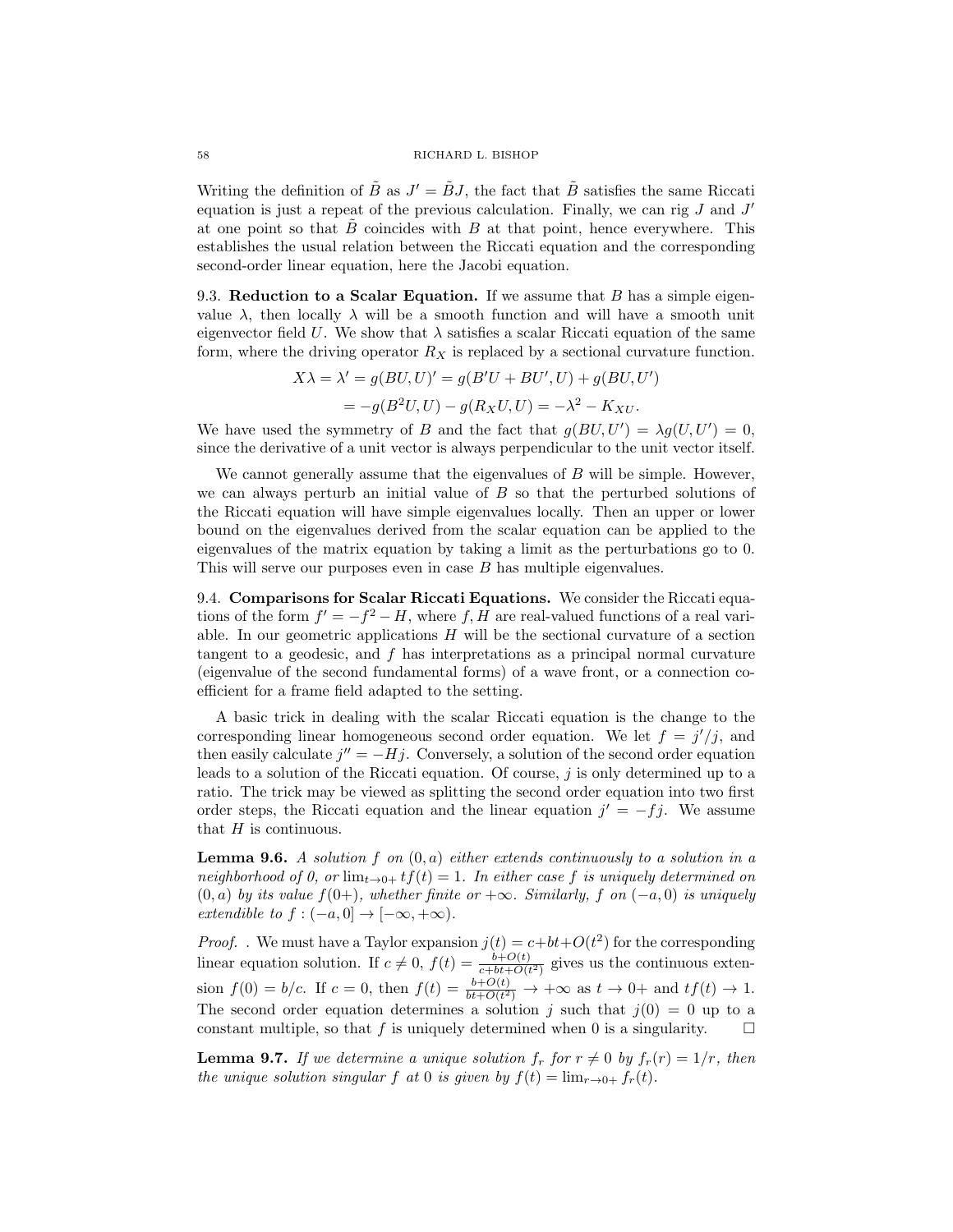Writing the definition of $\tilde{B}$ as $J' = \tilde{B}J$, the fact that $\tilde{B}$ satisfies the same Riccati equation is just a repeat of the previous calculation. Finally, we can rig $J$ and $J'$ at one point so that $\tilde{B}$ coincides with $B$ at that point, hence everywhere. This establishes the usual relation between the Riccati equation and the corresponding second-order linear equation, here the Jacobi equation.

9.3. **Reduction to a Scalar Equation.** If we assume that $B$ has a simple eigenvalue $\lambda$, then locally $\lambda$ will be a smooth function and will have a smooth unit eigenvector field $U$. We show that $\lambda$ satisfies a scalar Riccati equation of the same form, where the driving operator $R_X$ is replaced by a sectional curvature function.

$$X\lambda = \lambda' = g(BU, U)' = g(B'U + BU', U) + g(BU, U')$$
$$= -g(B^2U, U) - g(R_X U, U) = -\lambda^2 - K_{XU}.$$

We have used the symmetry of $B$ and the fact that $g(BU, U') = \lambda g(U, U') = 0$, since the derivative of a unit vector is always perpendicular to the unit vector itself.

We cannot generally assume that the eigenvalues of $B$ will be simple. However, we can always perturb an initial value of $B$ so that the perturbed solutions of the Riccati equation will have simple eigenvalues locally. Then an upper or lower bound on the eigenvalues derived from the scalar equation can be applied to the eigenvalues of the matrix equation by taking a limit as the perturbations go to 0. This will serve our purposes even in case $B$ has multiple eigenvalues.

9.4. **Comparisons for Scalar Riccati Equations.** We consider the Riccati equations of the form $f' = -f^2 - H$, where $f, H$ are real-valued functions of a real variable. In our geometric applications $H$ will be the sectional curvature of a section tangent to a geodesic, and $f$ has interpretations as a principal normal curvature (eigenvalue of the second fundamental forms) of a wave front, or a connection coefficient for a frame field adapted to the setting.

A basic trick in dealing with the scalar Riccati equation is the change to the corresponding linear homogeneous second order equation. We let $f = j'/j$, and then easily calculate $j'' = -Hj$. Conversely, a solution of the second order equation leads to a solution of the Riccati equation. Of course, $j$ is only determined up to a ratio. The trick may be viewed as splitting the second order equation into two first order steps, the Riccati equation and the linear equation $j' = -fj$. We assume that $H$ is continuous.

**Lemma 9.6.** *A solution $f$ on $(0, a)$ either extends continuously to a solution in a neighborhood of 0, or $\lim_{t\to 0+} tf(t) = 1$. In either case $f$ is uniquely determined on $(0, a)$ by its value $f(0+)$, whether finite or $+\infty$. Similarly, $f$ on $(-a, 0)$ is uniquely extendible to $f : (-a, 0] \to [-\infty, +\infty)$.*

*Proof.* . We must have a Taylor expansion $j(t) = c+bt+O(t^2)$ for the corresponding linear equation solution. If $c \neq 0$, $f(t) = \frac{b+O(t)}{c+bt+O(t^2)}$ gives us the continuous extension $f(0) = b/c$. If $c = 0$, then $f(t) = \frac{b+O(t)}{bt+O(t^2)} \to +\infty$ as $t \to 0+$ and $tf(t) \to 1$. The second order equation determines a solution $j$ such that $j(0) = 0$ up to a constant multiple, so that $f$ is uniquely determined when 0 is a singularity. □

**Lemma 9.7.** *If we determine a unique solution $f_r$ for $r \neq 0$ by $f_r(r) = 1/r$, then the unique solution singular $f$ at 0 is given by $f(t) = \lim_{r\to 0+} f_r(t)$.*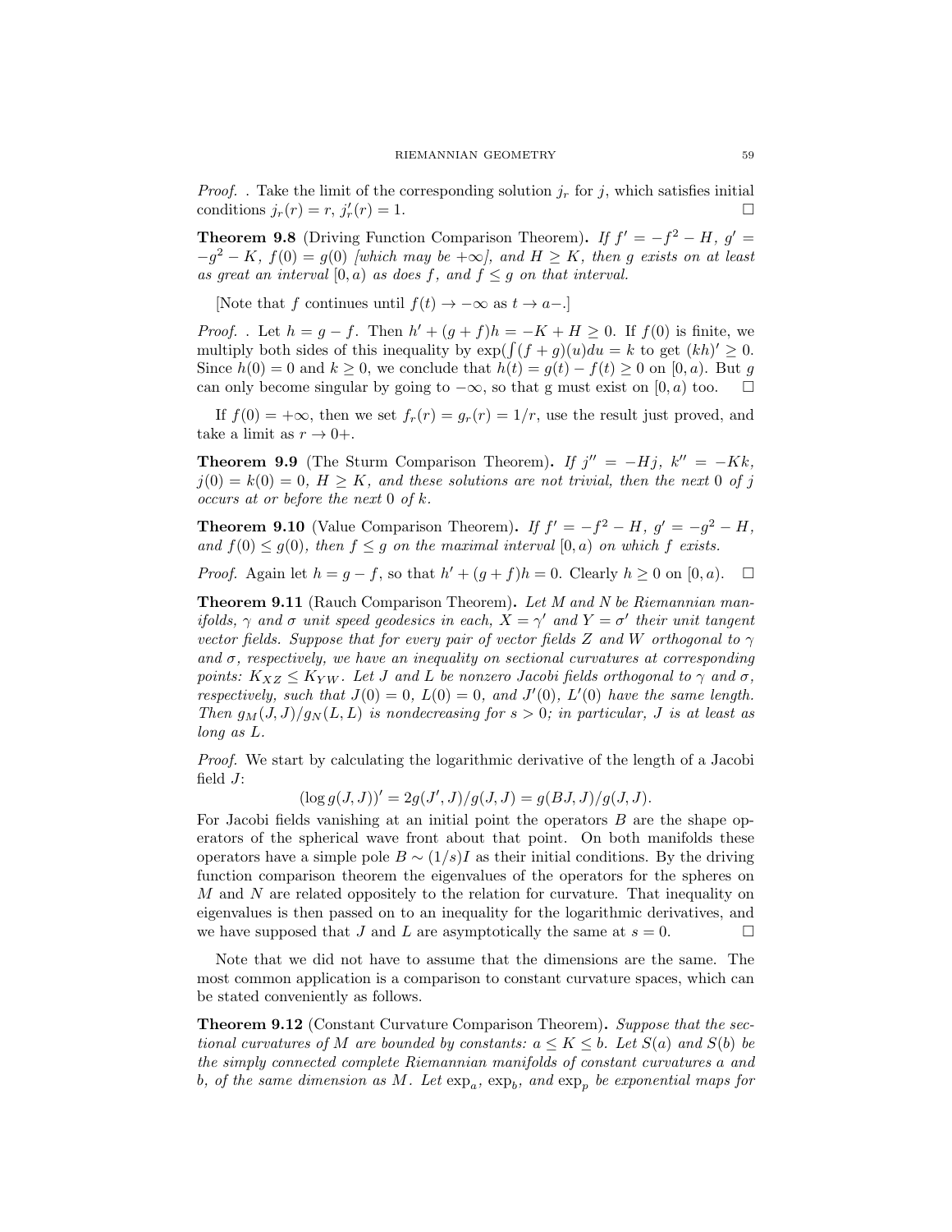*Proof.* . Take the limit of the corresponding solution $j_r$ for $j$, which satisfies initial conditions $j_r(r) = r$, $j_r'(r) = 1$. □

**Theorem 9.8** (Driving Function Comparison Theorem)**.** *If $f' = -f^2 - H$, $g' = -g^2 - K$, $f(0) = g(0)$ [which may be $+\infty$], and $H \geq K$, then $g$ exists on at least as great an interval $[0, a)$ as does $f$, and $f \leq g$ on that interval.*

[Note that $f$ continues until $f(t) \to -\infty$ as $t \to a-$.]

*Proof.* . Let $h = g - f$. Then $h' + (g + f)h = -K + H \geq 0$. If $f(0)$ is finite, we multiply both sides of this inequality by $\exp(\int(f + g)(u)du = k$ to get $(kh)' \geq 0$. Since $h(0) = 0$ and $k \geq 0$, we conclude that $h(t) = g(t) - f(t) \geq 0$ on $[0, a)$. But $g$ can only become singular by going to $-\infty$, so that g must exist on $[0, a)$ too. □

If $f(0) = +\infty$, then we set $f_r(r) = g_r(r) = 1/r$, use the result just proved, and take a limit as $r \to 0+$.

**Theorem 9.9** (The Sturm Comparison Theorem)**.** *If $j'' = -Hj$, $k'' = -Kk$, $j(0) = k(0) = 0$, $H \geq K$, and these solutions are not trivial, then the next 0 of $j$ occurs at or before the next 0 of $k$.*

**Theorem 9.10** (Value Comparison Theorem)**.** *If $f' = -f^2 - H$, $g' = -g^2 - H$, and $f(0) \leq g(0)$, then $f \leq g$ on the maximal interval $[0, a)$ on which $f$ exists.*

*Proof.* Again let $h = g - f$, so that $h' + (g + f)h = 0$. Clearly $h \geq 0$ on $[0, a)$. □

**Theorem 9.11** (Rauch Comparison Theorem)**.** *Let $M$ and $N$ be Riemannian manifolds, $\gamma$ and $\sigma$ unit speed geodesics in each, $X = \gamma'$ and $Y = \sigma'$ their unit tangent vector fields. Suppose that for every pair of vector fields $Z$ and $W$ orthogonal to $\gamma$ and $\sigma$, respectively, we have an inequality on sectional curvatures at corresponding points: $K_{XZ} \leq K_{YW}$. Let $J$ and $L$ be nonzero Jacobi fields orthogonal to $\gamma$ and $\sigma$, respectively, such that $J(0) = 0$, $L(0) = 0$, and $J'(0)$, $L'(0)$ have the same length. Then $g_M(J, J)/g_N(L, L)$ is nondecreasing for $s > 0$; in particular, $J$ is at least as long as $L$.*

*Proof.* We start by calculating the logarithmic derivative of the length of a Jacobi field $J$:

$$(\log g(J, J))' = 2g(J', J)/g(J, J) = g(BJ, J)/g(J, J).$$

For Jacobi fields vanishing at an initial point the operators $B$ are the shape operators of the spherical wave front about that point. On both manifolds these operators have a simple pole $B \sim (1/s)I$ as their initial conditions. By the driving function comparison theorem the eigenvalues of the operators for the spheres on $M$ and $N$ are related oppositely to the relation for curvature. That inequality on eigenvalues is then passed on to an inequality for the logarithmic derivatives, and we have supposed that $J$ and $L$ are asymptotically the same at $s = 0$. □

Note that we did not have to assume that the dimensions are the same. The most common application is a comparison to constant curvature spaces, which can be stated conveniently as follows.

**Theorem 9.12** (Constant Curvature Comparison Theorem)**.** *Suppose that the sectional curvatures of $M$ are bounded by constants: $a \leq K \leq b$. Let $S(a)$ and $S(b)$ be the simply connected complete Riemannian manifolds of constant curvatures $a$ and $b$, of the same dimension as $M$. Let $\exp_a$, $\exp_b$, and $\exp_p$ be exponential maps for*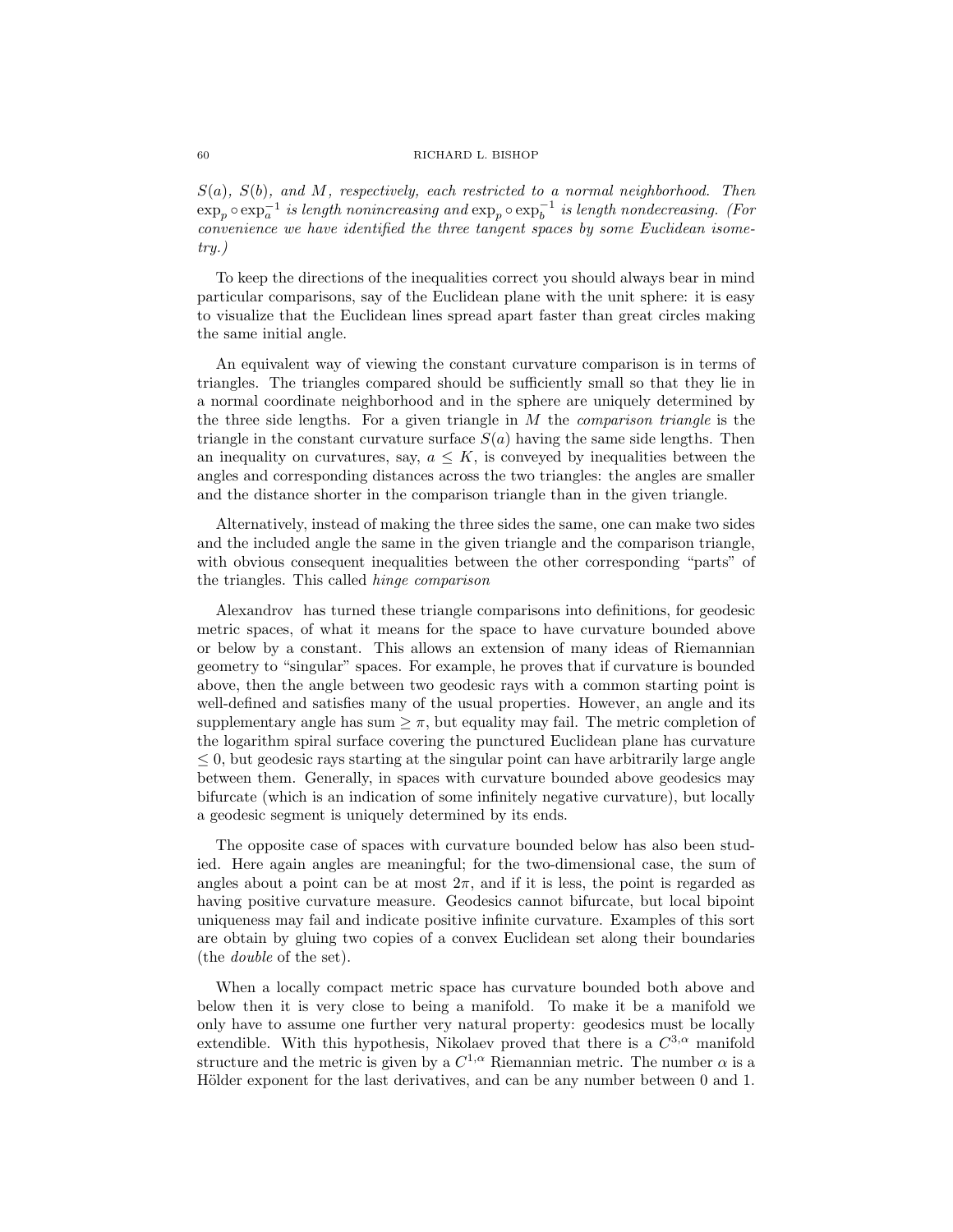*$S(a)$, $S(b)$, and $M$, respectively, each restricted to a normal neighborhood. Then $\exp_p \circ \exp_a^{-1}$ is length nonincreasing and $\exp_p \circ \exp_b^{-1}$ is length nondecreasing. (For convenience we have identified the three tangent spaces by some Euclidean isometry.)*

To keep the directions of the inequalities correct you should always bear in mind particular comparisons, say of the Euclidean plane with the unit sphere: it is easy to visualize that the Euclidean lines spread apart faster than great circles making the same initial angle.

An equivalent way of viewing the constant curvature comparison is in terms of triangles. The triangles compared should be sufficiently small so that they lie in a normal coordinate neighborhood and in the sphere are uniquely determined by the three side lengths. For a given triangle in $M$ the *comparison triangle* is the triangle in the constant curvature surface $S(a)$ having the same side lengths. Then an inequality on curvatures, say, $a \leq K$, is conveyed by inequalities between the angles and corresponding distances across the two triangles: the angles are smaller and the distance shorter in the comparison triangle than in the given triangle.

Alternatively, instead of making the three sides the same, one can make two sides and the included angle the same in the given triangle and the comparison triangle, with obvious consequent inequalities between the other corresponding "parts" of the triangles. This called *hinge comparison*

Alexandrov has turned these triangle comparisons into definitions, for geodesic metric spaces, of what it means for the space to have curvature bounded above or below by a constant. This allows an extension of many ideas of Riemannian geometry to "singular" spaces. For example, he proves that if curvature is bounded above, then the angle between two geodesic rays with a common starting point is well-defined and satisfies many of the usual properties. However, an angle and its supplementary angle has sum $\geq \pi$, but equality may fail. The metric completion of the logarithm spiral surface covering the punctured Euclidean plane has curvature $\leq 0$, but geodesic rays starting at the singular point can have arbitrarily large angle between them. Generally, in spaces with curvature bounded above geodesics may bifurcate (which is an indication of some infinitely negative curvature), but locally a geodesic segment is uniquely determined by its ends.

The opposite case of spaces with curvature bounded below has also been studied. Here again angles are meaningful; for the two-dimensional case, the sum of angles about a point can be at most $2\pi$, and if it is less, the point is regarded as having positive curvature measure. Geodesics cannot bifurcate, but local bipoint uniqueness may fail and indicate positive infinite curvature. Examples of this sort are obtain by gluing two copies of a convex Euclidean set along their boundaries (the *double* of the set).

When a locally compact metric space has curvature bounded both above and below then it is very close to being a manifold. To make it be a manifold we only have to assume one further very natural property: geodesics must be locally extendible. With this hypothesis, Nikolaev proved that there is a $C^{3,\alpha}$ manifold structure and the metric is given by a $C^{1,\alpha}$ Riemannian metric. The number $\alpha$ is a Hölder exponent for the last derivatives, and can be any number between 0 and 1.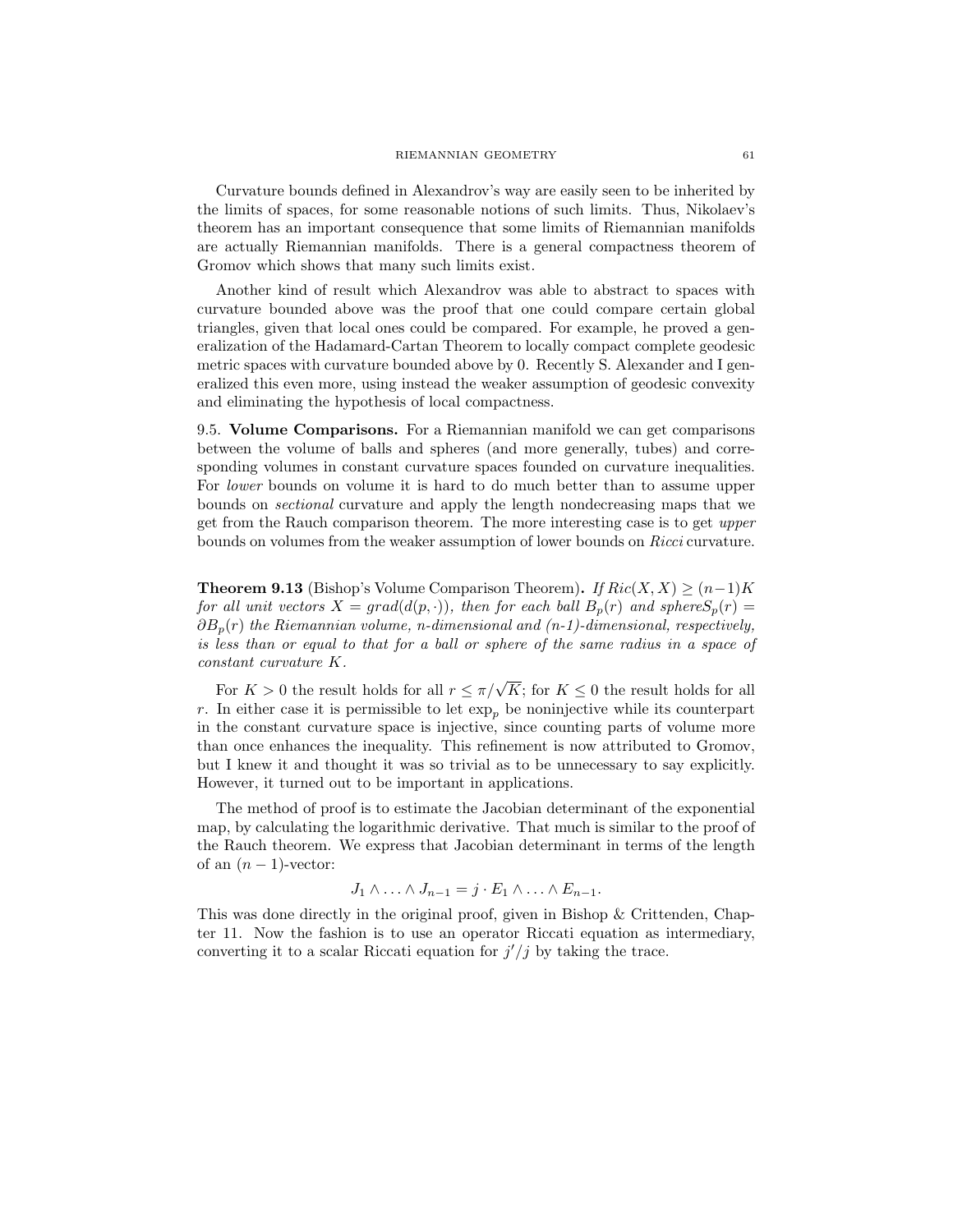Curvature bounds defined in Alexandrov's way are easily seen to be inherited by the limits of spaces, for some reasonable notions of such limits. Thus, Nikolaev's theorem has an important consequence that some limits of Riemannian manifolds are actually Riemannian manifolds. There is a general compactness theorem of Gromov which shows that many such limits exist.

Another kind of result which Alexandrov was able to abstract to spaces with curvature bounded above was the proof that one could compare certain global triangles, given that local ones could be compared. For example, he proved a generalization of the Hadamard-Cartan Theorem to locally compact complete geodesic metric spaces with curvature bounded above by 0. Recently S. Alexander and I generalized this even more, using instead the weaker assumption of geodesic convexity and eliminating the hypothesis of local compactness.

9.5. **Volume Comparisons.** For a Riemannian manifold we can get comparisons between the volume of balls and spheres (and more generally, tubes) and corresponding volumes in constant curvature spaces founded on curvature inequalities. For *lower* bounds on volume it is hard to do much better than to assume upper bounds on *sectional* curvature and apply the length nondecreasing maps that we get from the Rauch comparison theorem. The more interesting case is to get *upper* bounds on volumes from the weaker assumption of lower bounds on *Ricci* curvature.

**Theorem 9.13** (Bishop's Volume Comparison Theorem)**.** *If $Ric(X, X) \geq (n-1)K$ for all unit vectors $X = grad(d(p, \cdot))$, then for each ball $B_p(r)$ and sphere$S_p(r) = \partial B_p(r)$ the Riemannian volume, n-dimensional and (n-1)-dimensional, respectively, is less than or equal to that for a ball or sphere of the same radius in a space of constant curvature $K$.*

For $K > 0$ the result holds for all $r \leq \pi/\sqrt{K}$; for $K \leq 0$ the result holds for all $r$. In either case it is permissible to let $\exp_p$ be noninjective while its counterpart in the constant curvature space is injective, since counting parts of volume more than once enhances the inequality. This refinement is now attributed to Gromov, but I knew it and thought it was so trivial as to be unnecessary to say explicitly. However, it turned out to be important in applications.

The method of proof is to estimate the Jacobian determinant of the exponential map, by calculating the logarithmic derivative. That much is similar to the proof of the Rauch theorem. We express that Jacobian determinant in terms of the length of an $(n-1)$-vector:

$$J_1 \wedge \ldots \wedge J_{n-1} = j \cdot E_1 \wedge \ldots \wedge E_{n-1}.$$

This was done directly in the original proof, given in Bishop & Crittenden, Chapter 11. Now the fashion is to use an operator Riccati equation as intermediary, converting it to a scalar Riccati equation for $j'/j$ by taking the trace.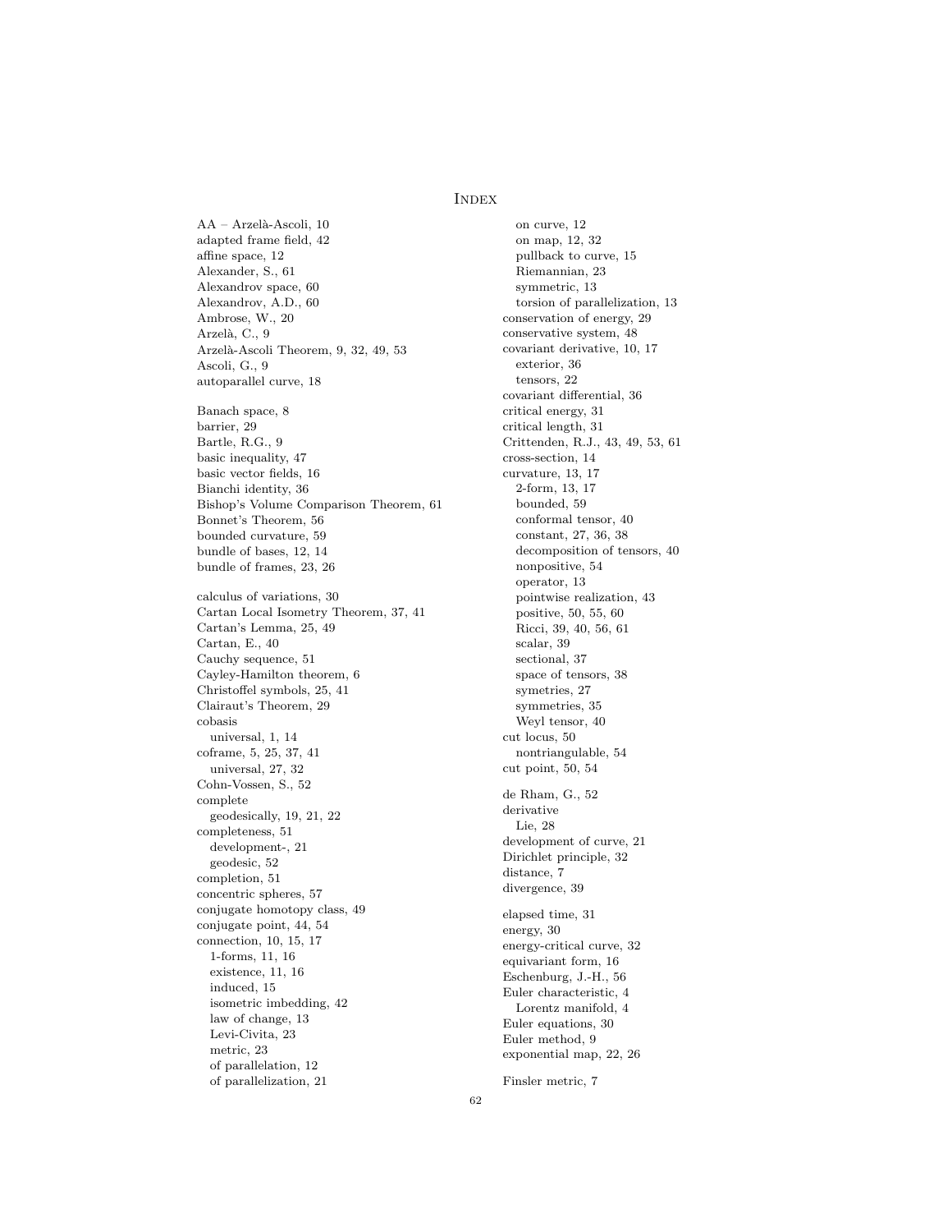# Index

AA – Arzelà-Ascoli, 10
adapted frame field, 42
affine space, 12
Alexander, S., 61
Alexandrov space, 60
Alexandrov, A.D., 60
Ambrose, W., 20
Arzelà, C., 9
Arzelà-Ascoli Theorem, 9, 32, 49, 53
Ascoli, G., 9
autoparallel curve, 18

Banach space, 8
barrier, 29
Bartle, R.G., 9
basic inequality, 47
basic vector fields, 16
Bianchi identity, 36
Bishop's Volume Comparison Theorem, 61
Bonnet's Theorem, 56
bounded curvature, 59
bundle of bases, 12, 14
bundle of frames, 23, 26

calculus of variations, 30
Cartan Local Isometry Theorem, 37, 41
Cartan's Lemma, 25, 49
Cartan, E., 40
Cauchy sequence, 51
Cayley-Hamilton theorem, 6
Christoffel symbols, 25, 41
Clairaut's Theorem, 29
cobasis
  universal, 1, 14
coframe, 5, 25, 37, 41
  universal, 27, 32
Cohn-Vossen, S., 52
complete
  geodesically, 19, 21, 22
completeness, 51
  development-, 21
  geodesic, 52
completion, 51
concentric spheres, 57
conjugate homotopy class, 49
conjugate point, 44, 54
connection, 10, 15, 17
  1-forms, 11, 16
  existence, 11, 16
  induced, 15
  isometric imbedding, 42
  law of change, 13
  Levi-Civita, 23
  metric, 23
  of parallelation, 12
  of parallelization, 21
  on curve, 12
  on map, 12, 32
  pullback to curve, 15
  Riemannian, 23
  symmetric, 13
  torsion of parallelization, 13
conservation of energy, 29
conservative system, 48
covariant derivative, 10, 17
  exterior, 36
  tensors, 22
covariant differential, 36
critical energy, 31
critical length, 31
Crittenden, R.J., 43, 49, 53, 61
cross-section, 14
curvature, 13, 17
  2-form, 13, 17
  bounded, 59
  conformal tensor, 40
  constant, 27, 36, 38
  decomposition of tensors, 40
  nonpositive, 54
  operator, 13
  pointwise realization, 43
  positive, 50, 55, 60
  Ricci, 39, 40, 56, 61
  scalar, 39
  sectional, 37
  space of tensors, 38
  symetries, 27
  symmetries, 35
  Weyl tensor, 40
cut locus, 50
  nontriangulable, 54
cut point, 50, 54

de Rham, G., 52
derivative
  Lie, 28
development of curve, 21
Dirichlet principle, 32
distance, 7
divergence, 39

elapsed time, 31
energy, 30
energy-critical curve, 32
equivariant form, 16
Eschenburg, J.-H., 56
Euler characteristic, 4
  Lorentz manifold, 4
Euler equations, 30
Euler method, 9
exponential map, 22, 26

Finsler metric, 7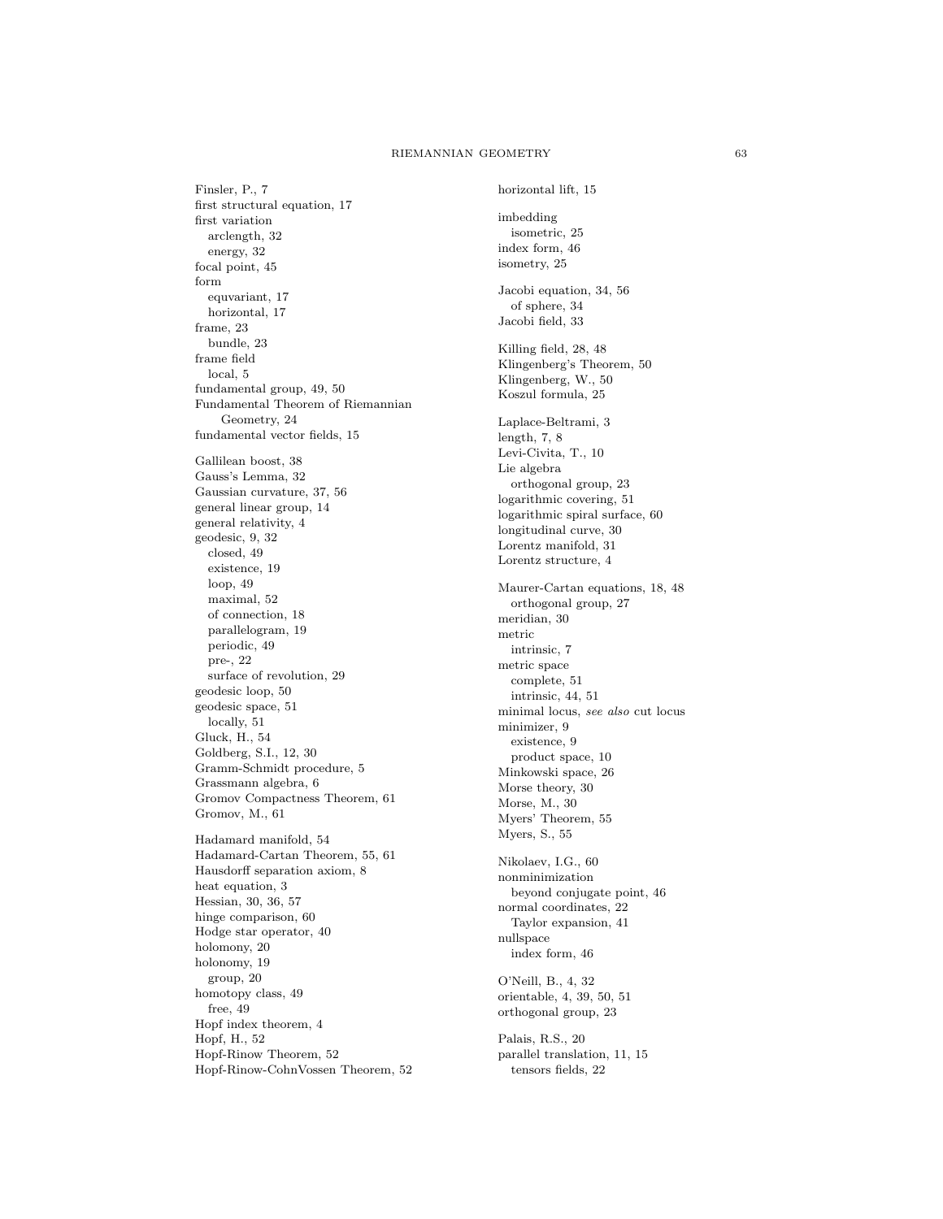Finsler, P., 7
first structural equation, 17
first variation
  arclength, 32
  energy, 32
focal point, 45
form
  equvariant, 17
  horizontal, 17
frame, 23
  bundle, 23
frame field
  local, 5
fundamental group, 49, 50
Fundamental Theorem of Riemannian
    Geometry, 24
fundamental vector fields, 15

Gallilean boost, 38
Gauss's Lemma, 32
Gaussian curvature, 37, 56
general linear group, 14
general relativity, 4
geodesic, 9, 32
  closed, 49
  existence, 19
  loop, 49
  maximal, 52
  of connection, 18
  parallelogram, 19
  periodic, 49
  pre-, 22
  surface of revolution, 29
geodesic loop, 50
geodesic space, 51
  locally, 51
Gluck, H., 54
Goldberg, S.I., 12, 30
Gramm-Schmidt procedure, 5
Grassmann algebra, 6
Gromov Compactness Theorem, 61
Gromov, M., 61

Hadamard manifold, 54
Hadamard-Cartan Theorem, 55, 61
Hausdorff separation axiom, 8
heat equation, 3
Hessian, 30, 36, 57
hinge comparison, 60
Hodge star operator, 40
holomony, 20
holonomy, 19
  group, 20
homotopy class, 49
  free, 49
Hopf index theorem, 4
Hopf, H., 52
Hopf-Rinow Theorem, 52
Hopf-Rinow-CohnVossen Theorem, 52

horizontal lift, 15

imbedding
  isometric, 25
index form, 46
isometry, 25

Jacobi equation, 34, 56
  of sphere, 34
Jacobi field, 33

Killing field, 28, 48
Klingenberg's Theorem, 50
Klingenberg, W., 50
Koszul formula, 25

Laplace-Beltrami, 3
length, 7, 8
Levi-Civita, T., 10
Lie algebra
  orthogonal group, 23
logarithmic covering, 51
logarithmic spiral surface, 60
longitudinal curve, 30
Lorentz manifold, 31
Lorentz structure, 4

Maurer-Cartan equations, 18, 48
  orthogonal group, 27
meridian, 30
metric
  intrinsic, 7
metric space
  complete, 51
  intrinsic, 44, 51
minimal locus, *see also* cut locus
minimizer, 9
  existence, 9
  product space, 10
Minkowski space, 26
Morse theory, 30
Morse, M., 30
Myers' Theorem, 55
Myers, S., 55

Nikolaev, I.G., 60
nonminimization
  beyond conjugate point, 46
normal coordinates, 22
  Taylor expansion, 41
nullspace
  index form, 46

O'Neill, B., 4, 32
orientable, 4, 39, 50, 51
orthogonal group, 23

Palais, R.S., 20
parallel translation, 11, 15
  tensors fields, 22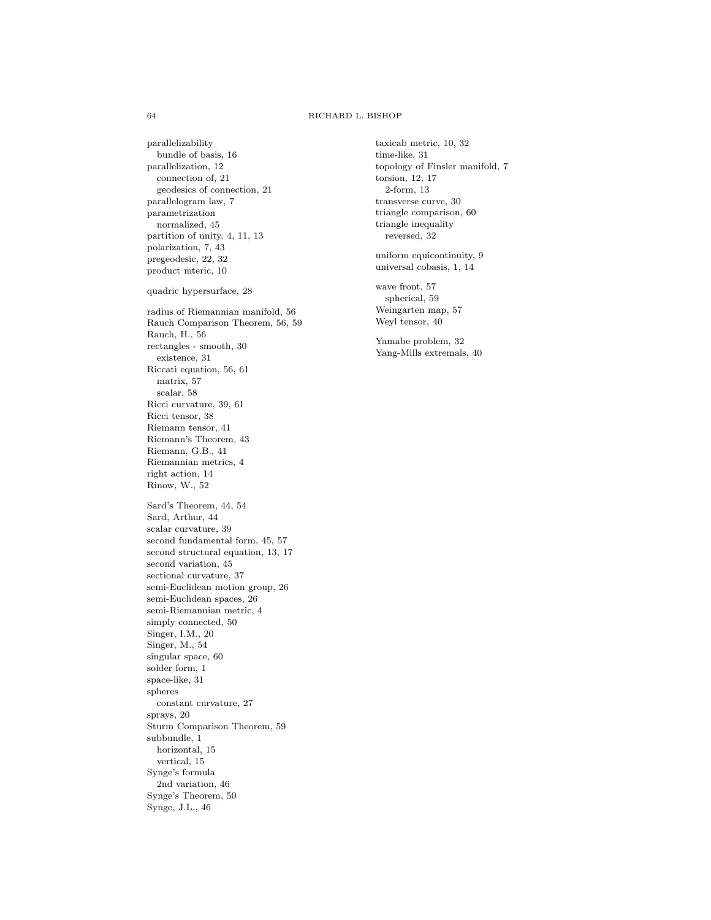parallelizability
  bundle of basis, 16
parallelization, 12
  connection of, 21
  geodesics of connection, 21
parallelogram law, 7
parametrization
  normalized, 45
partition of unity, 4, 11, 13
polarization, 7, 43
pregeodesic, 22, 32
product mteric, 10

quadric hypersurface, 28

radius of Riemannian manifold, 56
Rauch Comparison Theorem, 56, 59
Rauch, H., 56
rectangles - smooth, 30
  existence, 31
Riccati equation, 56, 61
  matrix, 57
  scalar, 58
Ricci curvature, 39, 61
Ricci tensor, 38
Riemann tensor, 41
Riemann's Theorem, 43
Riemann, G.B., 41
Riemannian metrics, 4
right action, 14
Rinow, W., 52

Sard's Theorem, 44, 54
Sard, Arthur, 44
scalar curvature, 39
second fundamental form, 45, 57
second structural equation, 13, 17
second variation, 45
sectional curvature, 37
semi-Euclidean motion group, 26
semi-Euclidean spaces, 26
semi-Riemannian metric, 4
simply connected, 50
Singer, I.M., 20
Singer, M., 54
singular space, 60
solder form, 1
space-like, 31
spheres
  constant curvature, 27
sprays, 20
Sturm Comparison Theorem, 59
subbundle, 1
  horizontal, 15
  vertical, 15
Synge's formula
  2nd variation, 46
Synge's Theorem, 50
Synge, J.L., 46

taxicab metric, 10, 32
time-like, 31
topology of Finsler manifold, 7
torsion, 12, 17
  2-form, 13
transverse curve, 30
triangle comparison, 60
triangle inequality
  reversed, 32

uniform equicontinuity, 9
universal cobasis, 1, 14

wave front, 57
  spherical, 59
Weingarten map, 57
Weyl tensor, 40

Yamabe problem, 32
Yang-Mills extremals, 40